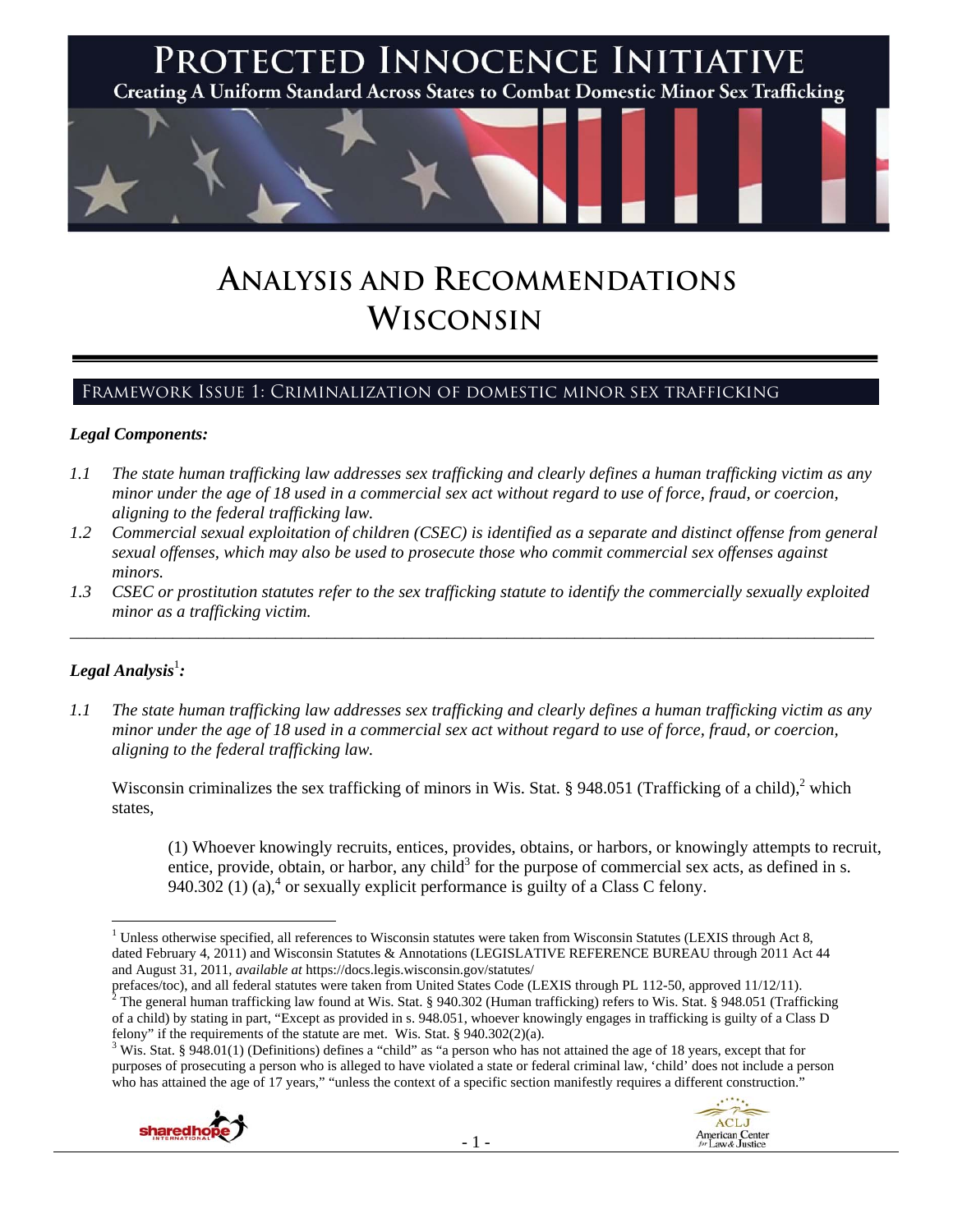# PROTECTED INNOCENCE INITIATIVE

**Creating A Uniform Standard Across States to Combat Domestic Minor Sex Trafficking**

# ANALYSIS AND RECOMMENDATIONS WISCONSIN

## FRAMEWORK ISSUE 1: CRIMINALIZATION OF DOMESTIC MINOR SEX TRAFFICKING

### *Legal Components:*

*1.1 The state human trafficking law addresses sex trafficking and clearly defines a human trafficking victim as any minor under the age of 18 used in a commercial sex act without regard to use of force, fraud, or coercion, aligning to the federal trafficking law.*

*1.2 Commercial sexual exploitation of children (CSEC) is identified as a separate and distinct offense from general sexual offenses, which may also be used to prosecute those who commit commercial sex offenses against minors.*

*1.3 CSEC or prostitution statutes refer to the sex trafficking statute to identify the commercially sexually exploited minor as a trafficking victim.*

---

### *Legal Analysis*[1]*:*

*1.1 The state human trafficking law addresses sex trafficking and clearly defines a human trafficking victim as any minor under the age of 18 used in a commercial sex act without regard to use of force, fraud, or coercion, aligning to the federal trafficking law.*

Wisconsin criminalizes the sex trafficking of minors in Wis. Stat. § 948.051 (Trafficking of a child),[2] which states,

> (1) Whoever knowingly recruits, entices, provides, obtains, or harbors, or knowingly attempts to recruit, entice, provide, obtain, or harbor, any child[3] for the purpose of commercial sex acts, as defined in s. 940.302 (1) (a),[4] or sexually explicit performance is guilty of a Class C felony.

---

[1] Unless otherwise specified, all references to Wisconsin statutes were taken from Wisconsin Statutes (LEXIS through Act 8, dated February 4, 2011) and Wisconsin Statutes & Annotations (LEGISLATIVE REFERENCE BUREAU through 2011 Act 44 and August 31, 2011, *available at* https://docs.legis.wisconsin.gov/statutes/prefaces/toc), and all federal statutes were taken from United States Code (LEXIS through PL 112-50, approved 11/12/11).

[2] The general human trafficking law found at Wis. Stat. § 940.302 (Human trafficking) refers to Wis. Stat. § 948.051 (Trafficking of a child) by stating in part, "Except as provided in s. 948.051, whoever knowingly engages in trafficking is guilty of a Class D felony" if the requirements of the statute are met. Wis. Stat. § 940.302(2)(a).

[3] Wis. Stat. § 948.01(1) (Definitions) defines a "child" as "a person who has not attained the age of 18 years, except that for purposes of prosecuting a person who is alleged to have violated a state or federal criminal law, 'child' does not include a person who has attained the age of 17 years," "unless the context of a specific section manifestly requires a different construction."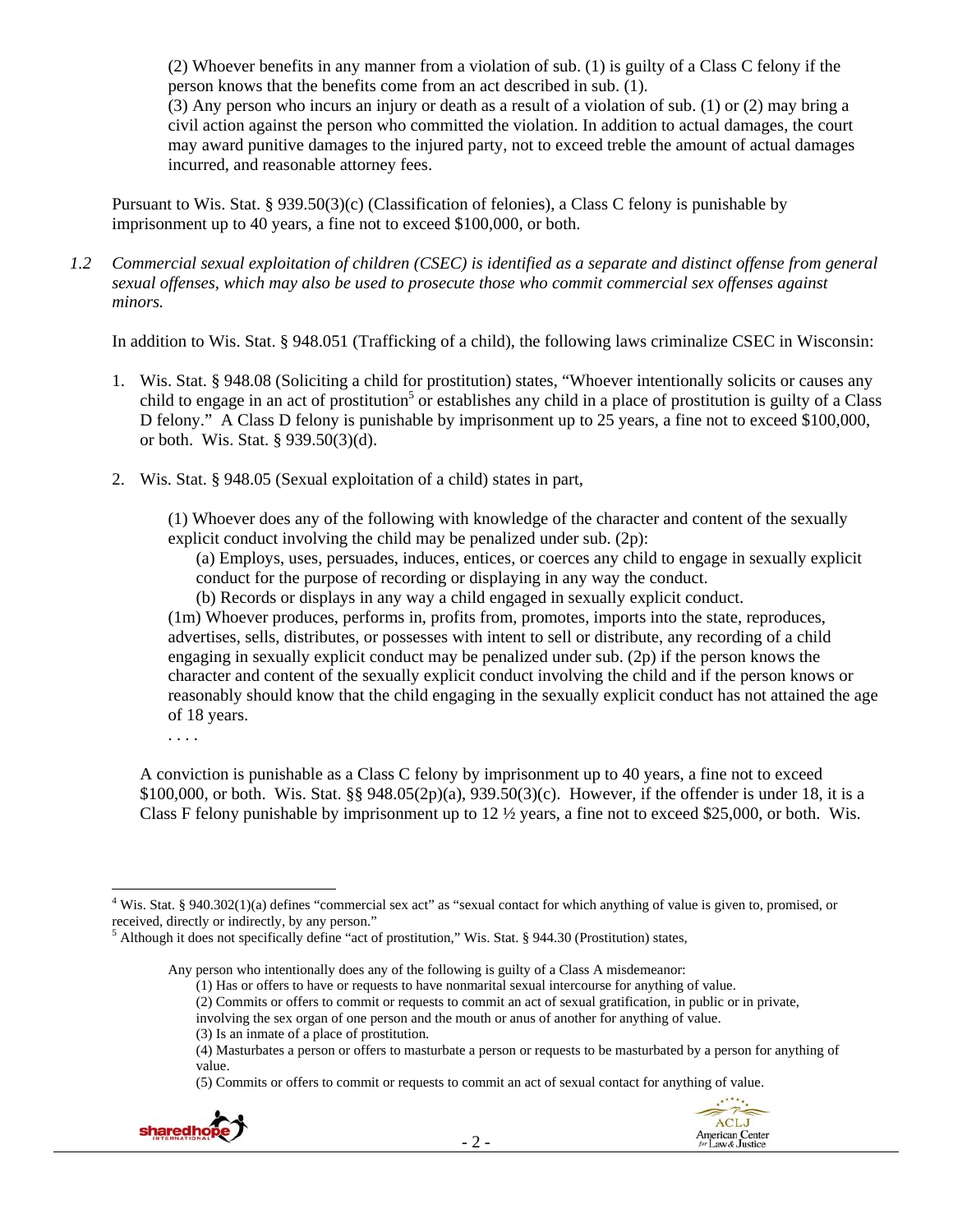(2) Whoever benefits in any manner from a violation of sub. (1) is guilty of a Class C felony if the person knows that the benefits come from an act described in sub. (1).
(3) Any person who incurs an injury or death as a result of a violation of sub. (1) or (2) may bring a civil action against the person who committed the violation. In addition to actual damages, the court may award punitive damages to the injured party, not to exceed treble the amount of actual damages incurred, and reasonable attorney fees.

Pursuant to Wis. Stat. § 939.50(3)(c) (Classification of felonies), a Class C felony is punishable by imprisonment up to 40 years, a fine not to exceed $100,000, or both.

*1.2 Commercial sexual exploitation of children (CSEC) is identified as a separate and distinct offense from general sexual offenses, which may also be used to prosecute those who commit commercial sex offenses against minors.*

In addition to Wis. Stat. § 948.051 (Trafficking of a child), the following laws criminalize CSEC in Wisconsin:

1. Wis. Stat. § 948.08 (Soliciting a child for prostitution) states, "Whoever intentionally solicits or causes any child to engage in an act of prostitution[5] or establishes any child in a place of prostitution is guilty of a Class D felony." A Class D felony is punishable by imprisonment up to 25 years, a fine not to exceed $100,000, or both. Wis. Stat. § 939.50(3)(d).

2. Wis. Stat. § 948.05 (Sexual exploitation of a child) states in part,

   (1) Whoever does any of the following with knowledge of the character and content of the sexually explicit conduct involving the child may be penalized under sub. (2p):
   
   (a) Employs, uses, persuades, induces, entices, or coerces any child to engage in sexually explicit conduct for the purpose of recording or displaying in any way the conduct.
   
   (b) Records or displays in any way a child engaged in sexually explicit conduct.
   
   (1m) Whoever produces, performs in, profits from, promotes, imports into the state, reproduces, advertises, sells, distributes, or possesses with intent to sell or distribute, any recording of a child engaging in sexually explicit conduct may be penalized under sub. (2p) if the person knows the character and content of the sexually explicit conduct involving the child and if the person knows or reasonably should know that the child engaging in the sexually explicit conduct has not attained the age of 18 years.
   
   . . . .

   A conviction is punishable as a Class C felony by imprisonment up to 40 years, a fine not to exceed $100,000, or both. Wis. Stat. §§ 948.05(2p)(a), 939.50(3)(c). However, if the offender is under 18, it is a Class F felony punishable by imprisonment up to 12 ½ years, a fine not to exceed $25,000, or both. Wis.

---

[4] Wis. Stat. § 940.302(1)(a) defines "commercial sex act" as "sexual contact for which anything of value is given to, promised, or received, directly or indirectly, by any person."

[5] Although it does not specifically define "act of prostitution," Wis. Stat. § 944.30 (Prostitution) states,

> Any person who intentionally does any of the following is guilty of a Class A misdemeanor:
> (1) Has or offers to have or requests to have nonmarital sexual intercourse for anything of value.
> (2) Commits or offers to commit or requests to commit an act of sexual gratification, in public or in private, involving the sex organ of one person and the mouth or anus of another for anything of value.
> (3) Is an inmate of a place of prostitution.
> (4) Masturbates a person or offers to masturbate a person or requests to be masturbated by a person for anything of value.
> (5) Commits or offers to commit or requests to commit an act of sexual contact for anything of value.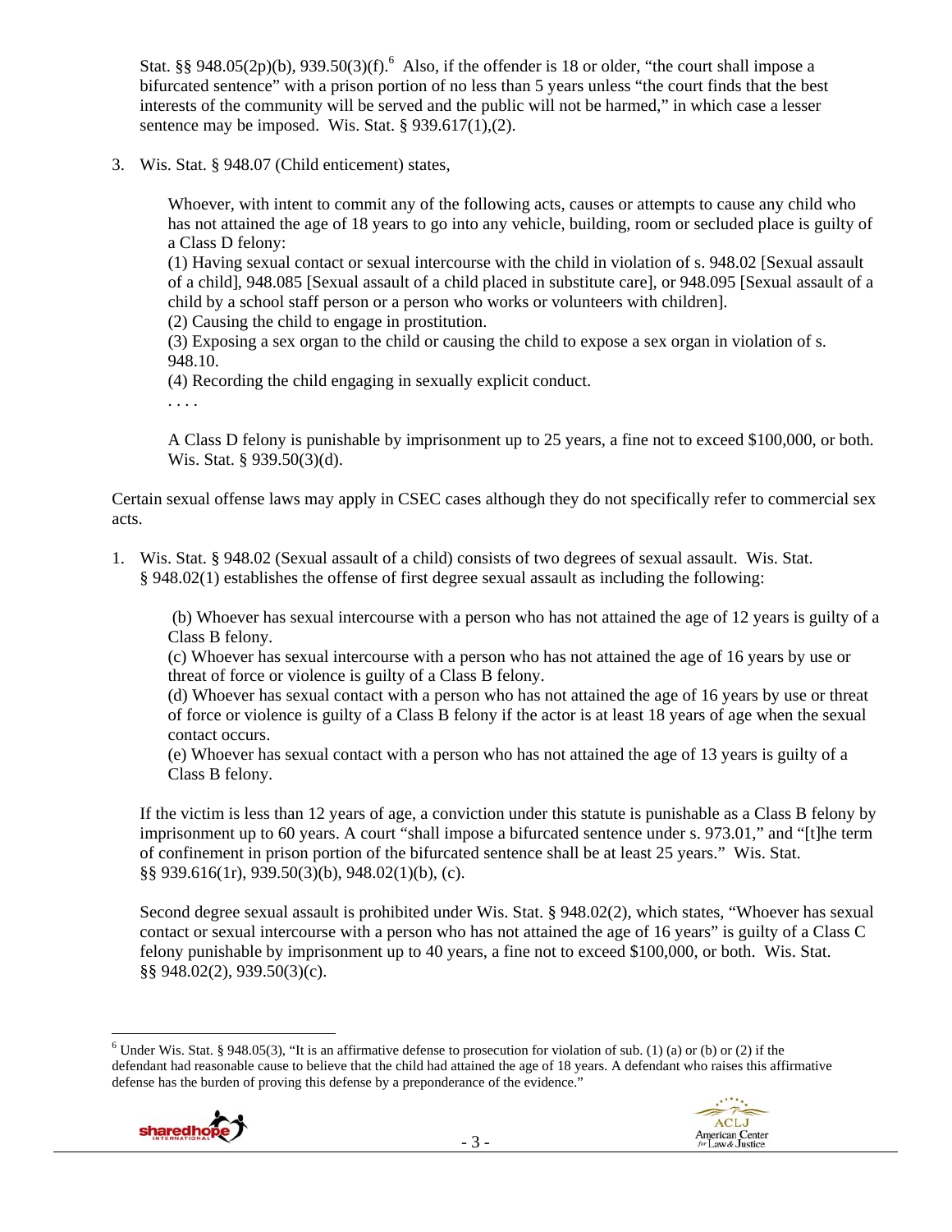Stat. §§ 948.05(2p)(b), 939.50(3)(f).[6] Also, if the offender is 18 or older, "the court shall impose a bifurcated sentence" with a prison portion of no less than 5 years unless "the court finds that the best interests of the community will be served and the public will not be harmed," in which case a lesser sentence may be imposed. Wis. Stat. § 939.617(1),(2).

3. Wis. Stat. § 948.07 (Child enticement) states,

   > Whoever, with intent to commit any of the following acts, causes or attempts to cause any child who has not attained the age of 18 years to go into any vehicle, building, room or secluded place is guilty of a Class D felony:
   > (1) Having sexual contact or sexual intercourse with the child in violation of s. 948.02 [Sexual assault of a child], 948.085 [Sexual assault of a child placed in substitute care], or 948.095 [Sexual assault of a child by a school staff person or a person who works or volunteers with children].
   > (2) Causing the child to engage in prostitution.
   > (3) Exposing a sex organ to the child or causing the child to expose a sex organ in violation of s. 948.10.
   > (4) Recording the child engaging in sexually explicit conduct.
   > . . . .
   >
   > A Class D felony is punishable by imprisonment up to 25 years, a fine not to exceed $100,000, or both. Wis. Stat. § 939.50(3)(d).

Certain sexual offense laws may apply in CSEC cases although they do not specifically refer to commercial sex acts.

1. Wis. Stat. § 948.02 (Sexual assault of a child) consists of two degrees of sexual assault. Wis. Stat. § 948.02(1) establishes the offense of first degree sexual assault as including the following:

   > (b) Whoever has sexual intercourse with a person who has not attained the age of 12 years is guilty of a Class B felony.
   > (c) Whoever has sexual intercourse with a person who has not attained the age of 16 years by use or threat of force or violence is guilty of a Class B felony.
   > (d) Whoever has sexual contact with a person who has not attained the age of 16 years by use or threat of force or violence is guilty of a Class B felony if the actor is at least 18 years of age when the sexual contact occurs.
   > (e) Whoever has sexual contact with a person who has not attained the age of 13 years is guilty of a Class B felony.

   If the victim is less than 12 years of age, a conviction under this statute is punishable as a Class B felony by imprisonment up to 60 years. A court "shall impose a bifurcated sentence under s. 973.01," and "[t]he term of confinement in prison portion of the bifurcated sentence shall be at least 25 years." Wis. Stat. §§ 939.616(1r), 939.50(3)(b), 948.02(1)(b), (c).

   Second degree sexual assault is prohibited under Wis. Stat. § 948.02(2), which states, "Whoever has sexual contact or sexual intercourse with a person who has not attained the age of 16 years" is guilty of a Class C felony punishable by imprisonment up to 40 years, a fine not to exceed $100,000, or both. Wis. Stat. §§ 948.02(2), 939.50(3)(c).

[6] Under Wis. Stat. § 948.05(3), "It is an affirmative defense to prosecution for violation of sub. (1) (a) or (b) or (2) if the defendant had reasonable cause to believe that the child had attained the age of 18 years. A defendant who raises this affirmative defense has the burden of proving this defense by a preponderance of the evidence."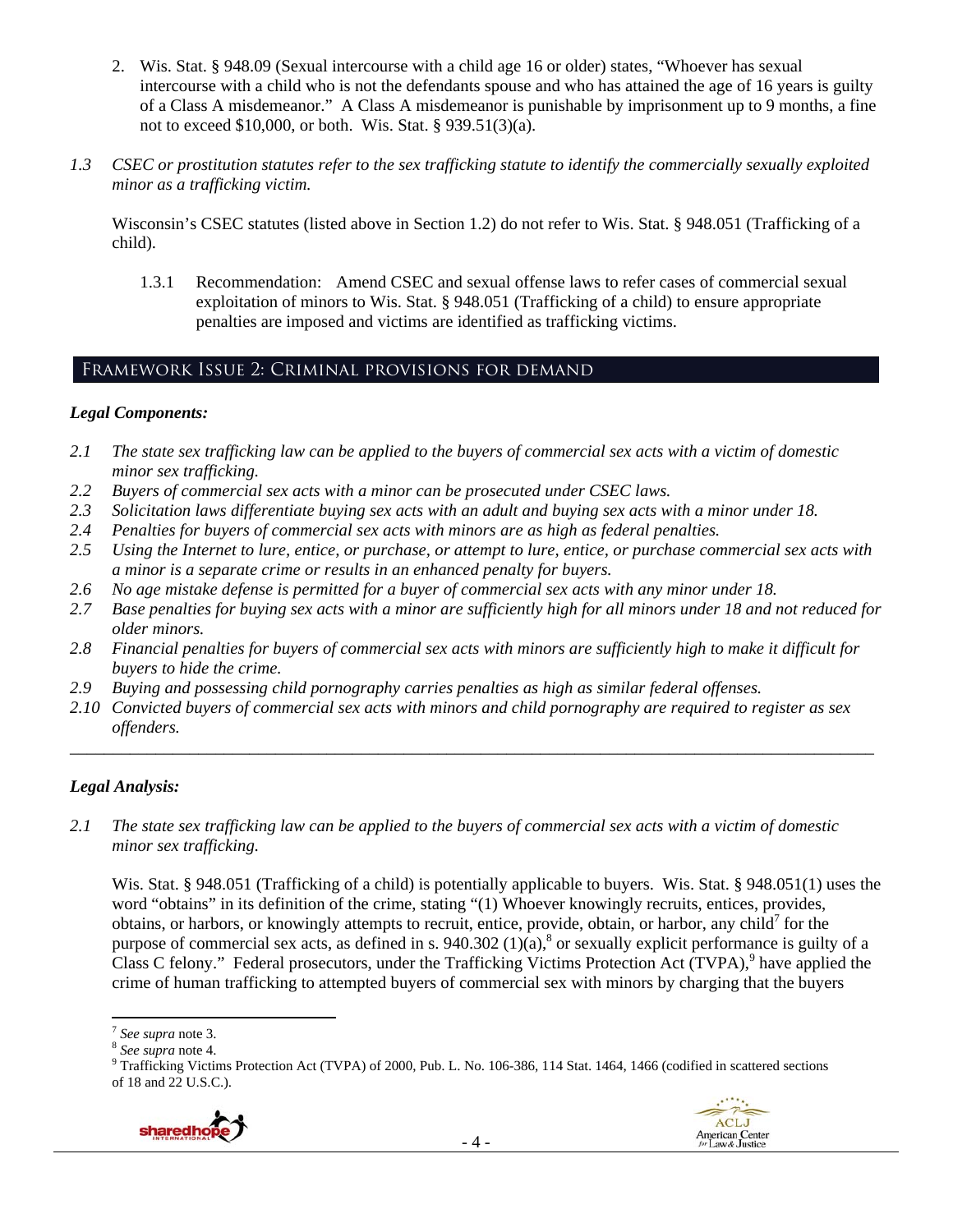2. Wis. Stat. § 948.09 (Sexual intercourse with a child age 16 or older) states, "Whoever has sexual intercourse with a child who is not the defendants spouse and who has attained the age of 16 years is guilty of a Class A misdemeanor." A Class A misdemeanor is punishable by imprisonment up to 9 months, a fine not to exceed $10,000, or both. Wis. Stat. § 939.51(3)(a).

*1.3 CSEC or prostitution statutes refer to the sex trafficking statute to identify the commercially sexually exploited minor as a trafficking victim.*

Wisconsin's CSEC statutes (listed above in Section 1.2) do not refer to Wis. Stat. § 948.051 (Trafficking of a child).

1.3.1 Recommendation: Amend CSEC and sexual offense laws to refer cases of commercial sexual exploitation of minors to Wis. Stat. § 948.051 (Trafficking of a child) to ensure appropriate penalties are imposed and victims are identified as trafficking victims.

## Framework Issue 2: Criminal provisions for demand

### *Legal Components:*

*2.1 The state sex trafficking law can be applied to the buyers of commercial sex acts with a victim of domestic minor sex trafficking.*
*2.2 Buyers of commercial sex acts with a minor can be prosecuted under CSEC laws.*
*2.3 Solicitation laws differentiate buying sex acts with an adult and buying sex acts with a minor under 18.*
*2.4 Penalties for buyers of commercial sex acts with minors are as high as federal penalties.*
*2.5 Using the Internet to lure, entice, or purchase, or attempt to lure, entice, or purchase commercial sex acts with a minor is a separate crime or results in an enhanced penalty for buyers.*
*2.6 No age mistake defense is permitted for a buyer of commercial sex acts with any minor under 18.*
*2.7 Base penalties for buying sex acts with a minor are sufficiently high for all minors under 18 and not reduced for older minors.*
*2.8 Financial penalties for buyers of commercial sex acts with minors are sufficiently high to make it difficult for buyers to hide the crime.*
*2.9 Buying and possessing child pornography carries penalties as high as similar federal offenses.*
*2.10 Convicted buyers of commercial sex acts with minors and child pornography are required to register as sex offenders.*

---

### *Legal Analysis:*

*2.1 The state sex trafficking law can be applied to the buyers of commercial sex acts with a victim of domestic minor sex trafficking.*

Wis. Stat. § 948.051 (Trafficking of a child) is potentially applicable to buyers. Wis. Stat. § 948.051(1) uses the word "obtains" in its definition of the crime, stating "(1) Whoever knowingly recruits, entices, provides, obtains, or harbors, or knowingly attempts to recruit, entice, provide, obtain, or harbor, any child[7] for the purpose of commercial sex acts, as defined in s. 940.302 (1)(a),[8] or sexually explicit performance is guilty of a Class C felony." Federal prosecutors, under the Trafficking Victims Protection Act (TVPA),[9] have applied the crime of human trafficking to attempted buyers of commercial sex with minors by charging that the buyers

---

[7] *See supra* note 3.
[8] *See supra* note 4.
[9] Trafficking Victims Protection Act (TVPA) of 2000, Pub. L. No. 106-386, 114 Stat. 1464, 1466 (codified in scattered sections of 18 and 22 U.S.C.).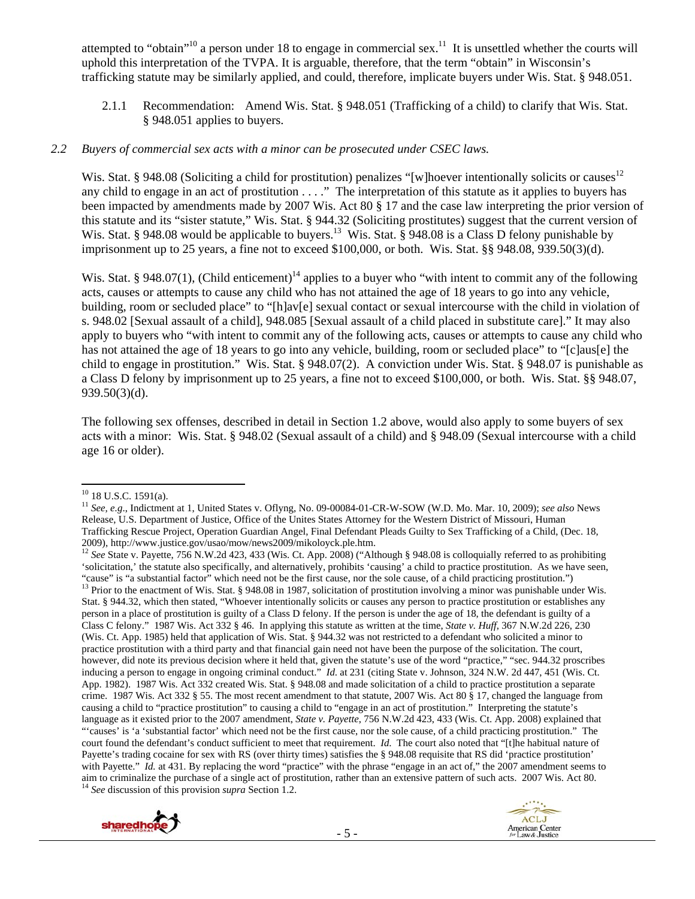attempted to "obtain"[10] a person under 18 to engage in commercial sex.[11] It is unsettled whether the courts will uphold this interpretation of the TVPA. It is arguable, therefore, that the term "obtain" in Wisconsin's trafficking statute may be similarly applied, and could, therefore, implicate buyers under Wis. Stat. § 948.051.

2.1.1 Recommendation: Amend Wis. Stat. § 948.051 (Trafficking of a child) to clarify that Wis. Stat. § 948.051 applies to buyers.

*2.2 Buyers of commercial sex acts with a minor can be prosecuted under CSEC laws.*

Wis. Stat. § 948.08 (Soliciting a child for prostitution) penalizes "[w]hoever intentionally solicits or causes[12] any child to engage in an act of prostitution . . . ." The interpretation of this statute as it applies to buyers has been impacted by amendments made by 2007 Wis. Act 80 § 17 and the case law interpreting the prior version of this statute and its "sister statute," Wis. Stat. § 944.32 (Soliciting prostitutes) suggest that the current version of Wis. Stat. § 948.08 would be applicable to buyers.[13] Wis. Stat. § 948.08 is a Class D felony punishable by imprisonment up to 25 years, a fine not to exceed $100,000, or both. Wis. Stat. §§ 948.08, 939.50(3)(d).

Wis. Stat. § 948.07(1), (Child enticement)[14] applies to a buyer who "with intent to commit any of the following acts, causes or attempts to cause any child who has not attained the age of 18 years to go into any vehicle, building, room or secluded place" to "[h]av[e] sexual contact or sexual intercourse with the child in violation of s. 948.02 [Sexual assault of a child], 948.085 [Sexual assault of a child placed in substitute care]." It may also apply to buyers who "with intent to commit any of the following acts, causes or attempts to cause any child who has not attained the age of 18 years to go into any vehicle, building, room or secluded place" to "[c]aus[e] the child to engage in prostitution." Wis. Stat. § 948.07(2). A conviction under Wis. Stat. § 948.07 is punishable as a Class D felony by imprisonment up to 25 years, a fine not to exceed $100,000, or both. Wis. Stat. §§ 948.07, 939.50(3)(d).

The following sex offenses, described in detail in Section 1.2 above, would also apply to some buyers of sex acts with a minor: Wis. Stat. § 948.02 (Sexual assault of a child) and § 948.09 (Sexual intercourse with a child age 16 or older).

---

[10] 18 U.S.C. 1591(a).

[11] *See, e.g*., Indictment at 1, United States v. Oflyng, No. 09-00084-01-CR-W-SOW (W.D. Mo. Mar. 10, 2009); *see also* News Release, U.S. Department of Justice, Office of the Unites States Attorney for the Western District of Missouri, Human Trafficking Rescue Project, Operation Guardian Angel, Final Defendant Pleads Guilty to Sex Trafficking of a Child, (Dec. 18, 2009), http://www.justice.gov/usao/mow/news2009/mikoloyck.ple.htm.

[12] *See* State v. Payette, 756 N.W.2d 423, 433 (Wis. Ct. App. 2008) ("Although § 948.08 is colloquially referred to as prohibiting 'solicitation,' the statute also specifically, and alternatively, prohibits 'causing' a child to practice prostitution. As we have seen, "cause" is "a substantial factor" which need not be the first cause, nor the sole cause, of a child practicing prostitution.")

[13] Prior to the enactment of Wis. Stat. § 948.08 in 1987, solicitation of prostitution involving a minor was punishable under Wis. Stat. § 944.32, which then stated, "Whoever intentionally solicits or causes any person to practice prostitution or establishes any person in a place of prostitution is guilty of a Class D felony. If the person is under the age of 18, the defendant is guilty of a Class C felony." 1987 Wis. Act 332 § 46. In applying this statute as written at the time, *State v. Huff*, 367 N.W.2d 226, 230 (Wis. Ct. App. 1985) held that application of Wis. Stat. § 944.32 was not restricted to a defendant who solicited a minor to practice prostitution with a third party and that financial gain need not have been the purpose of the solicitation. The court, however, did note its previous decision where it held that, given the statute's use of the word "practice," "sec. 944.32 proscribes inducing a person to engage in ongoing criminal conduct." *Id*. at 231 (citing State v. Johnson, 324 N.W. 2d 447, 451 (Wis. Ct. App. 1982). 1987 Wis. Act 332 created Wis. Stat. § 948.08 and made solicitation of a child to practice prostitution a separate crime. 1987 Wis. Act 332 § 55. The most recent amendment to that statute, 2007 Wis. Act 80 § 17, changed the language from causing a child to "practice prostitution" to causing a child to "engage in an act of prostitution." Interpreting the statute's language as it existed prior to the 2007 amendment, *State v. Payette*, 756 N.W.2d 423, 433 (Wis. Ct. App. 2008) explained that "'causes' is 'a 'substantial factor' which need not be the first cause, nor the sole cause, of a child practicing prostitution." The court found the defendant's conduct sufficient to meet that requirement. *Id.* The court also noted that "[t]he habitual nature of Payette's trading cocaine for sex with RS (over thirty times) satisfies the § 948.08 requisite that RS did 'practice prostitution' with Payette." *Id.* at 431. By replacing the word "practice" with the phrase "engage in an act of," the 2007 amendment seems to aim to criminalize the purchase of a single act of prostitution, rather than an extensive pattern of such acts. 2007 Wis. Act 80.

[14] *See* discussion of this provision *supra* Section 1.2.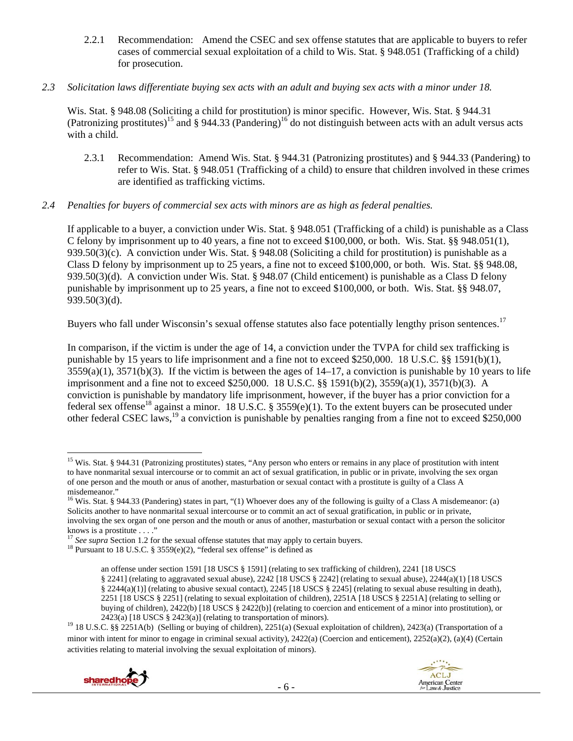2.2.1 Recommendation: Amend the CSEC and sex offense statutes that are applicable to buyers to refer cases of commercial sexual exploitation of a child to Wis. Stat. § 948.051 (Trafficking of a child) for prosecution.

*2.3 Solicitation laws differentiate buying sex acts with an adult and buying sex acts with a minor under 18.*

Wis. Stat. § 948.08 (Soliciting a child for prostitution) is minor specific. However, Wis. Stat. § 944.31 (Patronizing prostitutes)[15] and § 944.33 (Pandering)[16] do not distinguish between acts with an adult versus acts with a child.

2.3.1 Recommendation: Amend Wis. Stat. § 944.31 (Patronizing prostitutes) and § 944.33 (Pandering) to refer to Wis. Stat. § 948.051 (Trafficking of a child) to ensure that children involved in these crimes are identified as trafficking victims.

*2.4 Penalties for buyers of commercial sex acts with minors are as high as federal penalties.*

If applicable to a buyer, a conviction under Wis. Stat. § 948.051 (Trafficking of a child) is punishable as a Class C felony by imprisonment up to 40 years, a fine not to exceed $100,000, or both. Wis. Stat. §§ 948.051(1), 939.50(3)(c). A conviction under Wis. Stat. § 948.08 (Soliciting a child for prostitution) is punishable as a Class D felony by imprisonment up to 25 years, a fine not to exceed $100,000, or both. Wis. Stat. §§ 948.08, 939.50(3)(d). A conviction under Wis. Stat. § 948.07 (Child enticement) is punishable as a Class D felony punishable by imprisonment up to 25 years, a fine not to exceed $100,000, or both. Wis. Stat. §§ 948.07, 939.50(3)(d).

Buyers who fall under Wisconsin's sexual offense statutes also face potentially lengthy prison sentences.[17]

In comparison, if the victim is under the age of 14, a conviction under the TVPA for child sex trafficking is punishable by 15 years to life imprisonment and a fine not to exceed $250,000. 18 U.S.C. §§ 1591(b)(1), 3559(a)(1), 3571(b)(3). If the victim is between the ages of 14–17, a conviction is punishable by 10 years to life imprisonment and a fine not to exceed $250,000. 18 U.S.C. §§ 1591(b)(2), 3559(a)(1), 3571(b)(3). A conviction is punishable by mandatory life imprisonment, however, if the buyer has a prior conviction for a federal sex offense[18] against a minor. 18 U.S.C. § 3559(e)(1). To the extent buyers can be prosecuted under other federal CSEC laws,[19] a conviction is punishable by penalties ranging from a fine not to exceed $250,000

---

[15] Wis. Stat. § 944.31 (Patronizing prostitutes) states, "Any person who enters or remains in any place of prostitution with intent to have nonmarital sexual intercourse or to commit an act of sexual gratification, in public or in private, involving the sex organ of one person and the mouth or anus of another, masturbation or sexual contact with a prostitute is guilty of a Class A misdemeanor."

[16] Wis. Stat. § 944.33 (Pandering) states in part, "(1) Whoever does any of the following is guilty of a Class A misdemeanor: (a) Solicits another to have nonmarital sexual intercourse or to commit an act of sexual gratification, in public or in private, involving the sex organ of one person and the mouth or anus of another, masturbation or sexual contact with a person the solicitor knows is a prostitute . . . ."

[17] *See supra* Section 1.2 for the sexual offense statutes that may apply to certain buyers.

[18] Pursuant to 18 U.S.C. § 3559(e)(2), "federal sex offense" is defined as

> an offense under section 1591 [18 USCS § 1591] (relating to sex trafficking of children), 2241 [18 USCS § 2241] (relating to aggravated sexual abuse), 2242 [18 USCS § 2242] (relating to sexual abuse), 2244(a)(1) [18 USCS § 2244(a)(1)] (relating to abusive sexual contact), 2245 [18 USCS § 2245] (relating to sexual abuse resulting in death), 2251 [18 USCS § 2251] (relating to sexual exploitation of children), 2251A [18 USCS § 2251A] (relating to selling or buying of children), 2422(b) [18 USCS § 2422(b)] (relating to coercion and enticement of a minor into prostitution), or 2423(a) [18 USCS § 2423(a)] (relating to transportation of minors).

[19] 18 U.S.C. §§ 2251A(b) (Selling or buying of children), 2251(a) (Sexual exploitation of children), 2423(a) (Transportation of a minor with intent for minor to engage in criminal sexual activity), 2422(a) (Coercion and enticement), 2252(a)(2), (a)(4) (Certain activities relating to material involving the sexual exploitation of minors).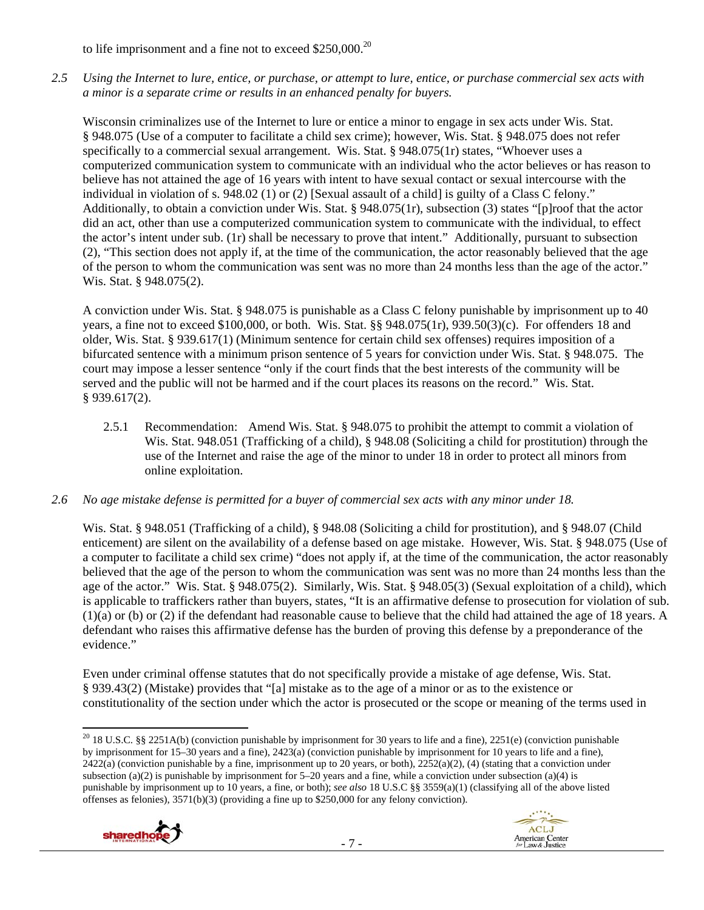to life imprisonment and a fine not to exceed $250,000.[20]

*2.5 Using the Internet to lure, entice, or purchase, or attempt to lure, entice, or purchase commercial sex acts with a minor is a separate crime or results in an enhanced penalty for buyers.*

Wisconsin criminalizes use of the Internet to lure or entice a minor to engage in sex acts under Wis. Stat. § 948.075 (Use of a computer to facilitate a child sex crime); however, Wis. Stat. § 948.075 does not refer specifically to a commercial sexual arrangement. Wis. Stat. § 948.075(1r) states, "Whoever uses a computerized communication system to communicate with an individual who the actor believes or has reason to believe has not attained the age of 16 years with intent to have sexual contact or sexual intercourse with the individual in violation of s. 948.02 (1) or (2) [Sexual assault of a child] is guilty of a Class C felony." Additionally, to obtain a conviction under Wis. Stat. § 948.075(1r), subsection (3) states "[p]roof that the actor did an act, other than use a computerized communication system to communicate with the individual, to effect the actor's intent under sub. (1r) shall be necessary to prove that intent." Additionally, pursuant to subsection (2), "This section does not apply if, at the time of the communication, the actor reasonably believed that the age of the person to whom the communication was sent was no more than 24 months less than the age of the actor." Wis. Stat. § 948.075(2).

A conviction under Wis. Stat. § 948.075 is punishable as a Class C felony punishable by imprisonment up to 40 years, a fine not to exceed $100,000, or both. Wis. Stat. §§ 948.075(1r), 939.50(3)(c). For offenders 18 and older, Wis. Stat. § 939.617(1) (Minimum sentence for certain child sex offenses) requires imposition of a bifurcated sentence with a minimum prison sentence of 5 years for conviction under Wis. Stat. § 948.075. The court may impose a lesser sentence "only if the court finds that the best interests of the community will be served and the public will not be harmed and if the court places its reasons on the record." Wis. Stat. § 939.617(2).

2.5.1 Recommendation: Amend Wis. Stat. § 948.075 to prohibit the attempt to commit a violation of Wis. Stat. 948.051 (Trafficking of a child), § 948.08 (Soliciting a child for prostitution) through the use of the Internet and raise the age of the minor to under 18 in order to protect all minors from online exploitation.

*2.6 No age mistake defense is permitted for a buyer of commercial sex acts with any minor under 18.*

Wis. Stat. § 948.051 (Trafficking of a child), § 948.08 (Soliciting a child for prostitution), and § 948.07 (Child enticement) are silent on the availability of a defense based on age mistake. However, Wis. Stat. § 948.075 (Use of a computer to facilitate a child sex crime) "does not apply if, at the time of the communication, the actor reasonably believed that the age of the person to whom the communication was sent was no more than 24 months less than the age of the actor." Wis. Stat. § 948.075(2). Similarly, Wis. Stat. § 948.05(3) (Sexual exploitation of a child), which is applicable to traffickers rather than buyers, states, "It is an affirmative defense to prosecution for violation of sub. (1)(a) or (b) or (2) if the defendant had reasonable cause to believe that the child had attained the age of 18 years. A defendant who raises this affirmative defense has the burden of proving this defense by a preponderance of the evidence."

Even under criminal offense statutes that do not specifically provide a mistake of age defense, Wis. Stat. § 939.43(2) (Mistake) provides that "[a] mistake as to the age of a minor or as to the existence or constitutionality of the section under which the actor is prosecuted or the scope or meaning of the terms used in

[20] 18 U.S.C. §§ 2251A(b) (conviction punishable by imprisonment for 30 years to life and a fine), 2251(e) (conviction punishable by imprisonment for 15–30 years and a fine), 2423(a) (conviction punishable by imprisonment for 10 years to life and a fine), 2422(a) (conviction punishable by a fine, imprisonment up to 20 years, or both), 2252(a)(2), (4) (stating that a conviction under subsection (a)(2) is punishable by imprisonment for 5–20 years and a fine, while a conviction under subsection (a)(4) is punishable by imprisonment up to 10 years, a fine, or both); *see also* 18 U.S.C §§ 3559(a)(1) (classifying all of the above listed offenses as felonies), 3571(b)(3) (providing a fine up to $250,000 for any felony conviction).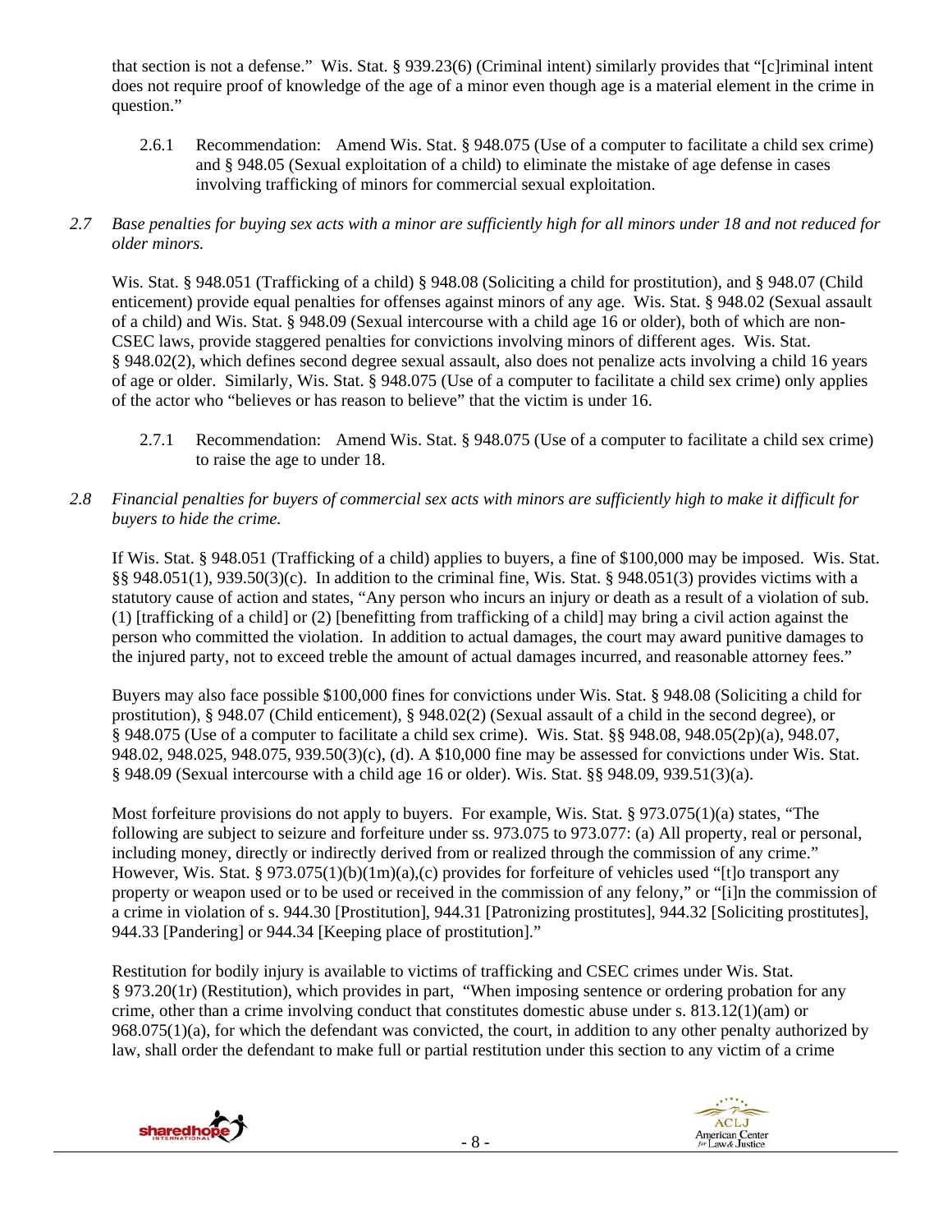that section is not a defense." Wis. Stat. § 939.23(6) (Criminal intent) similarly provides that "[c]riminal intent does not require proof of knowledge of the age of a minor even though age is a material element in the crime in question."

2.6.1 Recommendation: Amend Wis. Stat. § 948.075 (Use of a computer to facilitate a child sex crime) and § 948.05 (Sexual exploitation of a child) to eliminate the mistake of age defense in cases involving trafficking of minors for commercial sexual exploitation.

*2.7 Base penalties for buying sex acts with a minor are sufficiently high for all minors under 18 and not reduced for older minors.*

Wis. Stat. § 948.051 (Trafficking of a child) § 948.08 (Soliciting a child for prostitution), and § 948.07 (Child enticement) provide equal penalties for offenses against minors of any age. Wis. Stat. § 948.02 (Sexual assault of a child) and Wis. Stat. § 948.09 (Sexual intercourse with a child age 16 or older), both of which are non-CSEC laws, provide staggered penalties for convictions involving minors of different ages. Wis. Stat. § 948.02(2), which defines second degree sexual assault, also does not penalize acts involving a child 16 years of age or older. Similarly, Wis. Stat. § 948.075 (Use of a computer to facilitate a child sex crime) only applies of the actor who "believes or has reason to believe" that the victim is under 16.

2.7.1 Recommendation: Amend Wis. Stat. § 948.075 (Use of a computer to facilitate a child sex crime) to raise the age to under 18.

*2.8 Financial penalties for buyers of commercial sex acts with minors are sufficiently high to make it difficult for buyers to hide the crime.*

If Wis. Stat. § 948.051 (Trafficking of a child) applies to buyers, a fine of $100,000 may be imposed. Wis. Stat. §§ 948.051(1), 939.50(3)(c). In addition to the criminal fine, Wis. Stat. § 948.051(3) provides victims with a statutory cause of action and states, "Any person who incurs an injury or death as a result of a violation of sub. (1) [trafficking of a child] or (2) [benefitting from trafficking of a child] may bring a civil action against the person who committed the violation. In addition to actual damages, the court may award punitive damages to the injured party, not to exceed treble the amount of actual damages incurred, and reasonable attorney fees."

Buyers may also face possible $100,000 fines for convictions under Wis. Stat. § 948.08 (Soliciting a child for prostitution), § 948.07 (Child enticement), § 948.02(2) (Sexual assault of a child in the second degree), or § 948.075 (Use of a computer to facilitate a child sex crime). Wis. Stat. §§ 948.08, 948.05(2p)(a), 948.07, 948.02, 948.025, 948.075, 939.50(3)(c), (d). A $10,000 fine may be assessed for convictions under Wis. Stat. § 948.09 (Sexual intercourse with a child age 16 or older). Wis. Stat. §§ 948.09, 939.51(3)(a).

Most forfeiture provisions do not apply to buyers. For example, Wis. Stat. § 973.075(1)(a) states, "The following are subject to seizure and forfeiture under ss. 973.075 to 973.077: (a) All property, real or personal, including money, directly or indirectly derived from or realized through the commission of any crime." However, Wis. Stat. § 973.075(1)(b)(1m)(a),(c) provides for forfeiture of vehicles used "[t]o transport any property or weapon used or to be used or received in the commission of any felony," or "[i]n the commission of a crime in violation of s. 944.30 [Prostitution], 944.31 [Patronizing prostitutes], 944.32 [Soliciting prostitutes], 944.33 [Pandering] or 944.34 [Keeping place of prostitution]."

Restitution for bodily injury is available to victims of trafficking and CSEC crimes under Wis. Stat. § 973.20(1r) (Restitution), which provides in part, "When imposing sentence or ordering probation for any crime, other than a crime involving conduct that constitutes domestic abuse under s. 813.12(1)(am) or 968.075(1)(a), for which the defendant was convicted, the court, in addition to any other penalty authorized by law, shall order the defendant to make full or partial restitution under this section to any victim of a crime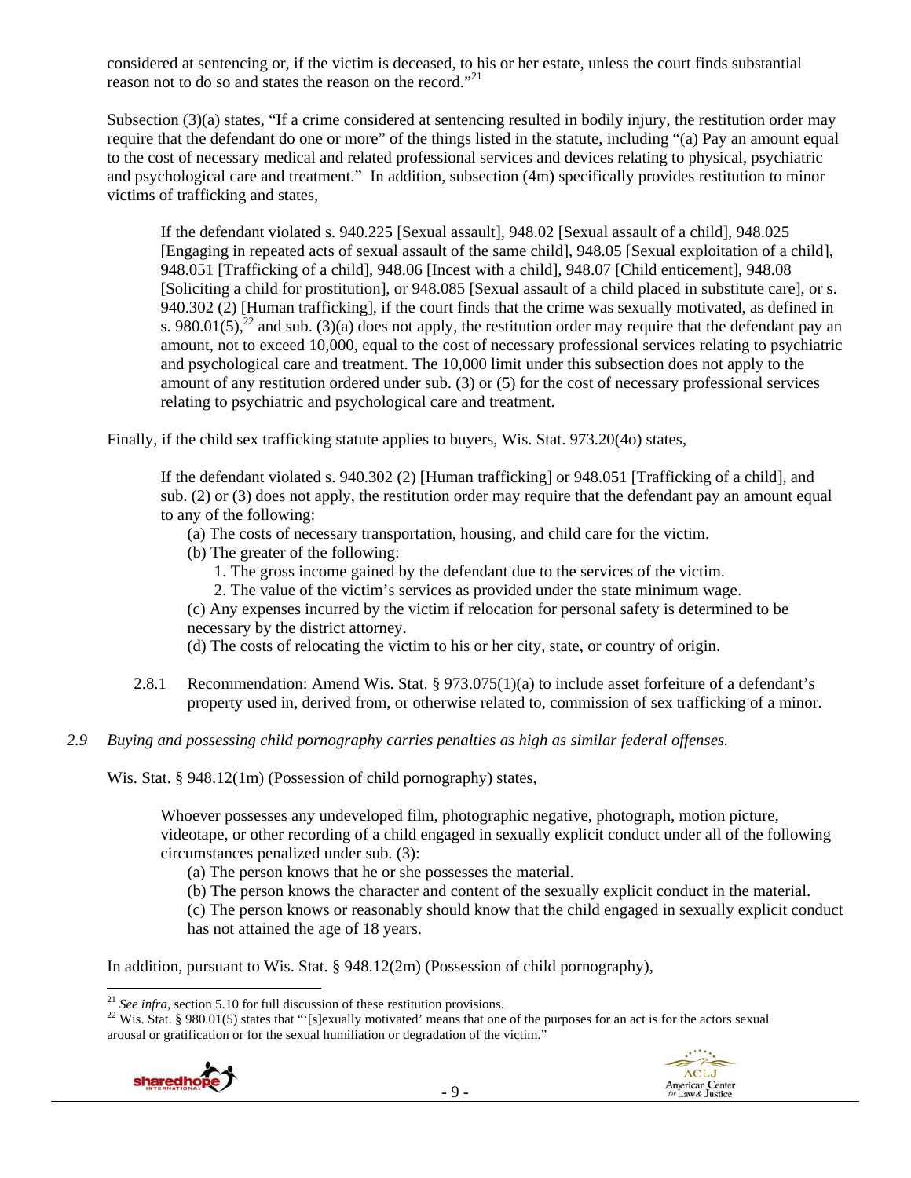considered at sentencing or, if the victim is deceased, to his or her estate, unless the court finds substantial reason not to do so and states the reason on the record."[21]

Subsection (3)(a) states, "If a crime considered at sentencing resulted in bodily injury, the restitution order may require that the defendant do one or more" of the things listed in the statute, including "(a) Pay an amount equal to the cost of necessary medical and related professional services and devices relating to physical, psychiatric and psychological care and treatment." In addition, subsection (4m) specifically provides restitution to minor victims of trafficking and states,

> If the defendant violated s. 940.225 [Sexual assault], 948.02 [Sexual assault of a child], 948.025 [Engaging in repeated acts of sexual assault of the same child], 948.05 [Sexual exploitation of a child], 948.051 [Trafficking of a child], 948.06 [Incest with a child], 948.07 [Child enticement], 948.08 [Soliciting a child for prostitution], or 948.085 [Sexual assault of a child placed in substitute care], or s. 940.302 (2) [Human trafficking], if the court finds that the crime was sexually motivated, as defined in s. 980.01(5),[22] and sub. (3)(a) does not apply, the restitution order may require that the defendant pay an amount, not to exceed 10,000, equal to the cost of necessary professional services relating to psychiatric and psychological care and treatment. The 10,000 limit under this subsection does not apply to the amount of any restitution ordered under sub. (3) or (5) for the cost of necessary professional services relating to psychiatric and psychological care and treatment.

Finally, if the child sex trafficking statute applies to buyers, Wis. Stat. 973.20(4o) states,

> If the defendant violated s. 940.302 (2) [Human trafficking] or 948.051 [Trafficking of a child], and sub. (2) or (3) does not apply, the restitution order may require that the defendant pay an amount equal to any of the following:
>
> (a) The costs of necessary transportation, housing, and child care for the victim.
>
> (b) The greater of the following:
>
> 1. The gross income gained by the defendant due to the services of the victim.
> 2. The value of the victim's services as provided under the state minimum wage.
>
> (c) Any expenses incurred by the victim if relocation for personal safety is determined to be necessary by the district attorney.
>
> (d) The costs of relocating the victim to his or her city, state, or country of origin.

2.8.1 Recommendation: Amend Wis. Stat. § 973.075(1)(a) to include asset forfeiture of a defendant's property used in, derived from, or otherwise related to, commission of sex trafficking of a minor.

*2.9 Buying and possessing child pornography carries penalties as high as similar federal offenses.*

Wis. Stat. § 948.12(1m) (Possession of child pornography) states,

> Whoever possesses any undeveloped film, photographic negative, photograph, motion picture, videotape, or other recording of a child engaged in sexually explicit conduct under all of the following circumstances penalized under sub. (3):
>
> (a) The person knows that he or she possesses the material.
>
> (b) The person knows the character and content of the sexually explicit conduct in the material.
>
> (c) The person knows or reasonably should know that the child engaged in sexually explicit conduct has not attained the age of 18 years.

In addition, pursuant to Wis. Stat. § 948.12(2m) (Possession of child pornography),

---

[21] *See infra*, section 5.10 for full discussion of these restitution provisions.

[22] Wis. Stat. § 980.01(5) states that "'[s]exually motivated' means that one of the purposes for an act is for the actors sexual arousal or gratification or for the sexual humiliation or degradation of the victim."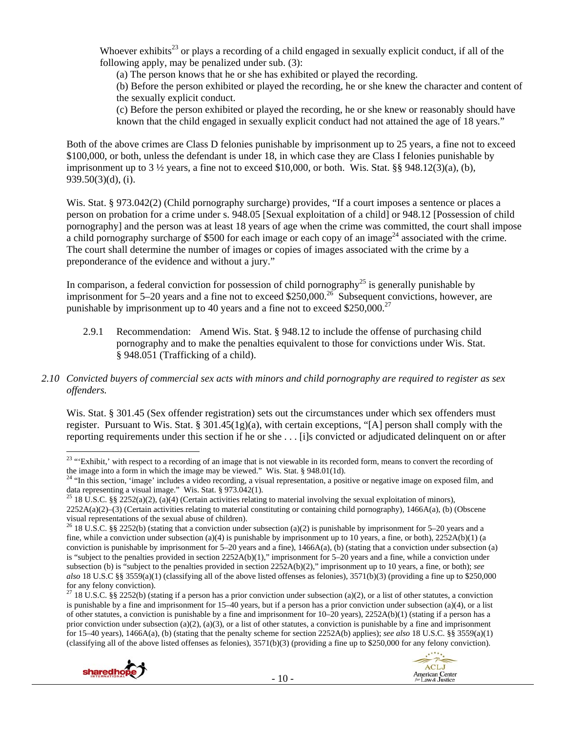Whoever exhibits[23] or plays a recording of a child engaged in sexually explicit conduct, if all of the following apply, may be penalized under sub. (3):

(a) The person knows that he or she has exhibited or played the recording.

(b) Before the person exhibited or played the recording, he or she knew the character and content of the sexually explicit conduct.

(c) Before the person exhibited or played the recording, he or she knew or reasonably should have known that the child engaged in sexually explicit conduct had not attained the age of 18 years."

Both of the above crimes are Class D felonies punishable by imprisonment up to 25 years, a fine not to exceed $100,000, or both, unless the defendant is under 18, in which case they are Class I felonies punishable by imprisonment up to 3 ½ years, a fine not to exceed $10,000, or both. Wis. Stat. §§ 948.12(3)(a), (b), 939.50(3)(d), (i).

Wis. Stat. § 973.042(2) (Child pornography surcharge) provides, "If a court imposes a sentence or places a person on probation for a crime under s. 948.05 [Sexual exploitation of a child] or 948.12 [Possession of child pornography] and the person was at least 18 years of age when the crime was committed, the court shall impose a child pornography surcharge of $500 for each image or each copy of an image[24] associated with the crime. The court shall determine the number of images or copies of images associated with the crime by a preponderance of the evidence and without a jury."

In comparison, a federal conviction for possession of child pornography[25] is generally punishable by imprisonment for 5–20 years and a fine not to exceed $250,000.[26] Subsequent convictions, however, are punishable by imprisonment up to 40 years and a fine not to exceed $250,000.[27]

2.9.1 Recommendation: Amend Wis. Stat. § 948.12 to include the offense of purchasing child pornography and to make the penalties equivalent to those for convictions under Wis. Stat. § 948.051 (Trafficking of a child).

*2.10 Convicted buyers of commercial sex acts with minors and child pornography are required to register as sex offenders.*

Wis. Stat. § 301.45 (Sex offender registration) sets out the circumstances under which sex offenders must register. Pursuant to Wis. Stat. § 301.45(1g)(a), with certain exceptions, "[A] person shall comply with the reporting requirements under this section if he or she . . . [i]s convicted or adjudicated delinquent on or after

---

[23] "'Exhibit,' with respect to a recording of an image that is not viewable in its recorded form, means to convert the recording of the image into a form in which the image may be viewed." Wis. Stat. § 948.01(1d).

[24] "In this section, 'image' includes a video recording, a visual representation, a positive or negative image on exposed film, and data representing a visual image." Wis. Stat. § 973.042(1).

[25] 18 U.S.C. §§ 2252(a)(2), (a)(4) (Certain activities relating to material involving the sexual exploitation of minors), 2252A(a)(2)–(3) (Certain activities relating to material constituting or containing child pornography), 1466A(a), (b) (Obscene visual representations of the sexual abuse of children).

[26] 18 U.S.C. §§ 2252(b) (stating that a conviction under subsection (a)(2) is punishable by imprisonment for 5–20 years and a fine, while a conviction under subsection (a)(4) is punishable by imprisonment up to 10 years, a fine, or both), 2252A(b)(1) (a conviction is punishable by imprisonment for 5–20 years and a fine), 1466A(a), (b) (stating that a conviction under subsection (a) is "subject to the penalties provided in section 2252A(b)(1)," imprisonment for 5–20 years and a fine, while a conviction under subsection (b) is "subject to the penalties provided in section 2252A(b)(2)," imprisonment up to 10 years, a fine, or both); *see also* 18 U.S.C §§ 3559(a)(1) (classifying all of the above listed offenses as felonies), 3571(b)(3) (providing a fine up to $250,000 for any felony conviction).

[27] 18 U.S.C. §§ 2252(b) (stating if a person has a prior conviction under subsection (a)(2), or a list of other statutes, a conviction is punishable by a fine and imprisonment for 15–40 years, but if a person has a prior conviction under subsection (a)(4), or a list of other statutes, a conviction is punishable by a fine and imprisonment for 10–20 years), 2252A(b)(1) (stating if a person has a prior conviction under subsection (a)(2), (a)(3), or a list of other statutes, a conviction is punishable by a fine and imprisonment for 15–40 years), 1466A(a), (b) (stating that the penalty scheme for section 2252A(b) applies); *see also* 18 U.S.C. §§ 3559(a)(1) (classifying all of the above listed offenses as felonies), 3571(b)(3) (providing a fine up to $250,000 for any felony conviction).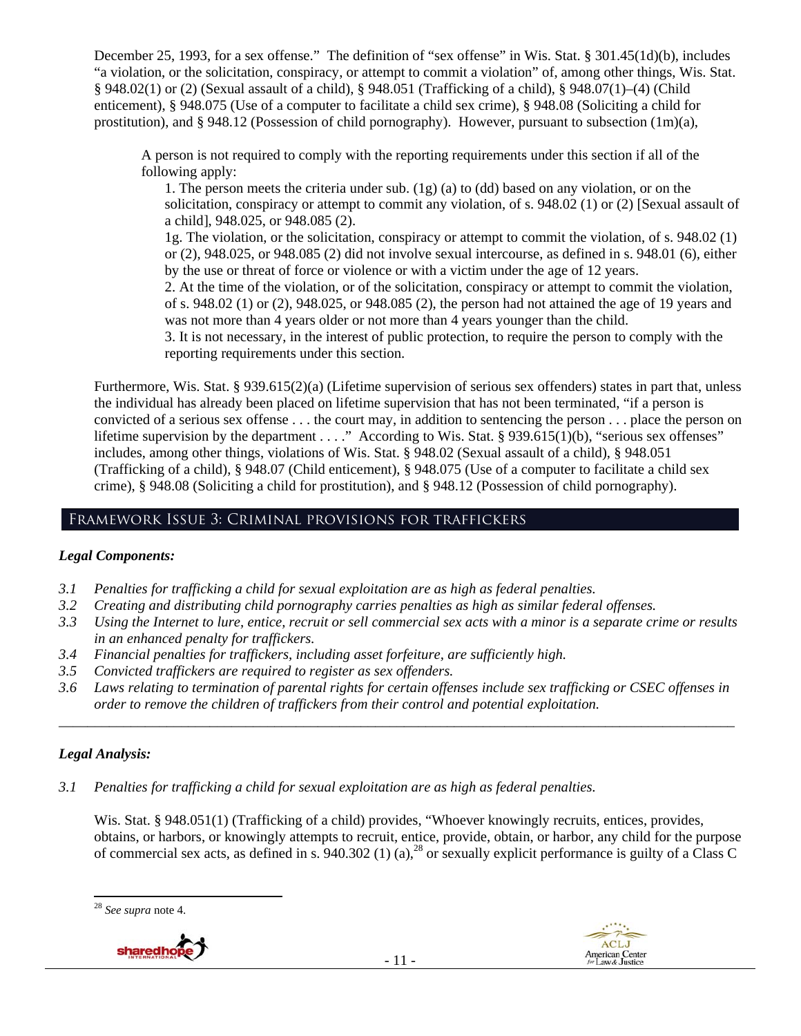December 25, 1993, for a sex offense." The definition of "sex offense" in Wis. Stat. § 301.45(1d)(b), includes "a violation, or the solicitation, conspiracy, or attempt to commit a violation" of, among other things, Wis. Stat. § 948.02(1) or (2) (Sexual assault of a child), § 948.051 (Trafficking of a child), § 948.07(1)–(4) (Child enticement), § 948.075 (Use of a computer to facilitate a child sex crime), § 948.08 (Soliciting a child for prostitution), and § 948.12 (Possession of child pornography). However, pursuant to subsection (1m)(a),

> A person is not required to comply with the reporting requirements under this section if all of the following apply:
>
> 1. The person meets the criteria under sub. (1g) (a) to (dd) based on any violation, or on the solicitation, conspiracy or attempt to commit any violation, of s. 948.02 (1) or (2) [Sexual assault of a child], 948.025, or 948.085 (2).
>
> 1g. The violation, or the solicitation, conspiracy or attempt to commit the violation, of s. 948.02 (1) or (2), 948.025, or 948.085 (2) did not involve sexual intercourse, as defined in s. 948.01 (6), either by the use or threat of force or violence or with a victim under the age of 12 years.
>
> 2. At the time of the violation, or of the solicitation, conspiracy or attempt to commit the violation, of s. 948.02 (1) or (2), 948.025, or 948.085 (2), the person had not attained the age of 19 years and was not more than 4 years older or not more than 4 years younger than the child.
>
> 3. It is not necessary, in the interest of public protection, to require the person to comply with the reporting requirements under this section.

Furthermore, Wis. Stat. § 939.615(2)(a) (Lifetime supervision of serious sex offenders) states in part that, unless the individual has already been placed on lifetime supervision that has not been terminated, "if a person is convicted of a serious sex offense . . . the court may, in addition to sentencing the person . . . place the person on lifetime supervision by the department . . . ." According to Wis. Stat. § 939.615(1)(b), "serious sex offenses" includes, among other things, violations of Wis. Stat. § 948.02 (Sexual assault of a child), § 948.051 (Trafficking of a child), § 948.07 (Child enticement), § 948.075 (Use of a computer to facilitate a child sex crime), § 948.08 (Soliciting a child for prostitution), and § 948.12 (Possession of child pornography).

## Framework Issue 3: Criminal provisions for traffickers

### *Legal Components:*

*3.1 Penalties for trafficking a child for sexual exploitation are as high as federal penalties.*
*3.2 Creating and distributing child pornography carries penalties as high as similar federal offenses.*
*3.3 Using the Internet to lure, entice, recruit or sell commercial sex acts with a minor is a separate crime or results in an enhanced penalty for traffickers.*
*3.4 Financial penalties for traffickers, including asset forfeiture, are sufficiently high.*
*3.5 Convicted traffickers are required to register as sex offenders.*
*3.6 Laws relating to termination of parental rights for certain offenses include sex trafficking or CSEC offenses in order to remove the children of traffickers from their control and potential exploitation.*

---

### *Legal Analysis:*

*3.1 Penalties for trafficking a child for sexual exploitation are as high as federal penalties.*

Wis. Stat. § 948.051(1) (Trafficking of a child) provides, "Whoever knowingly recruits, entices, provides, obtains, or harbors, or knowingly attempts to recruit, entice, provide, obtain, or harbor, any child for the purpose of commercial sex acts, as defined in s. 940.302 (1) (a),[28] or sexually explicit performance is guilty of a Class C

---

[28] *See supra* note 4.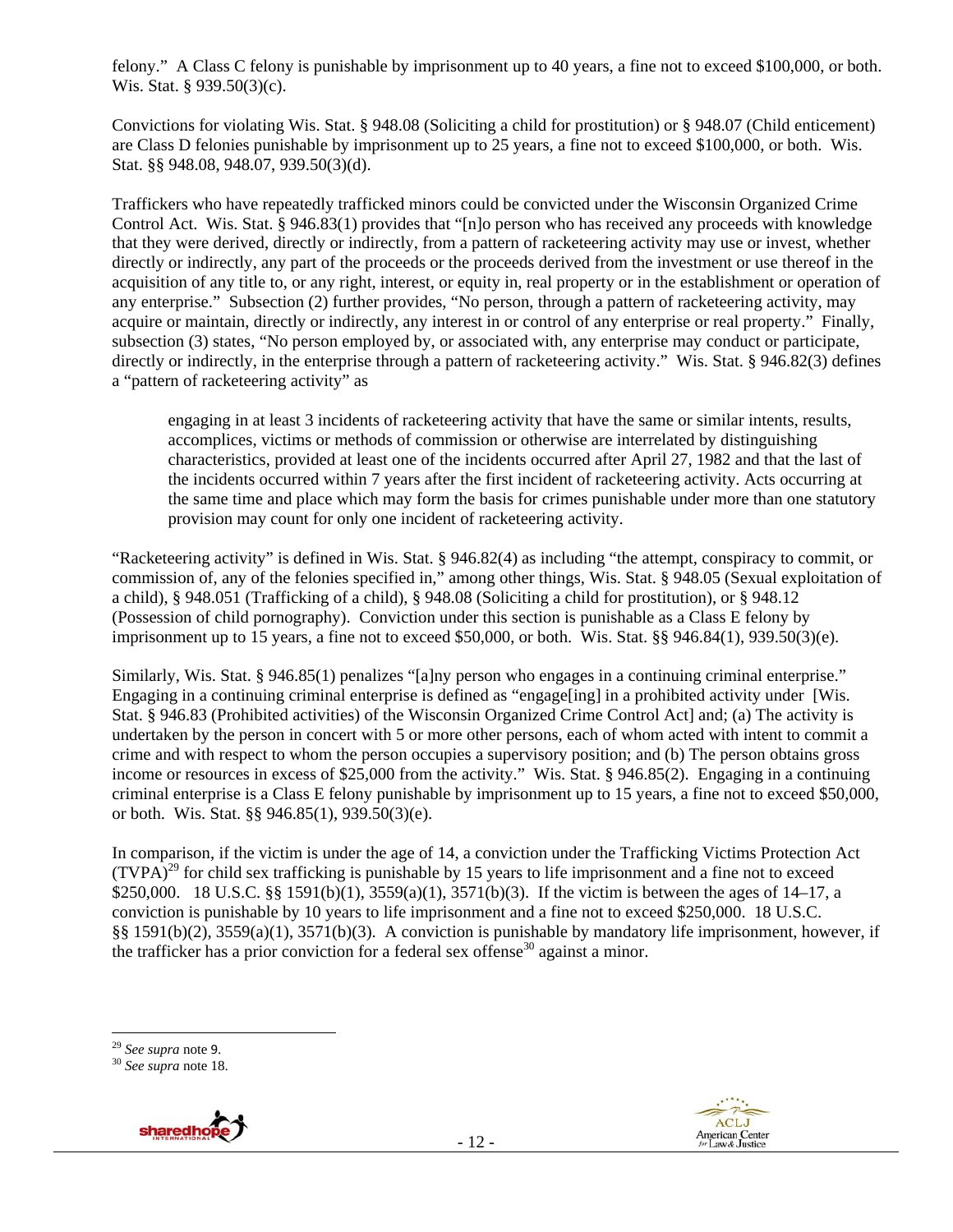felony." A Class C felony is punishable by imprisonment up to 40 years, a fine not to exceed $100,000, or both. Wis. Stat. § 939.50(3)(c).

Convictions for violating Wis. Stat. § 948.08 (Soliciting a child for prostitution) or § 948.07 (Child enticement) are Class D felonies punishable by imprisonment up to 25 years, a fine not to exceed $100,000, or both. Wis. Stat. §§ 948.08, 948.07, 939.50(3)(d).

Traffickers who have repeatedly trafficked minors could be convicted under the Wisconsin Organized Crime Control Act. Wis. Stat. § 946.83(1) provides that "[n]o person who has received any proceeds with knowledge that they were derived, directly or indirectly, from a pattern of racketeering activity may use or invest, whether directly or indirectly, any part of the proceeds or the proceeds derived from the investment or use thereof in the acquisition of any title to, or any right, interest, or equity in, real property or in the establishment or operation of any enterprise." Subsection (2) further provides, "No person, through a pattern of racketeering activity, may acquire or maintain, directly or indirectly, any interest in or control of any enterprise or real property." Finally, subsection (3) states, "No person employed by, or associated with, any enterprise may conduct or participate, directly or indirectly, in the enterprise through a pattern of racketeering activity." Wis. Stat. § 946.82(3) defines a "pattern of racketeering activity" as

> engaging in at least 3 incidents of racketeering activity that have the same or similar intents, results, accomplices, victims or methods of commission or otherwise are interrelated by distinguishing characteristics, provided at least one of the incidents occurred after April 27, 1982 and that the last of the incidents occurred within 7 years after the first incident of racketeering activity. Acts occurring at the same time and place which may form the basis for crimes punishable under more than one statutory provision may count for only one incident of racketeering activity.

"Racketeering activity" is defined in Wis. Stat. § 946.82(4) as including "the attempt, conspiracy to commit, or commission of, any of the felonies specified in," among other things, Wis. Stat. § 948.05 (Sexual exploitation of a child), § 948.051 (Trafficking of a child), § 948.08 (Soliciting a child for prostitution), or § 948.12 (Possession of child pornography). Conviction under this section is punishable as a Class E felony by imprisonment up to 15 years, a fine not to exceed $50,000, or both. Wis. Stat. §§ 946.84(1), 939.50(3)(e).

Similarly, Wis. Stat. § 946.85(1) penalizes "[a]ny person who engages in a continuing criminal enterprise." Engaging in a continuing criminal enterprise is defined as "engage[ing] in a prohibited activity under [Wis. Stat. § 946.83 (Prohibited activities) of the Wisconsin Organized Crime Control Act] and; (a) The activity is undertaken by the person in concert with 5 or more other persons, each of whom acted with intent to commit a crime and with respect to whom the person occupies a supervisory position; and (b) The person obtains gross income or resources in excess of $25,000 from the activity." Wis. Stat. § 946.85(2). Engaging in a continuing criminal enterprise is a Class E felony punishable by imprisonment up to 15 years, a fine not to exceed $50,000, or both. Wis. Stat. §§ 946.85(1), 939.50(3)(e).

In comparison, if the victim is under the age of 14, a conviction under the Trafficking Victims Protection Act (TVPA)[29] for child sex trafficking is punishable by 15 years to life imprisonment and a fine not to exceed $250,000. 18 U.S.C. §§ 1591(b)(1), 3559(a)(1), 3571(b)(3). If the victim is between the ages of 14–17, a conviction is punishable by 10 years to life imprisonment and a fine not to exceed $250,000. 18 U.S.C. §§ 1591(b)(2), 3559(a)(1), 3571(b)(3). A conviction is punishable by mandatory life imprisonment, however, if the trafficker has a prior conviction for a federal sex offense[30] against a minor.

---

[29] *See supra* note 9.

[30] *See supra* note 18.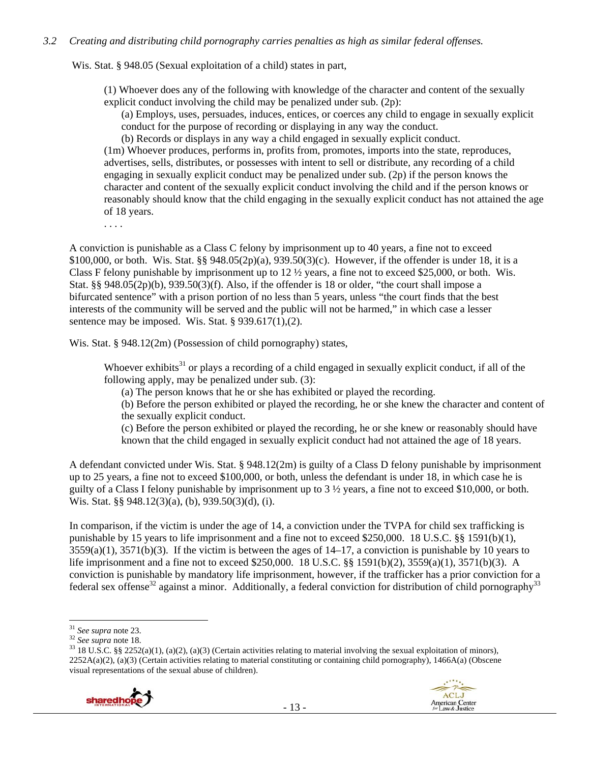*3.2 Creating and distributing child pornography carries penalties as high as similar federal offenses.*

Wis. Stat. § 948.05 (Sexual exploitation of a child) states in part,

> (1) Whoever does any of the following with knowledge of the character and content of the sexually explicit conduct involving the child may be penalized under sub. (2p):
>
> (a) Employs, uses, persuades, induces, entices, or coerces any child to engage in sexually explicit conduct for the purpose of recording or displaying in any way the conduct.
>
> (b) Records or displays in any way a child engaged in sexually explicit conduct.
>
> (1m) Whoever produces, performs in, profits from, promotes, imports into the state, reproduces, advertises, sells, distributes, or possesses with intent to sell or distribute, any recording of a child engaging in sexually explicit conduct may be penalized under sub. (2p) if the person knows the character and content of the sexually explicit conduct involving the child and if the person knows or reasonably should know that the child engaging in the sexually explicit conduct has not attained the age of 18 years.
>
> . . . .

A conviction is punishable as a Class C felony by imprisonment up to 40 years, a fine not to exceed $100,000, or both. Wis. Stat. §§ 948.05(2p)(a), 939.50(3)(c). However, if the offender is under 18, it is a Class F felony punishable by imprisonment up to 12 ½ years, a fine not to exceed $25,000, or both. Wis. Stat. §§ 948.05(2p)(b), 939.50(3)(f). Also, if the offender is 18 or older, "the court shall impose a bifurcated sentence" with a prison portion of no less than 5 years, unless "the court finds that the best interests of the community will be served and the public will not be harmed," in which case a lesser sentence may be imposed. Wis. Stat. § 939.617(1),(2).

Wis. Stat. § 948.12(2m) (Possession of child pornography) states,

> Whoever exhibits[31] or plays a recording of a child engaged in sexually explicit conduct, if all of the following apply, may be penalized under sub. (3):
>
> (a) The person knows that he or she has exhibited or played the recording.
>
> (b) Before the person exhibited or played the recording, he or she knew the character and content of the sexually explicit conduct.
>
> (c) Before the person exhibited or played the recording, he or she knew or reasonably should have known that the child engaged in sexually explicit conduct had not attained the age of 18 years.

A defendant convicted under Wis. Stat. § 948.12(2m) is guilty of a Class D felony punishable by imprisonment up to 25 years, a fine not to exceed $100,000, or both, unless the defendant is under 18, in which case he is guilty of a Class I felony punishable by imprisonment up to 3 ½ years, a fine not to exceed $10,000, or both. Wis. Stat. §§ 948.12(3)(a), (b), 939.50(3)(d), (i).

In comparison, if the victim is under the age of 14, a conviction under the TVPA for child sex trafficking is punishable by 15 years to life imprisonment and a fine not to exceed $250,000. 18 U.S.C. §§ 1591(b)(1), 3559(a)(1), 3571(b)(3). If the victim is between the ages of 14–17, a conviction is punishable by 10 years to life imprisonment and a fine not to exceed $250,000. 18 U.S.C. §§ 1591(b)(2), 3559(a)(1), 3571(b)(3). A conviction is punishable by mandatory life imprisonment, however, if the trafficker has a prior conviction for a federal sex offense[32] against a minor. Additionally, a federal conviction for distribution of child pornography[33]

---

[31] *See supra* note 23.

[32] *See supra* note 18.

[33] 18 U.S.C. §§ 2252(a)(1), (a)(2), (a)(3) (Certain activities relating to material involving the sexual exploitation of minors), 2252A(a)(2), (a)(3) (Certain activities relating to material constituting or containing child pornography), 1466A(a) (Obscene visual representations of the sexual abuse of children).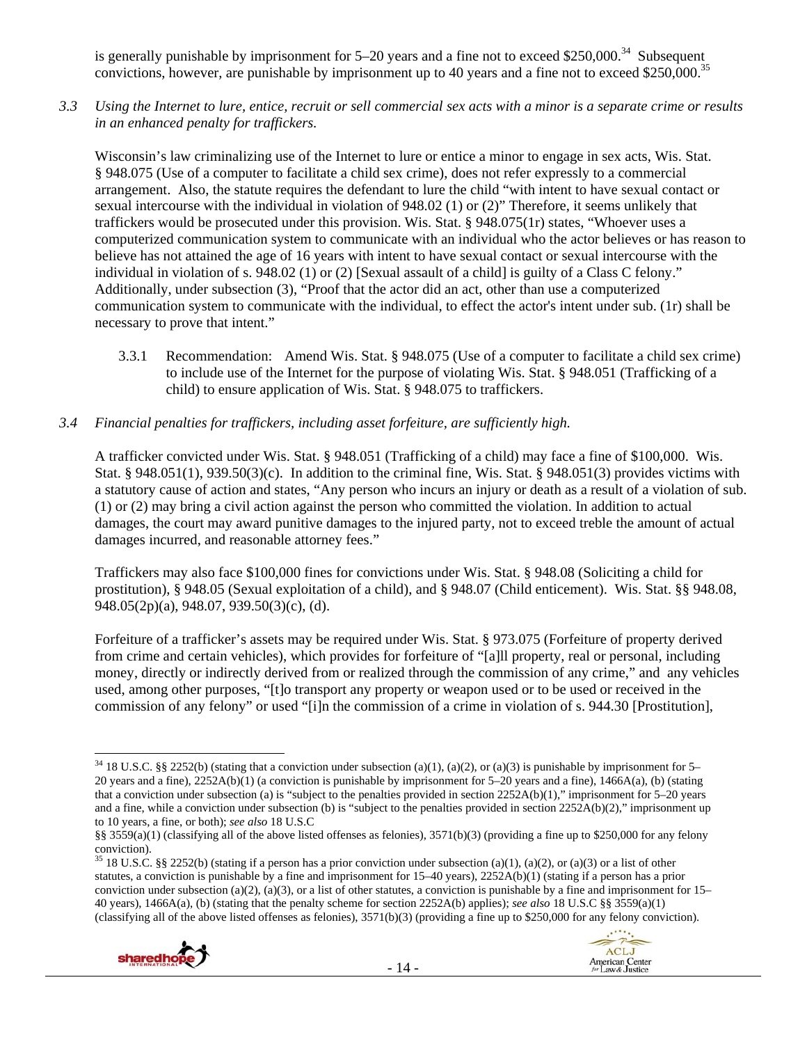is generally punishable by imprisonment for 5–20 years and a fine not to exceed \$250,000.[34] Subsequent convictions, however, are punishable by imprisonment up to 40 years and a fine not to exceed \$250,000.[35]

*3.3 Using the Internet to lure, entice, recruit or sell commercial sex acts with a minor is a separate crime or results in an enhanced penalty for traffickers.*

Wisconsin's law criminalizing use of the Internet to lure or entice a minor to engage in sex acts, Wis. Stat. § 948.075 (Use of a computer to facilitate a child sex crime), does not refer expressly to a commercial arrangement. Also, the statute requires the defendant to lure the child "with intent to have sexual contact or sexual intercourse with the individual in violation of 948.02 (1) or (2)" Therefore, it seems unlikely that traffickers would be prosecuted under this provision. Wis. Stat. § 948.075(1r) states, "Whoever uses a computerized communication system to communicate with an individual who the actor believes or has reason to believe has not attained the age of 16 years with intent to have sexual contact or sexual intercourse with the individual in violation of s. 948.02 (1) or (2) [Sexual assault of a child] is guilty of a Class C felony." Additionally, under subsection (3), "Proof that the actor did an act, other than use a computerized communication system to communicate with the individual, to effect the actor's intent under sub. (1r) shall be necessary to prove that intent."

3.3.1 Recommendation: Amend Wis. Stat. § 948.075 (Use of a computer to facilitate a child sex crime) to include use of the Internet for the purpose of violating Wis. Stat. § 948.051 (Trafficking of a child) to ensure application of Wis. Stat. § 948.075 to traffickers.

*3.4 Financial penalties for traffickers, including asset forfeiture, are sufficiently high.*

A trafficker convicted under Wis. Stat. § 948.051 (Trafficking of a child) may face a fine of \$100,000. Wis. Stat. § 948.051(1), 939.50(3)(c). In addition to the criminal fine, Wis. Stat. § 948.051(3) provides victims with a statutory cause of action and states, "Any person who incurs an injury or death as a result of a violation of sub. (1) or (2) may bring a civil action against the person who committed the violation. In addition to actual damages, the court may award punitive damages to the injured party, not to exceed treble the amount of actual damages incurred, and reasonable attorney fees."

Traffickers may also face \$100,000 fines for convictions under Wis. Stat. § 948.08 (Soliciting a child for prostitution), § 948.05 (Sexual exploitation of a child), and § 948.07 (Child enticement). Wis. Stat. §§ 948.08, 948.05(2p)(a), 948.07, 939.50(3)(c), (d).

Forfeiture of a trafficker's assets may be required under Wis. Stat. § 973.075 (Forfeiture of property derived from crime and certain vehicles), which provides for forfeiture of "[a]ll property, real or personal, including money, directly or indirectly derived from or realized through the commission of any crime," and any vehicles used, among other purposes, "[t]o transport any property or weapon used or to be used or received in the commission of any felony" or used "[i]n the commission of a crime in violation of s. 944.30 [Prostitution],

---

[34] 18 U.S.C. §§ 2252(b) (stating that a conviction under subsection (a)(1), (a)(2), or (a)(3) is punishable by imprisonment for 5–20 years and a fine), 2252A(b)(1) (a conviction is punishable by imprisonment for 5–20 years and a fine), 1466A(a), (b) (stating that a conviction under subsection (a) is "subject to the penalties provided in section 2252A(b)(1)," imprisonment for 5–20 years and a fine, while a conviction under subsection (b) is "subject to the penalties provided in section 2252A(b)(2)," imprisonment up to 10 years, a fine, or both); *see also* 18 U.S.C §§ 3559(a)(1) (classifying all of the above listed offenses as felonies), 3571(b)(3) (providing a fine up to \$250,000 for any felony conviction).

[35] 18 U.S.C. §§ 2252(b) (stating if a person has a prior conviction under subsection (a)(1), (a)(2), or (a)(3) or a list of other statutes, a conviction is punishable by a fine and imprisonment for 15–40 years), 2252A(b)(1) (stating if a person has a prior conviction under subsection (a)(2), (a)(3), or a list of other statutes, a conviction is punishable by a fine and imprisonment for 15–40 years), 1466A(a), (b) (stating that the penalty scheme for section 2252A(b) applies); *see also* 18 U.S.C §§ 3559(a)(1) (classifying all of the above listed offenses as felonies), 3571(b)(3) (providing a fine up to \$250,000 for any felony conviction).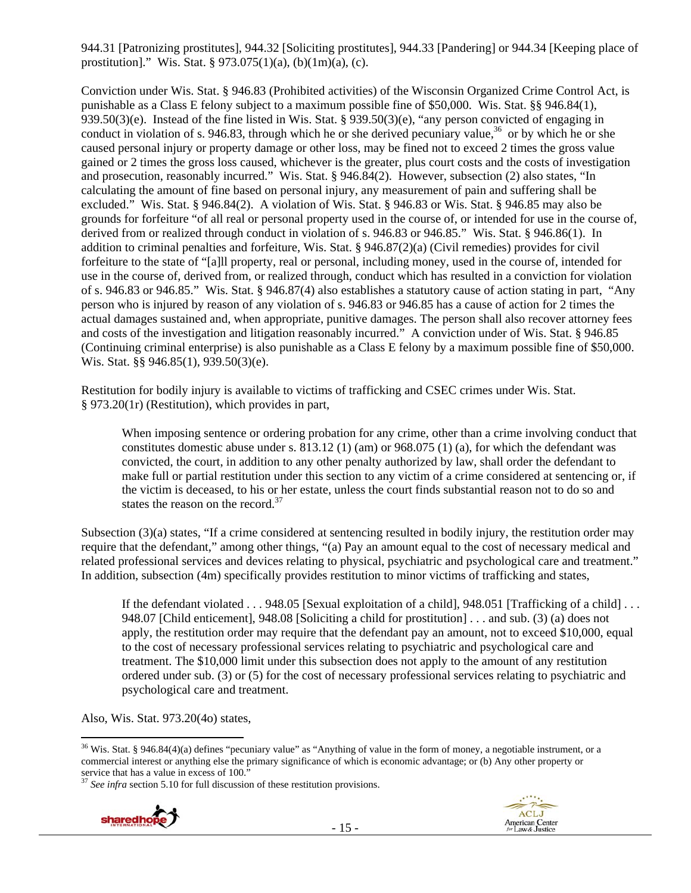944.31 [Patronizing prostitutes], 944.32 [Soliciting prostitutes], 944.33 [Pandering] or 944.34 [Keeping place of prostitution]." Wis. Stat. § 973.075(1)(a), (b)(1m)(a), (c).

Conviction under Wis. Stat. § 946.83 (Prohibited activities) of the Wisconsin Organized Crime Control Act, is punishable as a Class E felony subject to a maximum possible fine of $50,000. Wis. Stat. §§ 946.84(1), 939.50(3)(e). Instead of the fine listed in Wis. Stat. § 939.50(3)(e), "any person convicted of engaging in conduct in violation of s. 946.83, through which he or she derived pecuniary value,[36] or by which he or she caused personal injury or property damage or other loss, may be fined not to exceed 2 times the gross value gained or 2 times the gross loss caused, whichever is the greater, plus court costs and the costs of investigation and prosecution, reasonably incurred." Wis. Stat. § 946.84(2). However, subsection (2) also states, "In calculating the amount of fine based on personal injury, any measurement of pain and suffering shall be excluded." Wis. Stat. § 946.84(2). A violation of Wis. Stat. § 946.83 or Wis. Stat. § 946.85 may also be grounds for forfeiture "of all real or personal property used in the course of, or intended for use in the course of, derived from or realized through conduct in violation of s. 946.83 or 946.85." Wis. Stat. § 946.86(1). In addition to criminal penalties and forfeiture, Wis. Stat. § 946.87(2)(a) (Civil remedies) provides for civil forfeiture to the state of "[a]ll property, real or personal, including money, used in the course of, intended for use in the course of, derived from, or realized through, conduct which has resulted in a conviction for violation of s. 946.83 or 946.85." Wis. Stat. § 946.87(4) also establishes a statutory cause of action stating in part, "Any person who is injured by reason of any violation of s. 946.83 or 946.85 has a cause of action for 2 times the actual damages sustained and, when appropriate, punitive damages. The person shall also recover attorney fees and costs of the investigation and litigation reasonably incurred." A conviction under of Wis. Stat. § 946.85 (Continuing criminal enterprise) is also punishable as a Class E felony by a maximum possible fine of $50,000. Wis. Stat. §§ 946.85(1), 939.50(3)(e).

Restitution for bodily injury is available to victims of trafficking and CSEC crimes under Wis. Stat. § 973.20(1r) (Restitution), which provides in part,

> When imposing sentence or ordering probation for any crime, other than a crime involving conduct that constitutes domestic abuse under s. 813.12 (1) (am) or 968.075 (1) (a), for which the defendant was convicted, the court, in addition to any other penalty authorized by law, shall order the defendant to make full or partial restitution under this section to any victim of a crime considered at sentencing or, if the victim is deceased, to his or her estate, unless the court finds substantial reason not to do so and states the reason on the record.[37]

Subsection (3)(a) states, "If a crime considered at sentencing resulted in bodily injury, the restitution order may require that the defendant," among other things, "(a) Pay an amount equal to the cost of necessary medical and related professional services and devices relating to physical, psychiatric and psychological care and treatment." In addition, subsection (4m) specifically provides restitution to minor victims of trafficking and states,

> If the defendant violated . . . 948.05 [Sexual exploitation of a child], 948.051 [Trafficking of a child] . . . 948.07 [Child enticement], 948.08 [Soliciting a child for prostitution] . . . and sub. (3) (a) does not apply, the restitution order may require that the defendant pay an amount, not to exceed $10,000, equal to the cost of necessary professional services relating to psychiatric and psychological care and treatment. The $10,000 limit under this subsection does not apply to the amount of any restitution ordered under sub. (3) or (5) for the cost of necessary professional services relating to psychiatric and psychological care and treatment.

Also, Wis. Stat. 973.20(4o) states,

---

[36] Wis. Stat. § 946.84(4)(a) defines "pecuniary value" as "Anything of value in the form of money, a negotiable instrument, or a commercial interest or anything else the primary significance of which is economic advantage; or (b) Any other property or service that has a value in excess of 100."

[37] *See infra* section 5.10 for full discussion of these restitution provisions.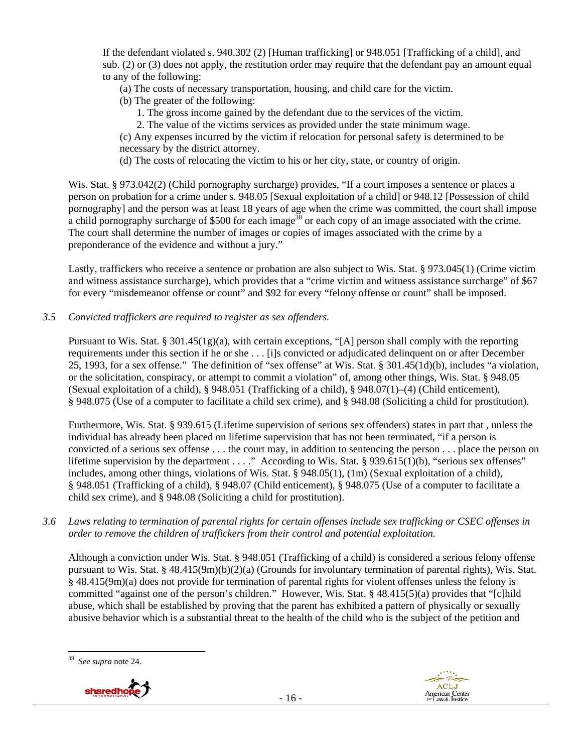If the defendant violated s. 940.302 (2) [Human trafficking] or 948.051 [Trafficking of a child], and sub. (2) or (3) does not apply, the restitution order may require that the defendant pay an amount equal to any of the following:

(a) The costs of necessary transportation, housing, and child care for the victim.

(b) The greater of the following:

1. The gross income gained by the defendant due to the services of the victim.
2. The value of the victims services as provided under the state minimum wage.

(c) Any expenses incurred by the victim if relocation for personal safety is determined to be necessary by the district attorney.

(d) The costs of relocating the victim to his or her city, state, or country of origin.

Wis. Stat. § 973.042(2) (Child pornography surcharge) provides, "If a court imposes a sentence or places a person on probation for a crime under s. 948.05 [Sexual exploitation of a child] or 948.12 [Possession of child pornography] and the person was at least 18 years of age when the crime was committed, the court shall impose a child pornography surcharge of $500 for each image[38] or each copy of an image associated with the crime. The court shall determine the number of images or copies of images associated with the crime by a preponderance of the evidence and without a jury."

Lastly, traffickers who receive a sentence or probation are also subject to Wis. Stat. § 973.045(1) (Crime victim and witness assistance surcharge), which provides that a "crime victim and witness assistance surcharge" of $67 for every "misdemeanor offense or count" and $92 for every "felony offense or count" shall be imposed.

*3.5 Convicted traffickers are required to register as sex offenders.*

Pursuant to Wis. Stat. § 301.45(1g)(a), with certain exceptions, "[A] person shall comply with the reporting requirements under this section if he or she . . . [i]s convicted or adjudicated delinquent on or after December 25, 1993, for a sex offense." The definition of "sex offense" at Wis. Stat. § 301.45(1d)(b), includes "a violation, or the solicitation, conspiracy, or attempt to commit a violation" of, among other things, Wis. Stat. § 948.05 (Sexual exploitation of a child), § 948.051 (Trafficking of a child), § 948.07(1)–(4) (Child enticement), § 948.075 (Use of a computer to facilitate a child sex crime), and § 948.08 (Soliciting a child for prostitution).

Furthermore, Wis. Stat. § 939.615 (Lifetime supervision of serious sex offenders) states in part that , unless the individual has already been placed on lifetime supervision that has not been terminated, "if a person is convicted of a serious sex offense . . . the court may, in addition to sentencing the person . . . place the person on lifetime supervision by the department . . . ." According to Wis. Stat. § 939.615(1)(b), "serious sex offenses" includes, among other things, violations of Wis. Stat. § 948.05(1), (1m) (Sexual exploitation of a child), § 948.051 (Trafficking of a child), § 948.07 (Child enticement), § 948.075 (Use of a computer to facilitate a child sex crime), and § 948.08 (Soliciting a child for prostitution).

*3.6 Laws relating to termination of parental rights for certain offenses include sex trafficking or CSEC offenses in order to remove the children of traffickers from their control and potential exploitation.*

Although a conviction under Wis. Stat. § 948.051 (Trafficking of a child) is considered a serious felony offense pursuant to Wis. Stat. § 48.415(9m)(b)(2)(a) (Grounds for involuntary termination of parental rights), Wis. Stat. § 48.415(9m)(a) does not provide for termination of parental rights for violent offenses unless the felony is committed "against one of the person's children." However, Wis. Stat. § 48.415(5)(a) provides that "[c]hild abuse, which shall be established by proving that the parent has exhibited a pattern of physically or sexually abusive behavior which is a substantial threat to the health of the child who is the subject of the petition and

[38] *See supra* note 24.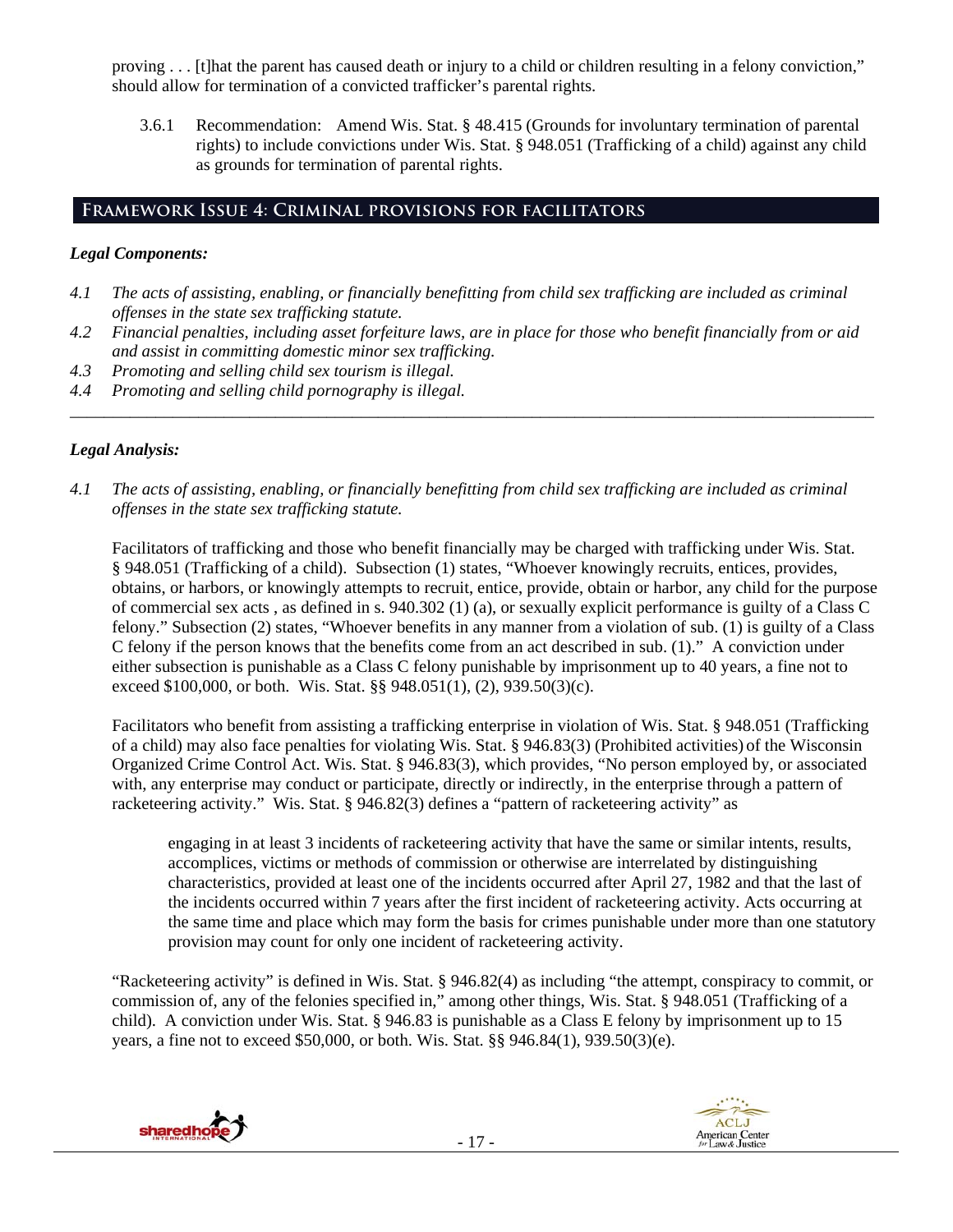proving . . . [t]hat the parent has caused death or injury to a child or children resulting in a felony conviction," should allow for termination of a convicted trafficker's parental rights.

3.6.1 Recommendation: Amend Wis. Stat. § 48.415 (Grounds for involuntary termination of parental rights) to include convictions under Wis. Stat. § 948.051 (Trafficking of a child) against any child as grounds for termination of parental rights.

## Framework Issue 4: Criminal provisions for facilitators

### *Legal Components:*

*4.1 The acts of assisting, enabling, or financially benefitting from child sex trafficking are included as criminal offenses in the state sex trafficking statute.*

*4.2 Financial penalties, including asset forfeiture laws, are in place for those who benefit financially from or aid and assist in committing domestic minor sex trafficking.*

*4.3 Promoting and selling child sex tourism is illegal.*

*4.4 Promoting and selling child pornography is illegal.*

---

### *Legal Analysis:*

*4.1 The acts of assisting, enabling, or financially benefitting from child sex trafficking are included as criminal offenses in the state sex trafficking statute.*

Facilitators of trafficking and those who benefit financially may be charged with trafficking under Wis. Stat. § 948.051 (Trafficking of a child). Subsection (1) states, "Whoever knowingly recruits, entices, provides, obtains, or harbors, or knowingly attempts to recruit, entice, provide, obtain or harbor, any child for the purpose of commercial sex acts , as defined in s. 940.302 (1) (a), or sexually explicit performance is guilty of a Class C felony." Subsection (2) states, "Whoever benefits in any manner from a violation of sub. (1) is guilty of a Class C felony if the person knows that the benefits come from an act described in sub. (1)." A conviction under either subsection is punishable as a Class C felony punishable by imprisonment up to 40 years, a fine not to exceed $100,000, or both. Wis. Stat. §§ 948.051(1), (2), 939.50(3)(c).

Facilitators who benefit from assisting a trafficking enterprise in violation of Wis. Stat. § 948.051 (Trafficking of a child) may also face penalties for violating Wis. Stat. § 946.83(3) (Prohibited activities) of the Wisconsin Organized Crime Control Act. Wis. Stat. § 946.83(3), which provides, "No person employed by, or associated with, any enterprise may conduct or participate, directly or indirectly, in the enterprise through a pattern of racketeering activity." Wis. Stat. § 946.82(3) defines a "pattern of racketeering activity" as

> engaging in at least 3 incidents of racketeering activity that have the same or similar intents, results, accomplices, victims or methods of commission or otherwise are interrelated by distinguishing characteristics, provided at least one of the incidents occurred after April 27, 1982 and that the last of the incidents occurred within 7 years after the first incident of racketeering activity. Acts occurring at the same time and place which may form the basis for crimes punishable under more than one statutory provision may count for only one incident of racketeering activity.

"Racketeering activity" is defined in Wis. Stat. § 946.82(4) as including "the attempt, conspiracy to commit, or commission of, any of the felonies specified in," among other things, Wis. Stat. § 948.051 (Trafficking of a child). A conviction under Wis. Stat. § 946.83 is punishable as a Class E felony by imprisonment up to 15 years, a fine not to exceed $50,000, or both. Wis. Stat. §§ 946.84(1), 939.50(3)(e).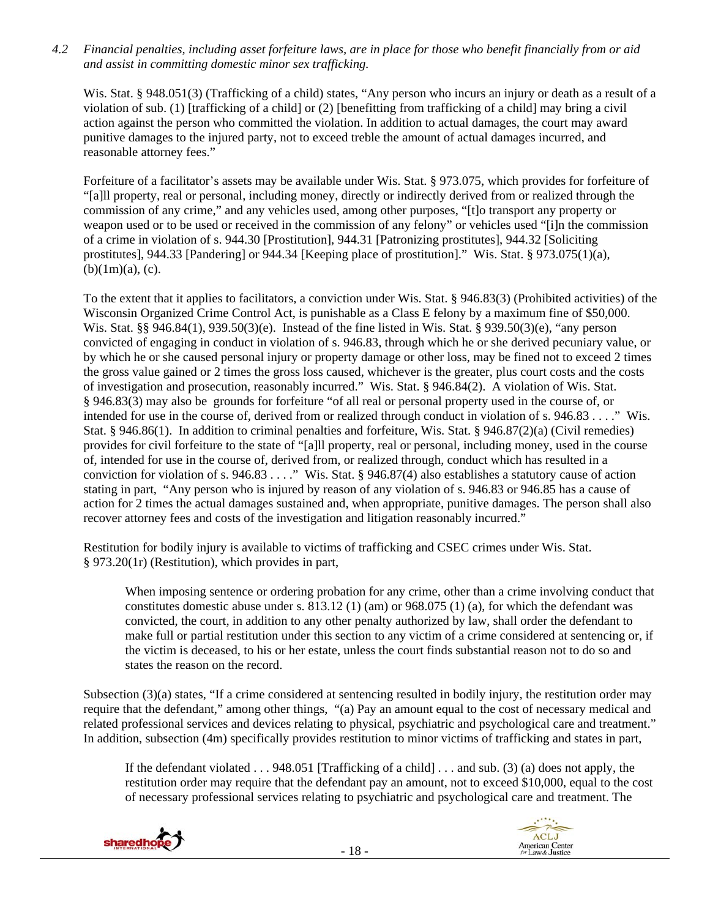*4.2 Financial penalties, including asset forfeiture laws, are in place for those who benefit financially from or aid and assist in committing domestic minor sex trafficking.*

Wis. Stat. § 948.051(3) (Trafficking of a child) states, "Any person who incurs an injury or death as a result of a violation of sub. (1) [trafficking of a child] or (2) [benefitting from trafficking of a child] may bring a civil action against the person who committed the violation. In addition to actual damages, the court may award punitive damages to the injured party, not to exceed treble the amount of actual damages incurred, and reasonable attorney fees."

Forfeiture of a facilitator's assets may be available under Wis. Stat. § 973.075, which provides for forfeiture of "[a]ll property, real or personal, including money, directly or indirectly derived from or realized through the commission of any crime," and any vehicles used, among other purposes, "[t]o transport any property or weapon used or to be used or received in the commission of any felony" or vehicles used "[i]n the commission of a crime in violation of s. 944.30 [Prostitution], 944.31 [Patronizing prostitutes], 944.32 [Soliciting prostitutes], 944.33 [Pandering] or 944.34 [Keeping place of prostitution]." Wis. Stat. § 973.075(1)(a), (b)(1m)(a), (c).

To the extent that it applies to facilitators, a conviction under Wis. Stat. § 946.83(3) (Prohibited activities) of the Wisconsin Organized Crime Control Act, is punishable as a Class E felony by a maximum fine of $50,000. Wis. Stat. §§ 946.84(1), 939.50(3)(e). Instead of the fine listed in Wis. Stat. § 939.50(3)(e), "any person convicted of engaging in conduct in violation of s. 946.83, through which he or she derived pecuniary value, or by which he or she caused personal injury or property damage or other loss, may be fined not to exceed 2 times the gross value gained or 2 times the gross loss caused, whichever is the greater, plus court costs and the costs of investigation and prosecution, reasonably incurred." Wis. Stat. § 946.84(2). A violation of Wis. Stat. § 946.83(3) may also be grounds for forfeiture "of all real or personal property used in the course of, or intended for use in the course of, derived from or realized through conduct in violation of s. 946.83 . . . ." Wis. Stat. § 946.86(1). In addition to criminal penalties and forfeiture, Wis. Stat. § 946.87(2)(a) (Civil remedies) provides for civil forfeiture to the state of "[a]ll property, real or personal, including money, used in the course of, intended for use in the course of, derived from, or realized through, conduct which has resulted in a conviction for violation of s. 946.83 . . . ." Wis. Stat. § 946.87(4) also establishes a statutory cause of action stating in part, "Any person who is injured by reason of any violation of s. 946.83 or 946.85 has a cause of action for 2 times the actual damages sustained and, when appropriate, punitive damages. The person shall also recover attorney fees and costs of the investigation and litigation reasonably incurred."

Restitution for bodily injury is available to victims of trafficking and CSEC crimes under Wis. Stat. § 973.20(1r) (Restitution), which provides in part,

> When imposing sentence or ordering probation for any crime, other than a crime involving conduct that constitutes domestic abuse under s. 813.12 (1) (am) or 968.075 (1) (a), for which the defendant was convicted, the court, in addition to any other penalty authorized by law, shall order the defendant to make full or partial restitution under this section to any victim of a crime considered at sentencing or, if the victim is deceased, to his or her estate, unless the court finds substantial reason not to do so and states the reason on the record.

Subsection (3)(a) states, "If a crime considered at sentencing resulted in bodily injury, the restitution order may require that the defendant," among other things, "(a) Pay an amount equal to the cost of necessary medical and related professional services and devices relating to physical, psychiatric and psychological care and treatment." In addition, subsection (4m) specifically provides restitution to minor victims of trafficking and states in part,

> If the defendant violated . . . 948.051 [Trafficking of a child] . . . and sub. (3) (a) does not apply, the restitution order may require that the defendant pay an amount, not to exceed $10,000, equal to the cost of necessary professional services relating to psychiatric and psychological care and treatment. The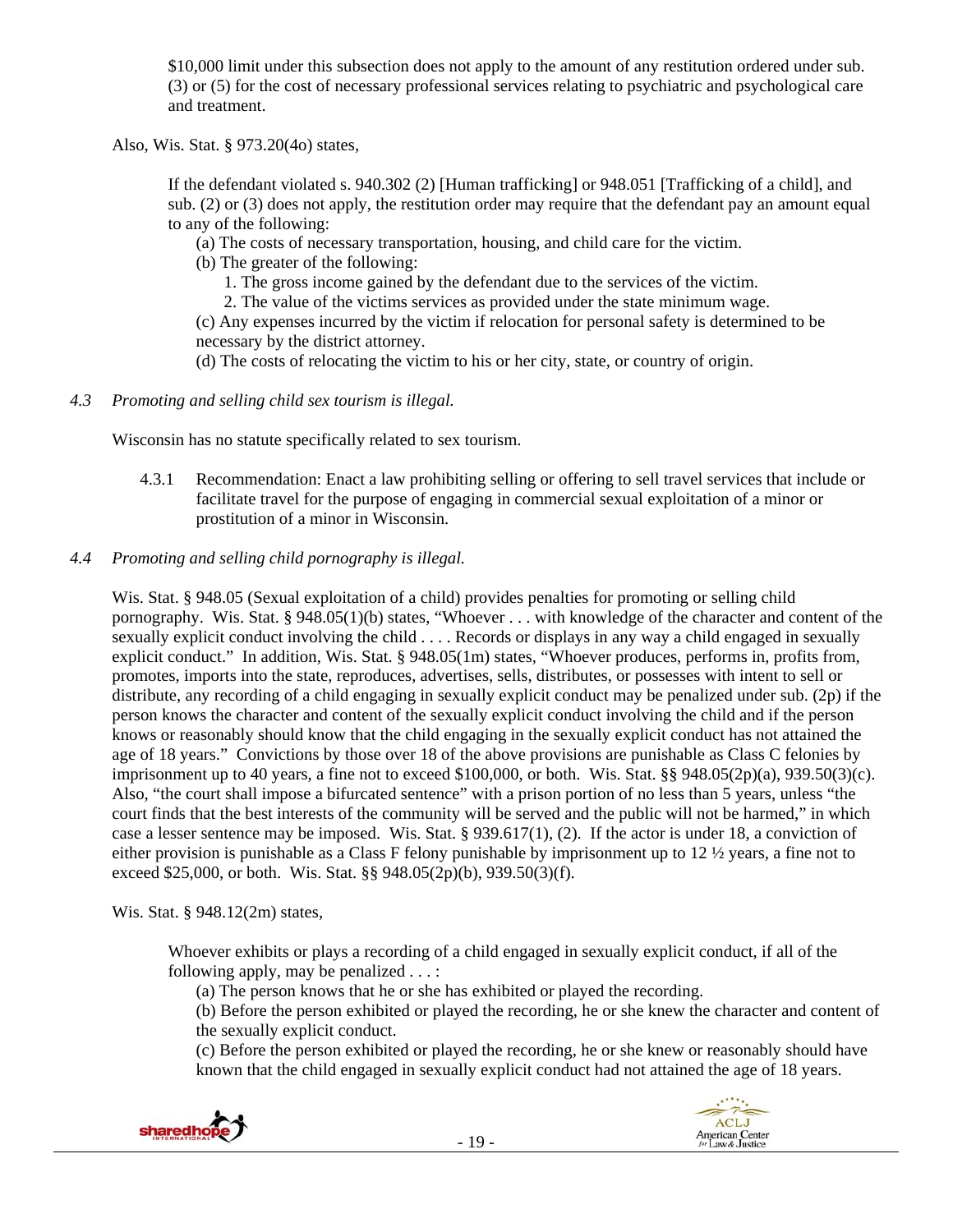> $10,000 limit under this subsection does not apply to the amount of any restitution ordered under sub. (3) or (5) for the cost of necessary professional services relating to psychiatric and psychological care and treatment.

Also, Wis. Stat. § 973.20(4o) states,

> If the defendant violated s. 940.302 (2) [Human trafficking] or 948.051 [Trafficking of a child], and sub. (2) or (3) does not apply, the restitution order may require that the defendant pay an amount equal to any of the following:
>
> (a) The costs of necessary transportation, housing, and child care for the victim.
>
> (b) The greater of the following:
>
> 1. The gross income gained by the defendant due to the services of the victim.
> 2. The value of the victims services as provided under the state minimum wage.
>
> (c) Any expenses incurred by the victim if relocation for personal safety is determined to be necessary by the district attorney.
>
> (d) The costs of relocating the victim to his or her city, state, or country of origin.

*4.3 Promoting and selling child sex tourism is illegal.*

Wisconsin has no statute specifically related to sex tourism.

4.3.1 Recommendation: Enact a law prohibiting selling or offering to sell travel services that include or facilitate travel for the purpose of engaging in commercial sexual exploitation of a minor or prostitution of a minor in Wisconsin.

*4.4 Promoting and selling child pornography is illegal.*

Wis. Stat. § 948.05 (Sexual exploitation of a child) provides penalties for promoting or selling child pornography. Wis. Stat. § 948.05(1)(b) states, "Whoever . . . with knowledge of the character and content of the sexually explicit conduct involving the child . . . . Records or displays in any way a child engaged in sexually explicit conduct." In addition, Wis. Stat. § 948.05(1m) states, "Whoever produces, performs in, profits from, promotes, imports into the state, reproduces, advertises, sells, distributes, or possesses with intent to sell or distribute, any recording of a child engaging in sexually explicit conduct may be penalized under sub. (2p) if the person knows the character and content of the sexually explicit conduct involving the child and if the person knows or reasonably should know that the child engaging in the sexually explicit conduct has not attained the age of 18 years." Convictions by those over 18 of the above provisions are punishable as Class C felonies by imprisonment up to 40 years, a fine not to exceed $100,000, or both. Wis. Stat. §§ 948.05(2p)(a), 939.50(3)(c). Also, "the court shall impose a bifurcated sentence" with a prison portion of no less than 5 years, unless "the court finds that the best interests of the community will be served and the public will not be harmed," in which case a lesser sentence may be imposed. Wis. Stat. § 939.617(1), (2). If the actor is under 18, a conviction of either provision is punishable as a Class F felony punishable by imprisonment up to 12 ½ years, a fine not to exceed $25,000, or both. Wis. Stat. §§ 948.05(2p)(b), 939.50(3)(f).

Wis. Stat. § 948.12(2m) states,

> Whoever exhibits or plays a recording of a child engaged in sexually explicit conduct, if all of the following apply, may be penalized . . . :
>
> (a) The person knows that he or she has exhibited or played the recording.
>
> (b) Before the person exhibited or played the recording, he or she knew the character and content of the sexually explicit conduct.
>
> (c) Before the person exhibited or played the recording, he or she knew or reasonably should have known that the child engaged in sexually explicit conduct had not attained the age of 18 years.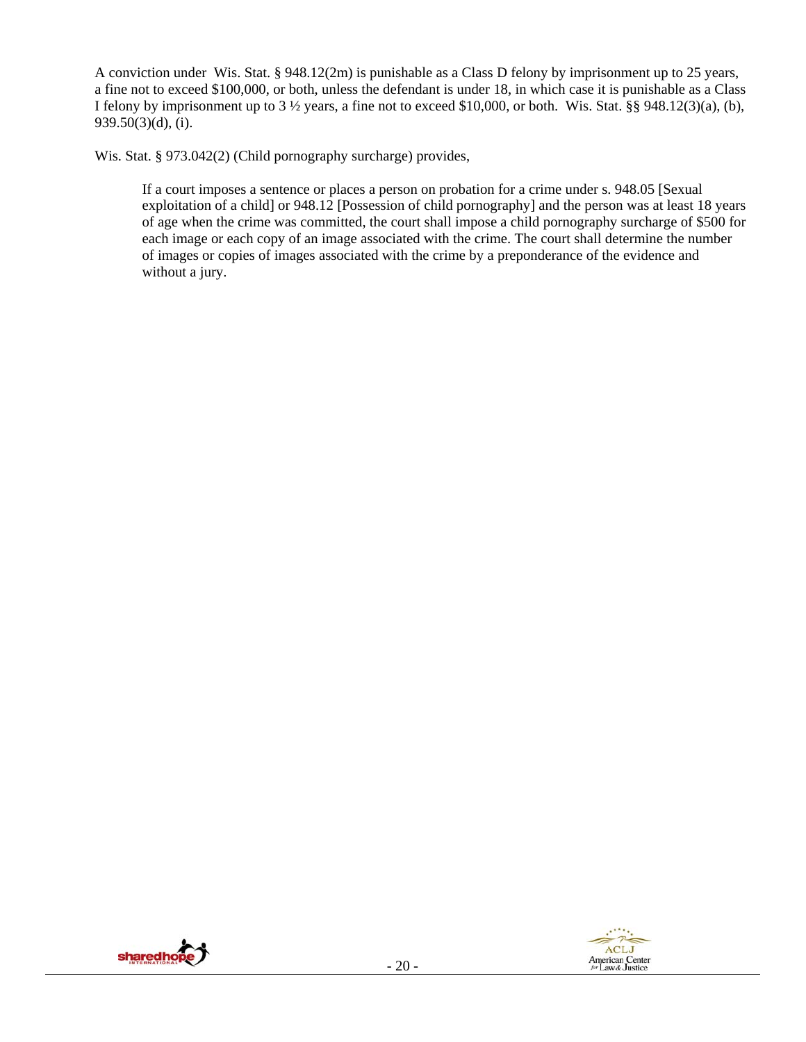A conviction under Wis. Stat. § 948.12(2m) is punishable as a Class D felony by imprisonment up to 25 years, a fine not to exceed $100,000, or both, unless the defendant is under 18, in which case it is punishable as a Class I felony by imprisonment up to 3 ½ years, a fine not to exceed $10,000, or both. Wis. Stat. §§ 948.12(3)(a), (b), 939.50(3)(d), (i).

Wis. Stat. § 973.042(2) (Child pornography surcharge) provides,

> If a court imposes a sentence or places a person on probation for a crime under s. 948.05 [Sexual exploitation of a child] or 948.12 [Possession of child pornography] and the person was at least 18 years of age when the crime was committed, the court shall impose a child pornography surcharge of $500 for each image or each copy of an image associated with the crime. The court shall determine the number of images or copies of images associated with the crime by a preponderance of the evidence and without a jury.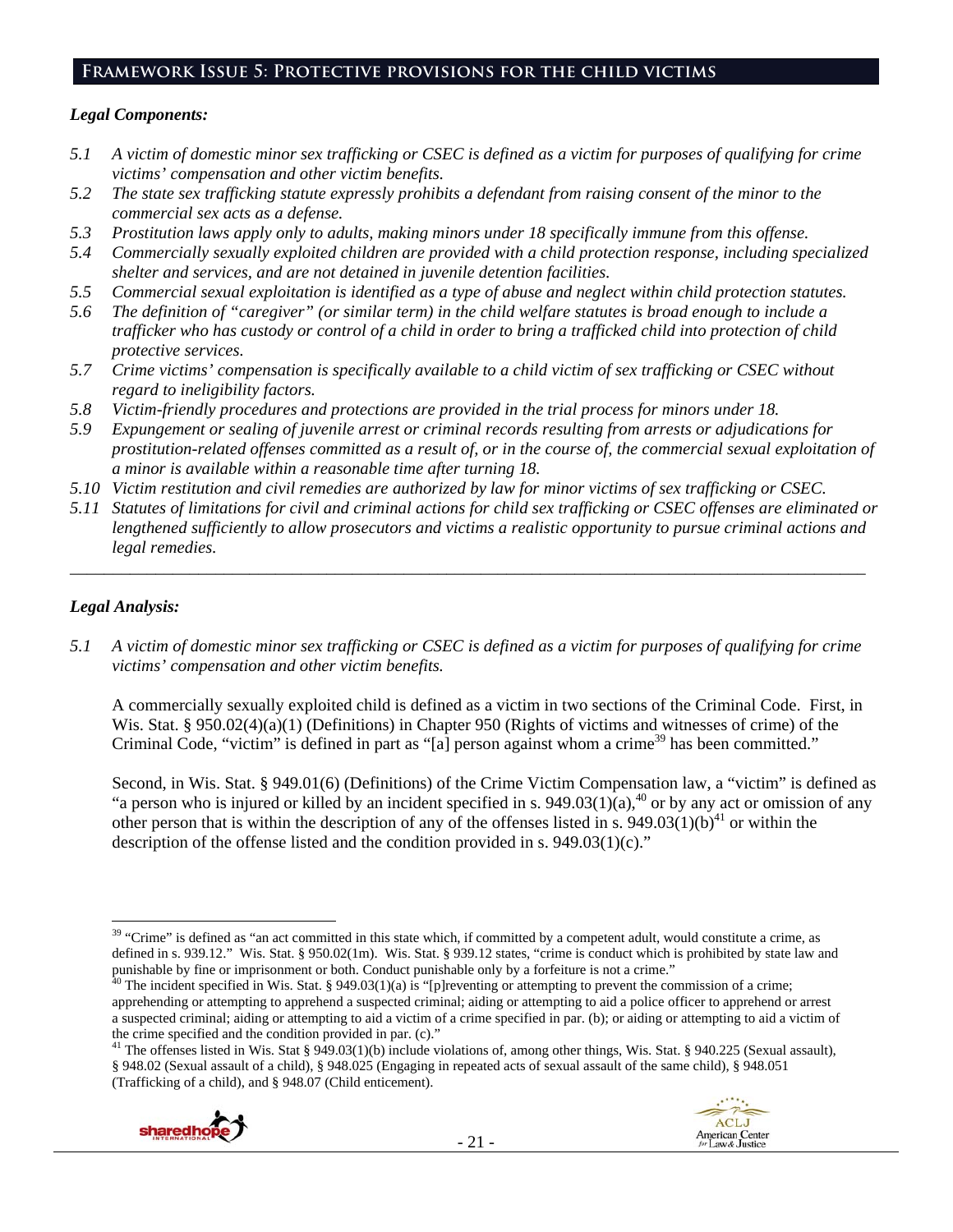## Framework Issue 5: Protective provisions for the child victims

### *Legal Components:*

*5.1 A victim of domestic minor sex trafficking or CSEC is defined as a victim for purposes of qualifying for crime victims' compensation and other victim benefits.*

*5.2 The state sex trafficking statute expressly prohibits a defendant from raising consent of the minor to the commercial sex acts as a defense.*

*5.3 Prostitution laws apply only to adults, making minors under 18 specifically immune from this offense.*

*5.4 Commercially sexually exploited children are provided with a child protection response, including specialized shelter and services, and are not detained in juvenile detention facilities.*

*5.5 Commercial sexual exploitation is identified as a type of abuse and neglect within child protection statutes.*

*5.6 The definition of "caregiver" (or similar term) in the child welfare statutes is broad enough to include a trafficker who has custody or control of a child in order to bring a trafficked child into protection of child protective services.*

*5.7 Crime victims' compensation is specifically available to a child victim of sex trafficking or CSEC without regard to ineligibility factors.*

*5.8 Victim-friendly procedures and protections are provided in the trial process for minors under 18.*

*5.9 Expungement or sealing of juvenile arrest or criminal records resulting from arrests or adjudications for prostitution-related offenses committed as a result of, or in the course of, the commercial sexual exploitation of a minor is available within a reasonable time after turning 18.*

*5.10 Victim restitution and civil remedies are authorized by law for minor victims of sex trafficking or CSEC.*

*5.11 Statutes of limitations for civil and criminal actions for child sex trafficking or CSEC offenses are eliminated or lengthened sufficiently to allow prosecutors and victims a realistic opportunity to pursue criminal actions and legal remedies.*

---

### *Legal Analysis:*

*5.1 A victim of domestic minor sex trafficking or CSEC is defined as a victim for purposes of qualifying for crime victims' compensation and other victim benefits.*

A commercially sexually exploited child is defined as a victim in two sections of the Criminal Code. First, in Wis. Stat. § 950.02(4)(a)(1) (Definitions) in Chapter 950 (Rights of victims and witnesses of crime) of the Criminal Code, "victim" is defined in part as "[a] person against whom a crime[39] has been committed."

Second, in Wis. Stat. § 949.01(6) (Definitions) of the Crime Victim Compensation law, a "victim" is defined as "a person who is injured or killed by an incident specified in s. 949.03(1)(a),[40] or by any act or omission of any other person that is within the description of any of the offenses listed in s. 949.03(1)(b)[41] or within the description of the offense listed and the condition provided in s. 949.03(1)(c)."

---

[39] "Crime" is defined as "an act committed in this state which, if committed by a competent adult, would constitute a crime, as defined in s. 939.12." Wis. Stat. § 950.02(1m). Wis. Stat. § 939.12 states, "crime is conduct which is prohibited by state law and punishable by fine or imprisonment or both. Conduct punishable only by a forfeiture is not a crime."

[40] The incident specified in Wis. Stat. § 949.03(1)(a) is "[p]reventing or attempting to prevent the commission of a crime; apprehending or attempting to apprehend a suspected criminal; aiding or attempting to aid a police officer to apprehend or arrest a suspected criminal; aiding or attempting to aid a victim of a crime specified in par. (b); or aiding or attempting to aid a victim of the crime specified and the condition provided in par. (c)."

[41] The offenses listed in Wis. Stat § 949.03(1)(b) include violations of, among other things, Wis. Stat. § 940.225 (Sexual assault), § 948.02 (Sexual assault of a child), § 948.025 (Engaging in repeated acts of sexual assault of the same child), § 948.051 (Trafficking of a child), and § 948.07 (Child enticement).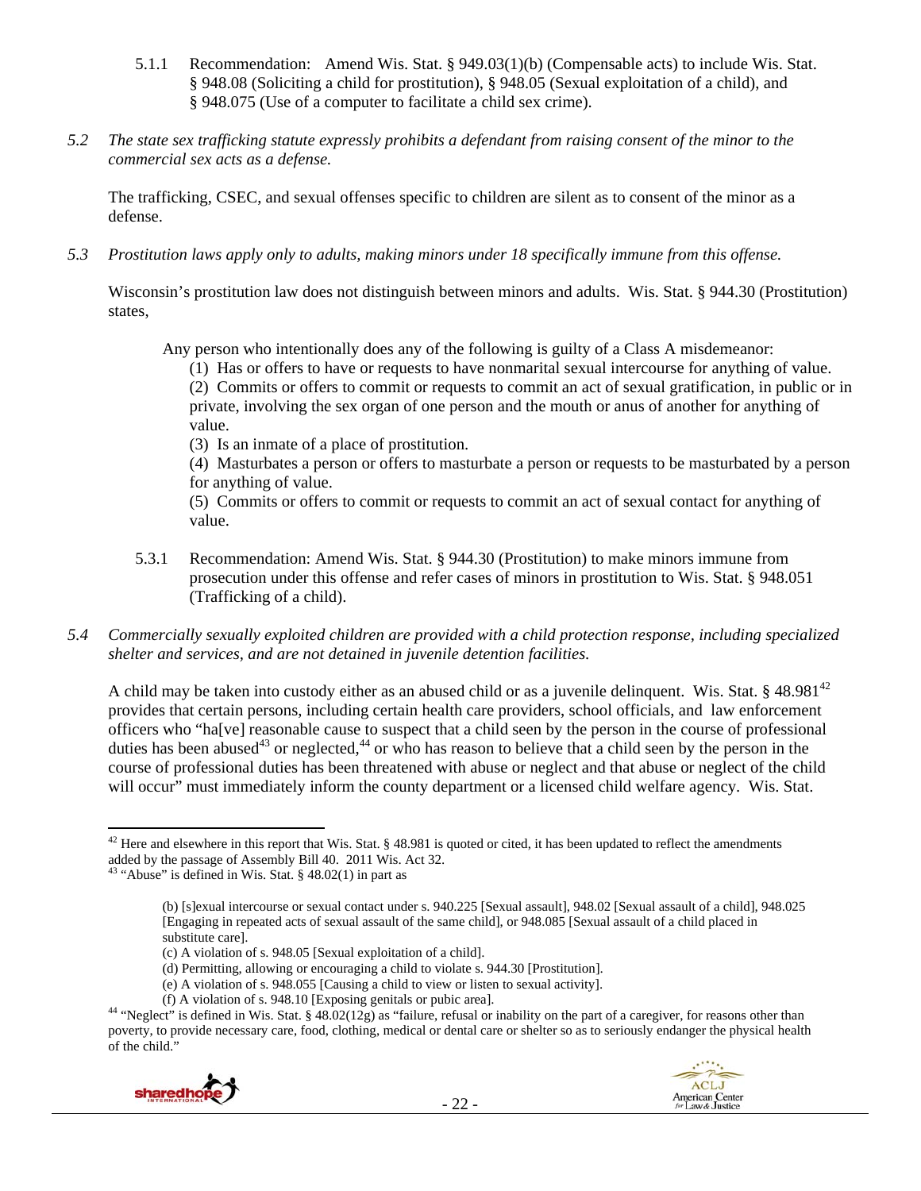5.1.1 Recommendation: Amend Wis. Stat. § 949.03(1)(b) (Compensable acts) to include Wis. Stat. § 948.08 (Soliciting a child for prostitution), § 948.05 (Sexual exploitation of a child), and § 948.075 (Use of a computer to facilitate a child sex crime).

*5.2 The state sex trafficking statute expressly prohibits a defendant from raising consent of the minor to the commercial sex acts as a defense.*

The trafficking, CSEC, and sexual offenses specific to children are silent as to consent of the minor as a defense.

*5.3 Prostitution laws apply only to adults, making minors under 18 specifically immune from this offense.*

Wisconsin's prostitution law does not distinguish between minors and adults. Wis. Stat. § 944.30 (Prostitution) states,

> Any person who intentionally does any of the following is guilty of a Class A misdemeanor:
>
> (1) Has or offers to have or requests to have nonmarital sexual intercourse for anything of value.
>
> (2) Commits or offers to commit or requests to commit an act of sexual gratification, in public or in private, involving the sex organ of one person and the mouth or anus of another for anything of value.
>
> (3) Is an inmate of a place of prostitution.
>
> (4) Masturbates a person or offers to masturbate a person or requests to be masturbated by a person for anything of value.
>
> (5) Commits or offers to commit or requests to commit an act of sexual contact for anything of value.

5.3.1 Recommendation: Amend Wis. Stat. § 944.30 (Prostitution) to make minors immune from prosecution under this offense and refer cases of minors in prostitution to Wis. Stat. § 948.051 (Trafficking of a child).

*5.4 Commercially sexually exploited children are provided with a child protection response, including specialized shelter and services, and are not detained in juvenile detention facilities.*

A child may be taken into custody either as an abused child or as a juvenile delinquent. Wis. Stat. § 48.981[42] provides that certain persons, including certain health care providers, school officials, and law enforcement officers who "ha[ve] reasonable cause to suspect that a child seen by the person in the course of professional duties has been abused[43] or neglected,[44] or who has reason to believe that a child seen by the person in the course of professional duties has been threatened with abuse or neglect and that abuse or neglect of the child will occur" must immediately inform the county department or a licensed child welfare agency. Wis. Stat.

---

[42] Here and elsewhere in this report that Wis. Stat. § 48.981 is quoted or cited, it has been updated to reflect the amendments added by the passage of Assembly Bill 40. 2011 Wis. Act 32.

[43] "Abuse" is defined in Wis. Stat. § 48.02(1) in part as

> (b) [s]exual intercourse or sexual contact under s. 940.225 [Sexual assault], 948.02 [Sexual assault of a child], 948.025 [Engaging in repeated acts of sexual assault of the same child], or 948.085 [Sexual assault of a child placed in substitute care].
>
> (c) A violation of s. 948.05 [Sexual exploitation of a child].
>
> (d) Permitting, allowing or encouraging a child to violate s. 944.30 [Prostitution].
>
> (e) A violation of s. 948.055 [Causing a child to view or listen to sexual activity].
>
> (f) A violation of s. 948.10 [Exposing genitals or pubic area].

[44] "Neglect" is defined in Wis. Stat. § 48.02(12g) as "failure, refusal or inability on the part of a caregiver, for reasons other than poverty, to provide necessary care, food, clothing, medical or dental care or shelter so as to seriously endanger the physical health of the child."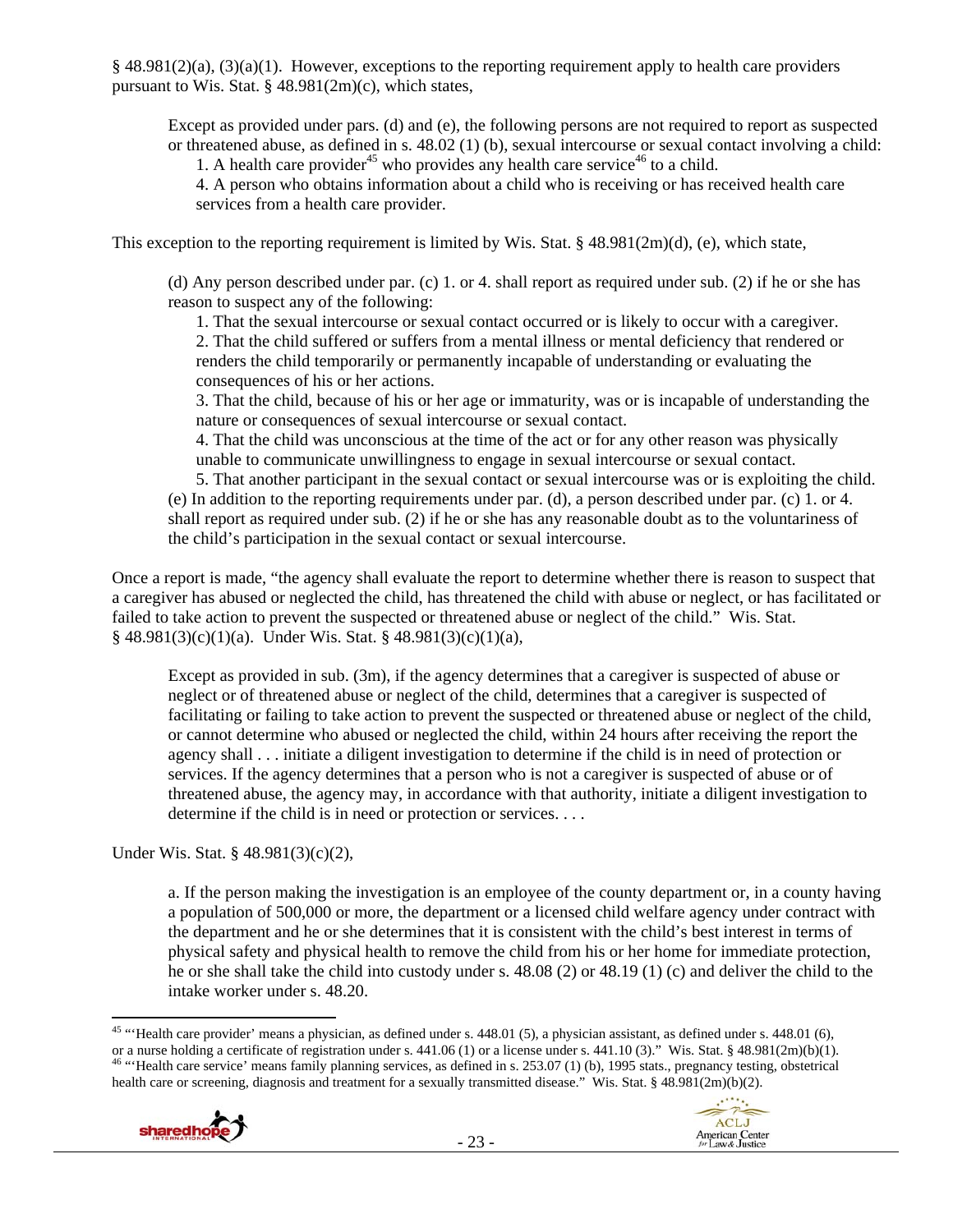§ 48.981(2)(a), (3)(a)(1). However, exceptions to the reporting requirement apply to health care providers pursuant to Wis. Stat. § 48.981(2m)(c), which states,

> Except as provided under pars. (d) and (e), the following persons are not required to report as suspected or threatened abuse, as defined in s. 48.02 (1) (b), sexual intercourse or sexual contact involving a child:
>
> 1. A health care provider[45] who provides any health care service[46] to a child.
>
> 4. A person who obtains information about a child who is receiving or has received health care services from a health care provider.

This exception to the reporting requirement is limited by Wis. Stat. § 48.981(2m)(d), (e), which state,

> (d) Any person described under par. (c) 1. or 4. shall report as required under sub. (2) if he or she has reason to suspect any of the following:
>
> 1. That the sexual intercourse or sexual contact occurred or is likely to occur with a caregiver.
> 2. That the child suffered or suffers from a mental illness or mental deficiency that rendered or renders the child temporarily or permanently incapable of understanding or evaluating the consequences of his or her actions.
> 3. That the child, because of his or her age or immaturity, was or is incapable of understanding the nature or consequences of sexual intercourse or sexual contact.
> 4. That the child was unconscious at the time of the act or for any other reason was physically unable to communicate unwillingness to engage in sexual intercourse or sexual contact.
> 5. That another participant in the sexual contact or sexual intercourse was or is exploiting the child.
>
> (e) In addition to the reporting requirements under par. (d), a person described under par. (c) 1. or 4. shall report as required under sub. (2) if he or she has any reasonable doubt as to the voluntariness of the child's participation in the sexual contact or sexual intercourse.

Once a report is made, "the agency shall evaluate the report to determine whether there is reason to suspect that a caregiver has abused or neglected the child, has threatened the child with abuse or neglect, or has facilitated or failed to take action to prevent the suspected or threatened abuse or neglect of the child." Wis. Stat. § 48.981(3)(c)(1)(a). Under Wis. Stat. § 48.981(3)(c)(1)(a),

> Except as provided in sub. (3m), if the agency determines that a caregiver is suspected of abuse or neglect or of threatened abuse or neglect of the child, determines that a caregiver is suspected of facilitating or failing to take action to prevent the suspected or threatened abuse or neglect of the child, or cannot determine who abused or neglected the child, within 24 hours after receiving the report the agency shall . . . initiate a diligent investigation to determine if the child is in need of protection or services. If the agency determines that a person who is not a caregiver is suspected of abuse or of threatened abuse, the agency may, in accordance with that authority, initiate a diligent investigation to determine if the child is in need or protection or services. . . .

Under Wis. Stat. § 48.981(3)(c)(2),

> a. If the person making the investigation is an employee of the county department or, in a county having a population of 500,000 or more, the department or a licensed child welfare agency under contract with the department and he or she determines that it is consistent with the child's best interest in terms of physical safety and physical health to remove the child from his or her home for immediate protection, he or she shall take the child into custody under s. 48.08 (2) or 48.19 (1) (c) and deliver the child to the intake worker under s. 48.20.

---

[45] "'Health care provider' means a physician, as defined under s. 448.01 (5), a physician assistant, as defined under s. 448.01 (6), or a nurse holding a certificate of registration under s. 441.06 (1) or a license under s. 441.10 (3)." Wis. Stat. § 48.981(2m)(b)(1).

[46] "'Health care service' means family planning services, as defined in s. 253.07 (1) (b), 1995 stats., pregnancy testing, obstetrical health care or screening, diagnosis and treatment for a sexually transmitted disease." Wis. Stat. § 48.981(2m)(b)(2).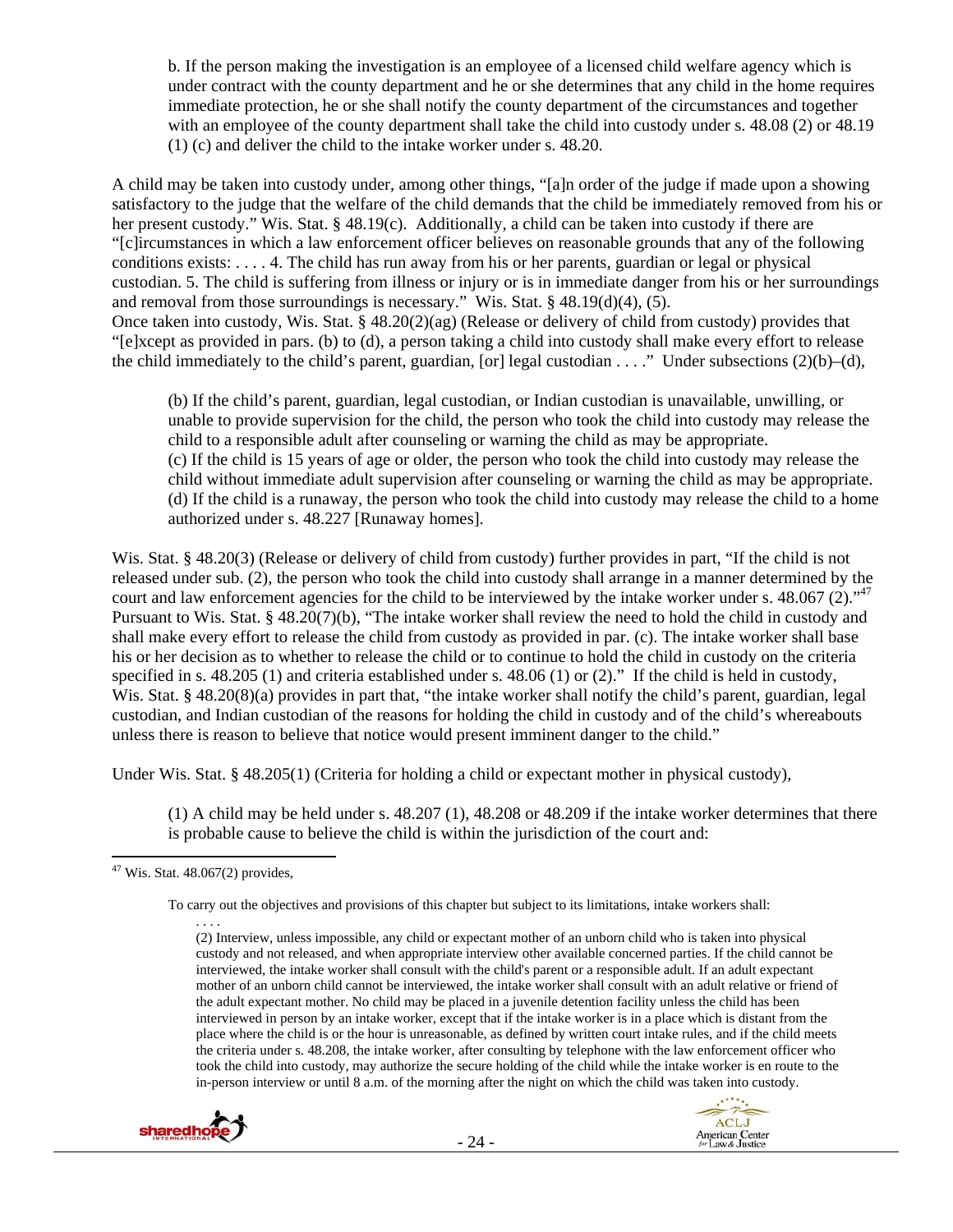b. If the person making the investigation is an employee of a licensed child welfare agency which is under contract with the county department and he or she determines that any child in the home requires immediate protection, he or she shall notify the county department of the circumstances and together with an employee of the county department shall take the child into custody under s. 48.08 (2) or 48.19 (1) (c) and deliver the child to the intake worker under s. 48.20.

A child may be taken into custody under, among other things, "[a]n order of the judge if made upon a showing satisfactory to the judge that the welfare of the child demands that the child be immediately removed from his or her present custody." Wis. Stat. § 48.19(c). Additionally, a child can be taken into custody if there are "[c]ircumstances in which a law enforcement officer believes on reasonable grounds that any of the following conditions exists: . . . . 4. The child has run away from his or her parents, guardian or legal or physical custodian. 5. The child is suffering from illness or injury or is in immediate danger from his or her surroundings and removal from those surroundings is necessary." Wis. Stat. § 48.19(d)(4), (5).
Once taken into custody, Wis. Stat. § 48.20(2)(ag) (Release or delivery of child from custody) provides that "[e]xcept as provided in pars. (b) to (d), a person taking a child into custody shall make every effort to release the child immediately to the child's parent, guardian, [or] legal custodian . . . ." Under subsections (2)(b)–(d),

> (b) If the child's parent, guardian, legal custodian, or Indian custodian is unavailable, unwilling, or unable to provide supervision for the child, the person who took the child into custody may release the child to a responsible adult after counseling or warning the child as may be appropriate.
> (c) If the child is 15 years of age or older, the person who took the child into custody may release the child without immediate adult supervision after counseling or warning the child as may be appropriate.
> (d) If the child is a runaway, the person who took the child into custody may release the child to a home authorized under s. 48.227 [Runaway homes].

Wis. Stat. § 48.20(3) (Release or delivery of child from custody) further provides in part, "If the child is not released under sub. (2), the person who took the child into custody shall arrange in a manner determined by the court and law enforcement agencies for the child to be interviewed by the intake worker under s. 48.067 (2)."[47] Pursuant to Wis. Stat. § 48.20(7)(b), "The intake worker shall review the need to hold the child in custody and shall make every effort to release the child from custody as provided in par. (c). The intake worker shall base his or her decision as to whether to release the child or to continue to hold the child in custody on the criteria specified in s. 48.205 (1) and criteria established under s. 48.06 (1) or (2)." If the child is held in custody, Wis. Stat. § 48.20(8)(a) provides in part that, "the intake worker shall notify the child's parent, guardian, legal custodian, and Indian custodian of the reasons for holding the child in custody and of the child's whereabouts unless there is reason to believe that notice would present imminent danger to the child."

Under Wis. Stat. § 48.205(1) (Criteria for holding a child or expectant mother in physical custody),

> (1) A child may be held under s. 48.207 (1), 48.208 or 48.209 if the intake worker determines that there is probable cause to believe the child is within the jurisdiction of the court and:

---

[47] Wis. Stat. 48.067(2) provides,

> To carry out the objectives and provisions of this chapter but subject to its limitations, intake workers shall:
> . . . .
> (2) Interview, unless impossible, any child or expectant mother of an unborn child who is taken into physical custody and not released, and when appropriate interview other available concerned parties. If the child cannot be interviewed, the intake worker shall consult with the child's parent or a responsible adult. If an adult expectant mother of an unborn child cannot be interviewed, the intake worker shall consult with an adult relative or friend of the adult expectant mother. No child may be placed in a juvenile detention facility unless the child has been interviewed in person by an intake worker, except that if the intake worker is in a place which is distant from the place where the child is or the hour is unreasonable, as defined by written court intake rules, and if the child meets the criteria under s. 48.208, the intake worker, after consulting by telephone with the law enforcement officer who took the child into custody, may authorize the secure holding of the child while the intake worker is en route to the in-person interview or until 8 a.m. of the morning after the night on which the child was taken into custody.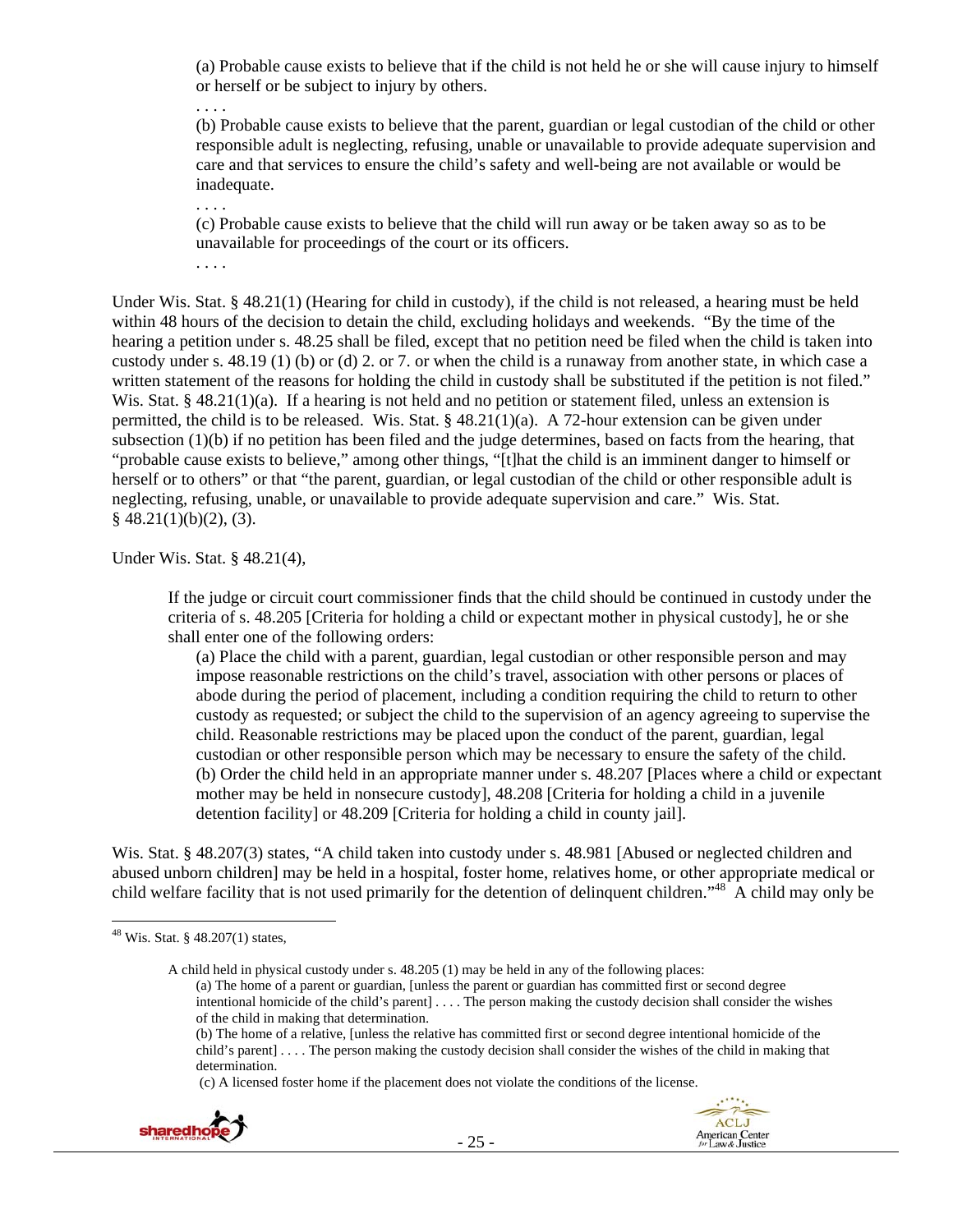> (a) Probable cause exists to believe that if the child is not held he or she will cause injury to himself or herself or be subject to injury by others.
>
> . . . .
>
> (b) Probable cause exists to believe that the parent, guardian or legal custodian of the child or other responsible adult is neglecting, refusing, unable or unavailable to provide adequate supervision and care and that services to ensure the child's safety and well-being are not available or would be inadequate.
>
> . . . .
>
> (c) Probable cause exists to believe that the child will run away or be taken away so as to be unavailable for proceedings of the court or its officers.
>
> . . . .

Under Wis. Stat. § 48.21(1) (Hearing for child in custody), if the child is not released, a hearing must be held within 48 hours of the decision to detain the child, excluding holidays and weekends. "By the time of the hearing a petition under s. 48.25 shall be filed, except that no petition need be filed when the child is taken into custody under s. 48.19 (1) (b) or (d) 2. or 7. or when the child is a runaway from another state, in which case a written statement of the reasons for holding the child in custody shall be substituted if the petition is not filed." Wis. Stat. § 48.21(1)(a). If a hearing is not held and no petition or statement filed, unless an extension is permitted, the child is to be released. Wis. Stat. § 48.21(1)(a). A 72-hour extension can be given under subsection (1)(b) if no petition has been filed and the judge determines, based on facts from the hearing, that "probable cause exists to believe," among other things, "[t]hat the child is an imminent danger to himself or herself or to others" or that "the parent, guardian, or legal custodian of the child or other responsible adult is neglecting, refusing, unable, or unavailable to provide adequate supervision and care." Wis. Stat. § 48.21(1)(b)(2), (3).

Under Wis. Stat. § 48.21(4),

> If the judge or circuit court commissioner finds that the child should be continued in custody under the criteria of s. 48.205 [Criteria for holding a child or expectant mother in physical custody], he or she shall enter one of the following orders:
>
> (a) Place the child with a parent, guardian, legal custodian or other responsible person and may impose reasonable restrictions on the child's travel, association with other persons or places of abode during the period of placement, including a condition requiring the child to return to other custody as requested; or subject the child to the supervision of an agency agreeing to supervise the child. Reasonable restrictions may be placed upon the conduct of the parent, guardian, legal custodian or other responsible person which may be necessary to ensure the safety of the child.
>
> (b) Order the child held in an appropriate manner under s. 48.207 [Places where a child or expectant mother may be held in nonsecure custody], 48.208 [Criteria for holding a child in a juvenile detention facility] or 48.209 [Criteria for holding a child in county jail].

Wis. Stat. § 48.207(3) states, "A child taken into custody under s. 48.981 [Abused or neglected children and abused unborn children] may be held in a hospital, foster home, relatives home, or other appropriate medical or child welfare facility that is not used primarily for the detention of delinquent children."[48] A child may only be

---

[48] Wis. Stat. § 48.207(1) states,

> A child held in physical custody under s. 48.205 (1) may be held in any of the following places:
>
> (a) The home of a parent or guardian, [unless the parent or guardian has committed first or second degree intentional homicide of the child's parent] . . . . The person making the custody decision shall consider the wishes of the child in making that determination.
>
> (b) The home of a relative, [unless the relative has committed first or second degree intentional homicide of the child's parent] . . . . The person making the custody decision shall consider the wishes of the child in making that determination.
>
> (c) A licensed foster home if the placement does not violate the conditions of the license.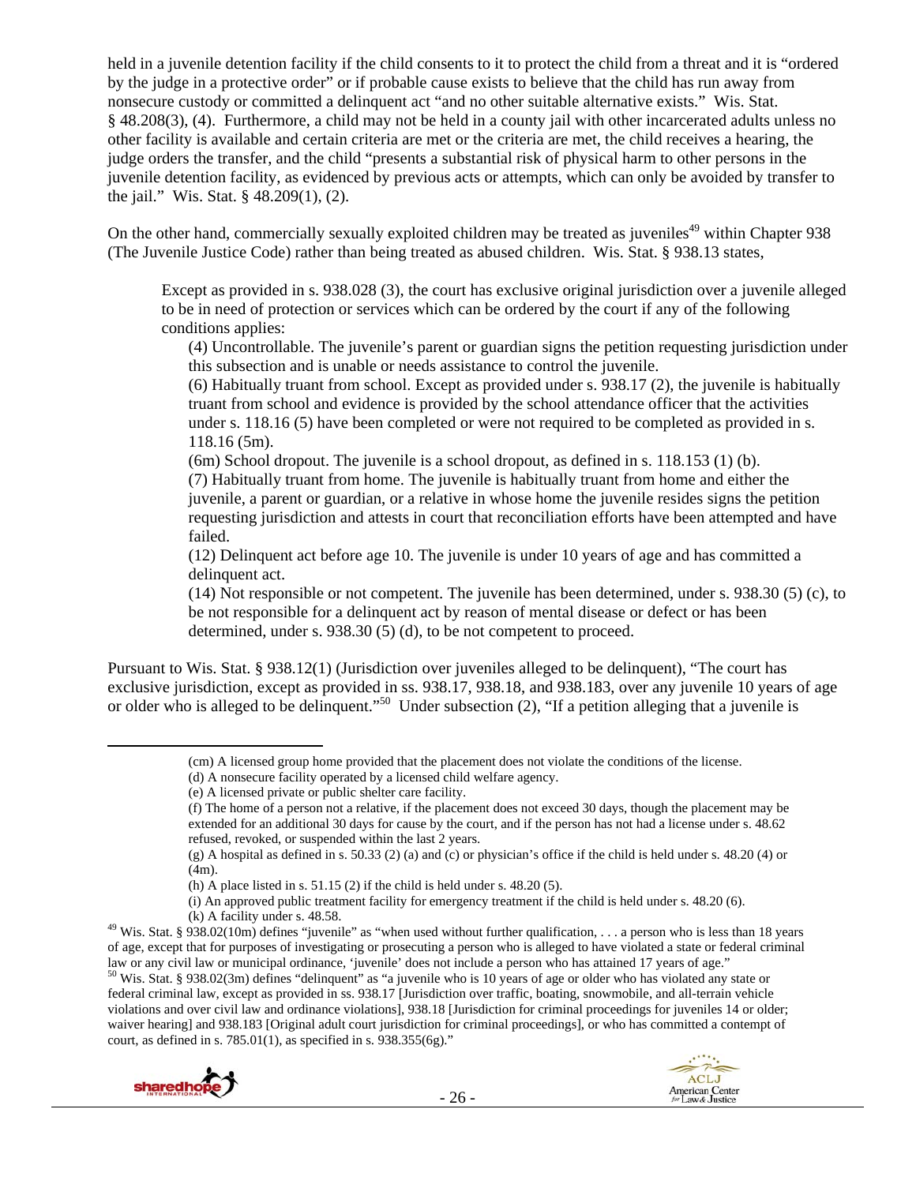held in a juvenile detention facility if the child consents to it to protect the child from a threat and it is "ordered by the judge in a protective order" or if probable cause exists to believe that the child has run away from nonsecure custody or committed a delinquent act "and no other suitable alternative exists." Wis. Stat. § 48.208(3), (4). Furthermore, a child may not be held in a county jail with other incarcerated adults unless no other facility is available and certain criteria are met or the criteria are met, the child receives a hearing, the judge orders the transfer, and the child "presents a substantial risk of physical harm to other persons in the juvenile detention facility, as evidenced by previous acts or attempts, which can only be avoided by transfer to the jail." Wis. Stat. § 48.209(1), (2).

On the other hand, commercially sexually exploited children may be treated as juveniles[49] within Chapter 938 (The Juvenile Justice Code) rather than being treated as abused children. Wis. Stat. § 938.13 states,

> Except as provided in s. 938.028 (3), the court has exclusive original jurisdiction over a juvenile alleged to be in need of protection or services which can be ordered by the court if any of the following conditions applies:
>
> (4) Uncontrollable. The juvenile's parent or guardian signs the petition requesting jurisdiction under this subsection and is unable or needs assistance to control the juvenile.
>
> (6) Habitually truant from school. Except as provided under s. 938.17 (2), the juvenile is habitually truant from school and evidence is provided by the school attendance officer that the activities under s. 118.16 (5) have been completed or were not required to be completed as provided in s. 118.16 (5m).
>
> (6m) School dropout. The juvenile is a school dropout, as defined in s. 118.153 (1) (b).
>
> (7) Habitually truant from home. The juvenile is habitually truant from home and either the juvenile, a parent or guardian, or a relative in whose home the juvenile resides signs the petition requesting jurisdiction and attests in court that reconciliation efforts have been attempted and have failed.
>
> (12) Delinquent act before age 10. The juvenile is under 10 years of age and has committed a delinquent act.
>
> (14) Not responsible or not competent. The juvenile has been determined, under s. 938.30 (5) (c), to be not responsible for a delinquent act by reason of mental disease or defect or has been determined, under s. 938.30 (5) (d), to be not competent to proceed.

Pursuant to Wis. Stat. § 938.12(1) (Jurisdiction over juveniles alleged to be delinquent), "The court has exclusive jurisdiction, except as provided in ss. 938.17, 938.18, and 938.183, over any juvenile 10 years of age or older who is alleged to be delinquent."[50] Under subsection (2), "If a petition alleging that a juvenile is

---

(cm) A licensed group home provided that the placement does not violate the conditions of the license.
(d) A nonsecure facility operated by a licensed child welfare agency.
(e) A licensed private or public shelter care facility.
(f) The home of a person not a relative, if the placement does not exceed 30 days, though the placement may be extended for an additional 30 days for cause by the court, and if the person has not had a license under s. 48.62 refused, revoked, or suspended within the last 2 years.
(g) A hospital as defined in s. 50.33 (2) (a) and (c) or physician's office if the child is held under s. 48.20 (4) or (4m).
(h) A place listed in s. 51.15 (2) if the child is held under s. 48.20 (5).
(i) An approved public treatment facility for emergency treatment if the child is held under s. 48.20 (6).
(k) A facility under s. 48.58.

[49] Wis. Stat. § 938.02(10m) defines "juvenile" as "when used without further qualification, . . . a person who is less than 18 years of age, except that for purposes of investigating or prosecuting a person who is alleged to have violated a state or federal criminal law or any civil law or municipal ordinance, 'juvenile' does not include a person who has attained 17 years of age."

[50] Wis. Stat. § 938.02(3m) defines "delinquent" as "a juvenile who is 10 years of age or older who has violated any state or federal criminal law, except as provided in ss. 938.17 [Jurisdiction over traffic, boating, snowmobile, and all-terrain vehicle violations and over civil law and ordinance violations], 938.18 [Jurisdiction for criminal proceedings for juveniles 14 or older; waiver hearing] and 938.183 [Original adult court jurisdiction for criminal proceedings], or who has committed a contempt of court, as defined in s. 785.01(1), as specified in s. 938.355(6g)."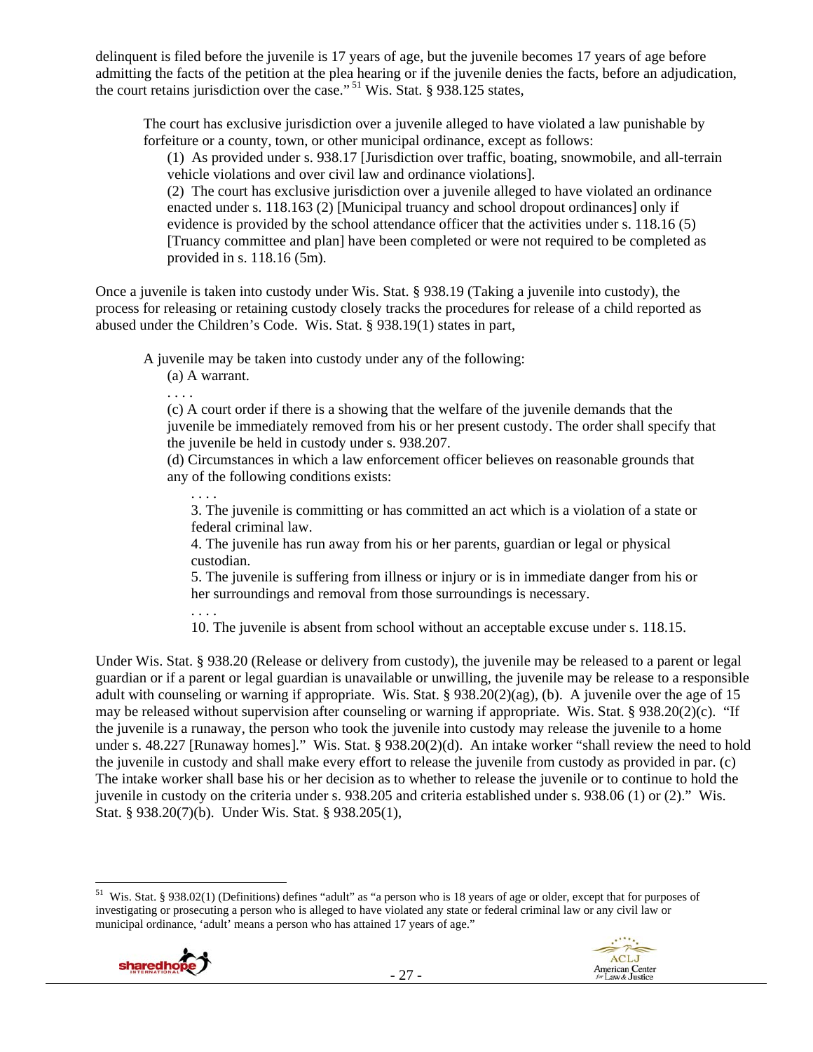delinquent is filed before the juvenile is 17 years of age, but the juvenile becomes 17 years of age before admitting the facts of the petition at the plea hearing or if the juvenile denies the facts, before an adjudication, the court retains jurisdiction over the case." [51] Wis. Stat. § 938.125 states,

> The court has exclusive jurisdiction over a juvenile alleged to have violated a law punishable by forfeiture or a county, town, or other municipal ordinance, except as follows:
>
> (1) As provided under s. 938.17 [Jurisdiction over traffic, boating, snowmobile, and all-terrain vehicle violations and over civil law and ordinance violations].
>
> (2) The court has exclusive jurisdiction over a juvenile alleged to have violated an ordinance enacted under s. 118.163 (2) [Municipal truancy and school dropout ordinances] only if evidence is provided by the school attendance officer that the activities under s. 118.16 (5) [Truancy committee and plan] have been completed or were not required to be completed as provided in s. 118.16 (5m).

Once a juvenile is taken into custody under Wis. Stat. § 938.19 (Taking a juvenile into custody), the process for releasing or retaining custody closely tracks the procedures for release of a child reported as abused under the Children's Code. Wis. Stat. § 938.19(1) states in part,

> A juvenile may be taken into custody under any of the following:
>
> (a) A warrant.
>
> . . . .
>
> (c) A court order if there is a showing that the welfare of the juvenile demands that the juvenile be immediately removed from his or her present custody. The order shall specify that the juvenile be held in custody under s. 938.207.
>
> (d) Circumstances in which a law enforcement officer believes on reasonable grounds that any of the following conditions exists:
>
> . . . .
>
> 3. The juvenile is committing or has committed an act which is a violation of a state or federal criminal law.
>
> 4. The juvenile has run away from his or her parents, guardian or legal or physical custodian.
>
> 5. The juvenile is suffering from illness or injury or is in immediate danger from his or her surroundings and removal from those surroundings is necessary.
>
> . . . .
>
> 10. The juvenile is absent from school without an acceptable excuse under s. 118.15.

Under Wis. Stat. § 938.20 (Release or delivery from custody), the juvenile may be released to a parent or legal guardian or if a parent or legal guardian is unavailable or unwilling, the juvenile may be release to a responsible adult with counseling or warning if appropriate. Wis. Stat. § 938.20(2)(ag), (b). A juvenile over the age of 15 may be released without supervision after counseling or warning if appropriate. Wis. Stat. § 938.20(2)(c). "If the juvenile is a runaway, the person who took the juvenile into custody may release the juvenile to a home under s. 48.227 [Runaway homes]." Wis. Stat. § 938.20(2)(d). An intake worker "shall review the need to hold the juvenile in custody and shall make every effort to release the juvenile from custody as provided in par. (c) The intake worker shall base his or her decision as to whether to release the juvenile or to continue to hold the juvenile in custody on the criteria under s. 938.205 and criteria established under s. 938.06 (1) or (2)." Wis. Stat. § 938.20(7)(b). Under Wis. Stat. § 938.205(1),

---

[51] Wis. Stat. § 938.02(1) (Definitions) defines "adult" as "a person who is 18 years of age or older, except that for purposes of investigating or prosecuting a person who is alleged to have violated any state or federal criminal law or any civil law or municipal ordinance, 'adult' means a person who has attained 17 years of age."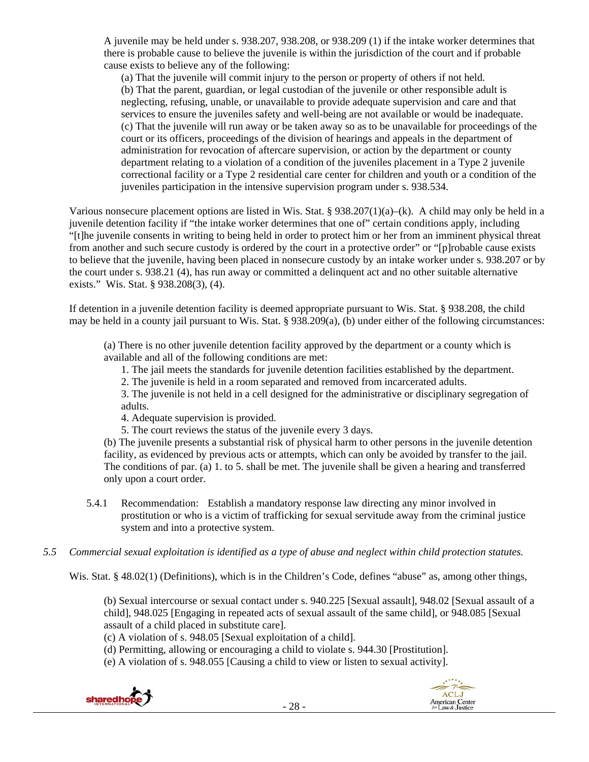A juvenile may be held under s. 938.207, 938.208, or 938.209 (1) if the intake worker determines that there is probable cause to believe the juvenile is within the jurisdiction of the court and if probable cause exists to believe any of the following:

> (a) That the juvenile will commit injury to the person or property of others if not held.
> (b) That the parent, guardian, or legal custodian of the juvenile or other responsible adult is neglecting, refusing, unable, or unavailable to provide adequate supervision and care and that services to ensure the juveniles safety and well-being are not available or would be inadequate.
> (c) That the juvenile will run away or be taken away so as to be unavailable for proceedings of the court or its officers, proceedings of the division of hearings and appeals in the department of administration for revocation of aftercare supervision, or action by the department or county department relating to a violation of a condition of the juveniles placement in a Type 2 juvenile correctional facility or a Type 2 residential care center for children and youth or a condition of the juveniles participation in the intensive supervision program under s. 938.534.

Various nonsecure placement options are listed in Wis. Stat. § 938.207(1)(a)–(k). A child may only be held in a juvenile detention facility if "the intake worker determines that one of" certain conditions apply, including "[t]he juvenile consents in writing to being held in order to protect him or her from an imminent physical threat from another and such secure custody is ordered by the court in a protective order" or "[p]robable cause exists to believe that the juvenile, having been placed in nonsecure custody by an intake worker under s. 938.207 or by the court under s. 938.21 (4), has run away or committed a delinquent act and no other suitable alternative exists." Wis. Stat. § 938.208(3), (4).

If detention in a juvenile detention facility is deemed appropriate pursuant to Wis. Stat. § 938.208, the child may be held in a county jail pursuant to Wis. Stat. § 938.209(a), (b) under either of the following circumstances:

> (a) There is no other juvenile detention facility approved by the department or a county which is available and all of the following conditions are met:
> 1. The jail meets the standards for juvenile detention facilities established by the department.
> 2. The juvenile is held in a room separated and removed from incarcerated adults.
> 3. The juvenile is not held in a cell designed for the administrative or disciplinary segregation of adults.
> 4. Adequate supervision is provided.
> 5. The court reviews the status of the juvenile every 3 days.
>
> (b) The juvenile presents a substantial risk of physical harm to other persons in the juvenile detention facility, as evidenced by previous acts or attempts, which can only be avoided by transfer to the jail. The conditions of par. (a) 1. to 5. shall be met. The juvenile shall be given a hearing and transferred only upon a court order.

5.4.1 Recommendation: Establish a mandatory response law directing any minor involved in prostitution or who is a victim of trafficking for sexual servitude away from the criminal justice system and into a protective system.

*5.5 Commercial sexual exploitation is identified as a type of abuse and neglect within child protection statutes.*

Wis. Stat. § 48.02(1) (Definitions), which is in the Children's Code, defines "abuse" as, among other things,

> (b) Sexual intercourse or sexual contact under s. 940.225 [Sexual assault], 948.02 [Sexual assault of a child], 948.025 [Engaging in repeated acts of sexual assault of the same child], or 948.085 [Sexual assault of a child placed in substitute care].
> (c) A violation of s. 948.05 [Sexual exploitation of a child].
> (d) Permitting, allowing or encouraging a child to violate s. 944.30 [Prostitution].
> (e) A violation of s. 948.055 [Causing a child to view or listen to sexual activity].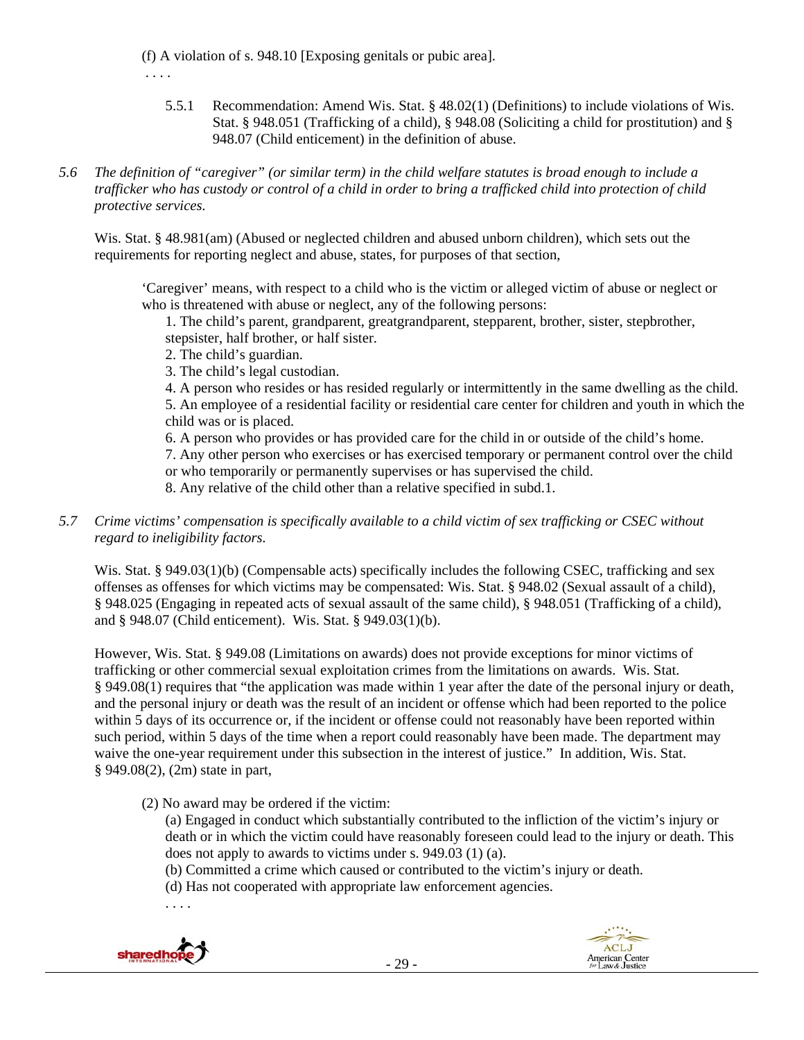(f) A violation of s. 948.10 [Exposing genitals or pubic area].

. . . .

5.5.1 Recommendation: Amend Wis. Stat. § 48.02(1) (Definitions) to include violations of Wis. Stat. § 948.051 (Trafficking of a child), § 948.08 (Soliciting a child for prostitution) and § 948.07 (Child enticement) in the definition of abuse.

*5.6 The definition of "caregiver" (or similar term) in the child welfare statutes is broad enough to include a trafficker who has custody or control of a child in order to bring a trafficked child into protection of child protective services.*

Wis. Stat. § 48.981(am) (Abused or neglected children and abused unborn children), which sets out the requirements for reporting neglect and abuse, states, for purposes of that section,

> 'Caregiver' means, with respect to a child who is the victim or alleged victim of abuse or neglect or who is threatened with abuse or neglect, any of the following persons:
>
> 1. The child's parent, grandparent, greatgrandparent, stepparent, brother, sister, stepbrother, stepsister, half brother, or half sister.
> 2. The child's guardian.
> 3. The child's legal custodian.
> 4. A person who resides or has resided regularly or intermittently in the same dwelling as the child.
> 5. An employee of a residential facility or residential care center for children and youth in which the child was or is placed.
> 6. A person who provides or has provided care for the child in or outside of the child's home.
> 7. Any other person who exercises or has exercised temporary or permanent control over the child or who temporarily or permanently supervises or has supervised the child.
> 8. Any relative of the child other than a relative specified in subd.1.

*5.7 Crime victims' compensation is specifically available to a child victim of sex trafficking or CSEC without regard to ineligibility factors.*

Wis. Stat. § 949.03(1)(b) (Compensable acts) specifically includes the following CSEC, trafficking and sex offenses as offenses for which victims may be compensated: Wis. Stat. § 948.02 (Sexual assault of a child), § 948.025 (Engaging in repeated acts of sexual assault of the same child), § 948.051 (Trafficking of a child), and § 948.07 (Child enticement). Wis. Stat. § 949.03(1)(b).

However, Wis. Stat. § 949.08 (Limitations on awards) does not provide exceptions for minor victims of trafficking or other commercial sexual exploitation crimes from the limitations on awards. Wis. Stat. § 949.08(1) requires that "the application was made within 1 year after the date of the personal injury or death, and the personal injury or death was the result of an incident or offense which had been reported to the police within 5 days of its occurrence or, if the incident or offense could not reasonably have been reported within such period, within 5 days of the time when a report could reasonably have been made. The department may waive the one-year requirement under this subsection in the interest of justice." In addition, Wis. Stat. § 949.08(2), (2m) state in part,

> (2) No award may be ordered if the victim:
>
> (a) Engaged in conduct which substantially contributed to the infliction of the victim's injury or death or in which the victim could have reasonably foreseen could lead to the injury or death. This does not apply to awards to victims under s. 949.03 (1) (a).
>
> (b) Committed a crime which caused or contributed to the victim's injury or death.
>
> (d) Has not cooperated with appropriate law enforcement agencies.
>
> . . . .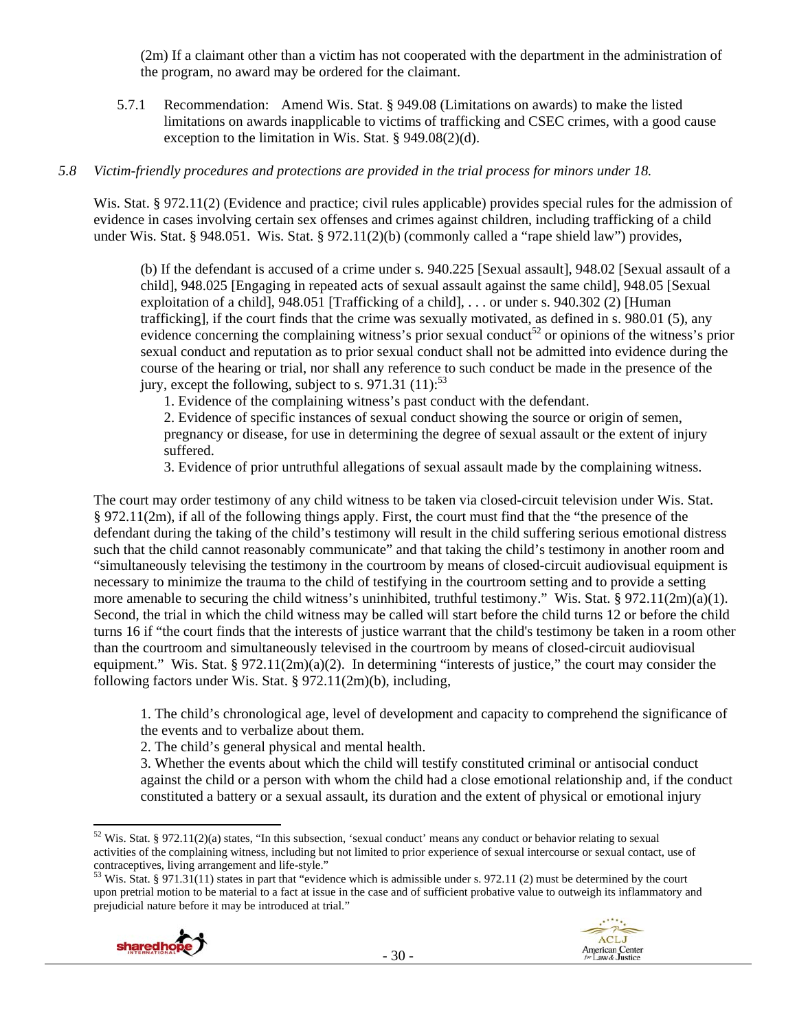(2m) If a claimant other than a victim has not cooperated with the department in the administration of the program, no award may be ordered for the claimant.

5.7.1 Recommendation: Amend Wis. Stat. § 949.08 (Limitations on awards) to make the listed limitations on awards inapplicable to victims of trafficking and CSEC crimes, with a good cause exception to the limitation in Wis. Stat. § 949.08(2)(d).

*5.8 Victim-friendly procedures and protections are provided in the trial process for minors under 18.*

Wis. Stat. § 972.11(2) (Evidence and practice; civil rules applicable) provides special rules for the admission of evidence in cases involving certain sex offenses and crimes against children, including trafficking of a child under Wis. Stat. § 948.051. Wis. Stat. § 972.11(2)(b) (commonly called a "rape shield law") provides,

> (b) If the defendant is accused of a crime under s. 940.225 [Sexual assault], 948.02 [Sexual assault of a child], 948.025 [Engaging in repeated acts of sexual assault against the same child], 948.05 [Sexual exploitation of a child], 948.051 [Trafficking of a child], . . . or under s. 940.302 (2) [Human trafficking], if the court finds that the crime was sexually motivated, as defined in s. 980.01 (5), any evidence concerning the complaining witness's prior sexual conduct[52] or opinions of the witness's prior sexual conduct and reputation as to prior sexual conduct shall not be admitted into evidence during the course of the hearing or trial, nor shall any reference to such conduct be made in the presence of the jury, except the following, subject to s. 971.31 (11):[53]
>
> 1. Evidence of the complaining witness's past conduct with the defendant.
> 2. Evidence of specific instances of sexual conduct showing the source or origin of semen, pregnancy or disease, for use in determining the degree of sexual assault or the extent of injury suffered.
> 3. Evidence of prior untruthful allegations of sexual assault made by the complaining witness.

The court may order testimony of any child witness to be taken via closed-circuit television under Wis. Stat. § 972.11(2m), if all of the following things apply. First, the court must find that the "the presence of the defendant during the taking of the child's testimony will result in the child suffering serious emotional distress such that the child cannot reasonably communicate" and that taking the child's testimony in another room and "simultaneously televising the testimony in the courtroom by means of closed-circuit audiovisual equipment is necessary to minimize the trauma to the child of testifying in the courtroom setting and to provide a setting more amenable to securing the child witness's uninhibited, truthful testimony." Wis. Stat. § 972.11(2m)(a)(1). Second, the trial in which the child witness may be called will start before the child turns 12 or before the child turns 16 if "the court finds that the interests of justice warrant that the child's testimony be taken in a room other than the courtroom and simultaneously televised in the courtroom by means of closed-circuit audiovisual equipment." Wis. Stat. § 972.11(2m)(a)(2). In determining "interests of justice," the court may consider the following factors under Wis. Stat. § 972.11(2m)(b), including,

> 1. The child's chronological age, level of development and capacity to comprehend the significance of the events and to verbalize about them.
> 2. The child's general physical and mental health.
> 3. Whether the events about which the child will testify constituted criminal or antisocial conduct against the child or a person with whom the child had a close emotional relationship and, if the conduct constituted a battery or a sexual assault, its duration and the extent of physical or emotional injury

---

[52] Wis. Stat. § 972.11(2)(a) states, "In this subsection, 'sexual conduct' means any conduct or behavior relating to sexual activities of the complaining witness, including but not limited to prior experience of sexual intercourse or sexual contact, use of contraceptives, living arrangement and life-style."

[53] Wis. Stat. § 971.31(11) states in part that "evidence which is admissible under s. 972.11 (2) must be determined by the court upon pretrial motion to be material to a fact at issue in the case and of sufficient probative value to outweigh its inflammatory and prejudicial nature before it may be introduced at trial."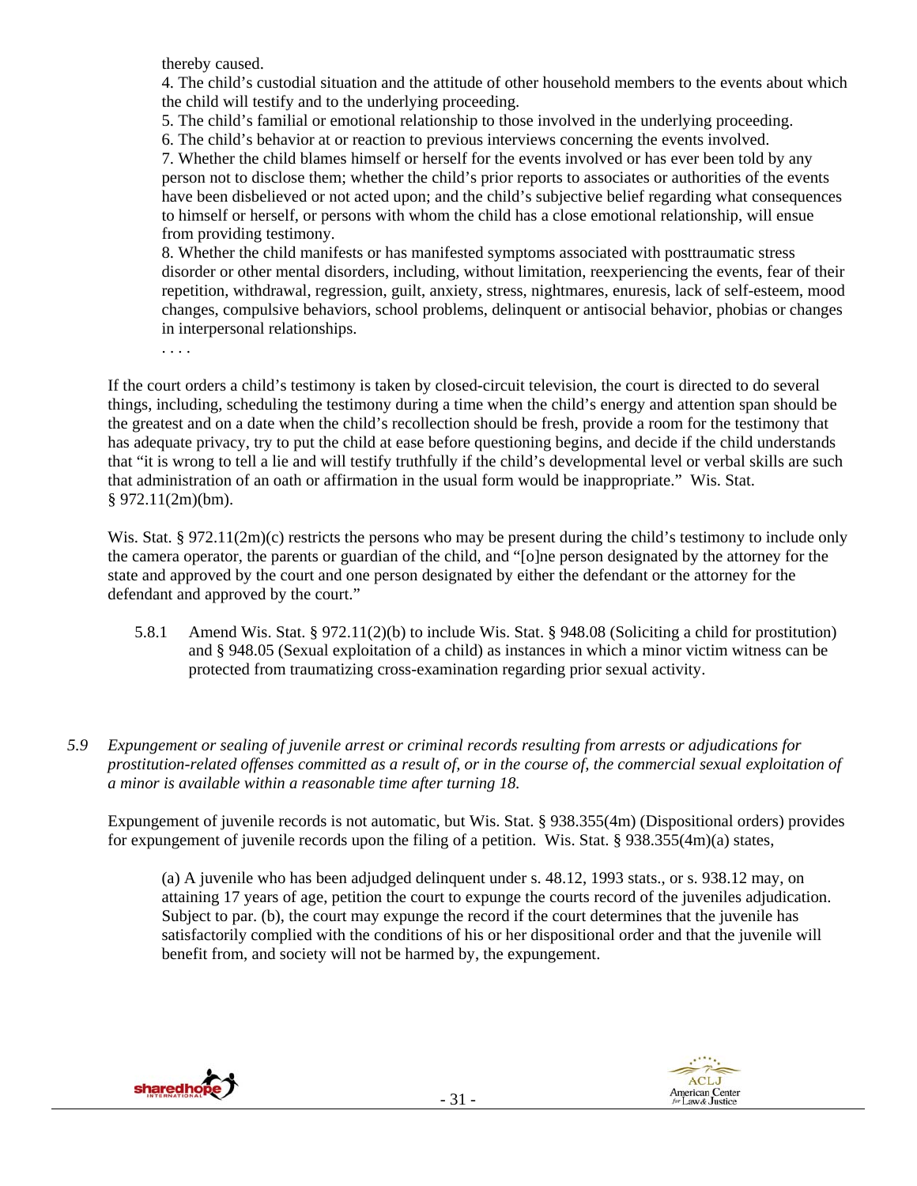thereby caused.

4. The child's custodial situation and the attitude of other household members to the events about which the child will testify and to the underlying proceeding.

5. The child's familial or emotional relationship to those involved in the underlying proceeding.

6. The child's behavior at or reaction to previous interviews concerning the events involved.

7. Whether the child blames himself or herself for the events involved or has ever been told by any person not to disclose them; whether the child's prior reports to associates or authorities of the events have been disbelieved or not acted upon; and the child's subjective belief regarding what consequences to himself or herself, or persons with whom the child has a close emotional relationship, will ensue from providing testimony.

8. Whether the child manifests or has manifested symptoms associated with posttraumatic stress disorder or other mental disorders, including, without limitation, reexperiencing the events, fear of their repetition, withdrawal, regression, guilt, anxiety, stress, nightmares, enuresis, lack of self-esteem, mood changes, compulsive behaviors, school problems, delinquent or antisocial behavior, phobias or changes in interpersonal relationships.

. . . .

If the court orders a child's testimony is taken by closed-circuit television, the court is directed to do several things, including, scheduling the testimony during a time when the child's energy and attention span should be the greatest and on a date when the child's recollection should be fresh, provide a room for the testimony that has adequate privacy, try to put the child at ease before questioning begins, and decide if the child understands that "it is wrong to tell a lie and will testify truthfully if the child's developmental level or verbal skills are such that administration of an oath or affirmation in the usual form would be inappropriate." Wis. Stat. § 972.11(2m)(bm).

Wis. Stat. § 972.11(2m)(c) restricts the persons who may be present during the child's testimony to include only the camera operator, the parents or guardian of the child, and "[o]ne person designated by the attorney for the state and approved by the court and one person designated by either the defendant or the attorney for the defendant and approved by the court."

5.8.1 Amend Wis. Stat. § 972.11(2)(b) to include Wis. Stat. § 948.08 (Soliciting a child for prostitution) and § 948.05 (Sexual exploitation of a child) as instances in which a minor victim witness can be protected from traumatizing cross-examination regarding prior sexual activity.

*5.9 Expungement or sealing of juvenile arrest or criminal records resulting from arrests or adjudications for prostitution-related offenses committed as a result of, or in the course of, the commercial sexual exploitation of a minor is available within a reasonable time after turning 18.*

Expungement of juvenile records is not automatic, but Wis. Stat. § 938.355(4m) (Dispositional orders) provides for expungement of juvenile records upon the filing of a petition. Wis. Stat. § 938.355(4m)(a) states,

> (a) A juvenile who has been adjudged delinquent under s. 48.12, 1993 stats., or s. 938.12 may, on attaining 17 years of age, petition the court to expunge the courts record of the juveniles adjudication. Subject to par. (b), the court may expunge the record if the court determines that the juvenile has satisfactorily complied with the conditions of his or her dispositional order and that the juvenile will benefit from, and society will not be harmed by, the expungement.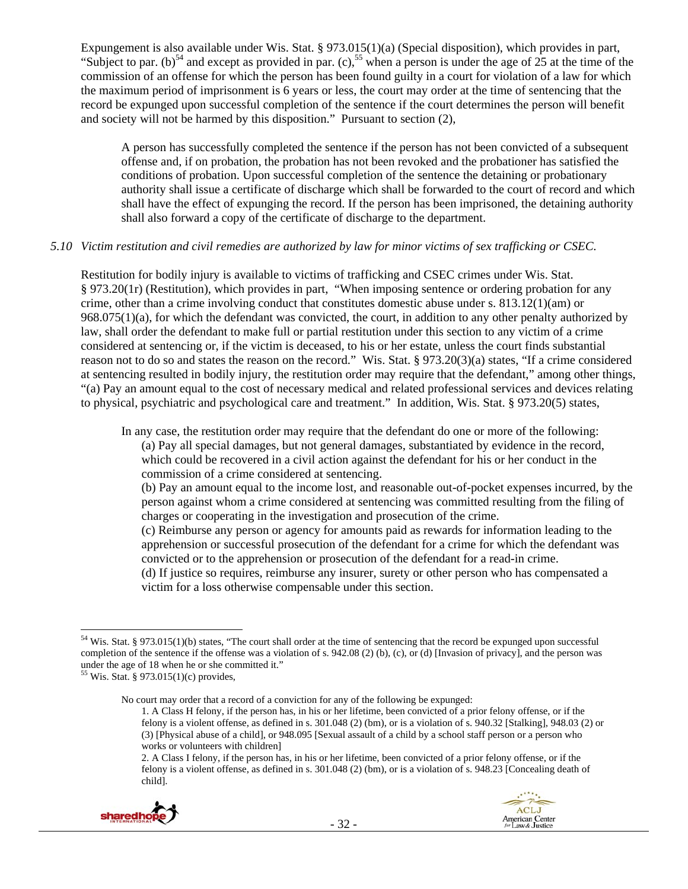Expungement is also available under Wis. Stat. § 973.015(1)(a) (Special disposition), which provides in part, "Subject to par. (b)[54] and except as provided in par. (c),[55] when a person is under the age of 25 at the time of the commission of an offense for which the person has been found guilty in a court for violation of a law for which the maximum period of imprisonment is 6 years or less, the court may order at the time of sentencing that the record be expunged upon successful completion of the sentence if the court determines the person will benefit and society will not be harmed by this disposition." Pursuant to section (2),

> A person has successfully completed the sentence if the person has not been convicted of a subsequent offense and, if on probation, the probation has not been revoked and the probationer has satisfied the conditions of probation. Upon successful completion of the sentence the detaining or probationary authority shall issue a certificate of discharge which shall be forwarded to the court of record and which shall have the effect of expunging the record. If the person has been imprisoned, the detaining authority shall also forward a copy of the certificate of discharge to the department.

*5.10 Victim restitution and civil remedies are authorized by law for minor victims of sex trafficking or CSEC.*

Restitution for bodily injury is available to victims of trafficking and CSEC crimes under Wis. Stat. § 973.20(1r) (Restitution), which provides in part, "When imposing sentence or ordering probation for any crime, other than a crime involving conduct that constitutes domestic abuse under s. 813.12(1)(am) or 968.075(1)(a), for which the defendant was convicted, the court, in addition to any other penalty authorized by law, shall order the defendant to make full or partial restitution under this section to any victim of a crime considered at sentencing or, if the victim is deceased, to his or her estate, unless the court finds substantial reason not to do so and states the reason on the record." Wis. Stat. § 973.20(3)(a) states, "If a crime considered at sentencing resulted in bodily injury, the restitution order may require that the defendant," among other things, "(a) Pay an amount equal to the cost of necessary medical and related professional services and devices relating to physical, psychiatric and psychological care and treatment." In addition, Wis. Stat. § 973.20(5) states,

> In any case, the restitution order may require that the defendant do one or more of the following:
>
> (a) Pay all special damages, but not general damages, substantiated by evidence in the record, which could be recovered in a civil action against the defendant for his or her conduct in the commission of a crime considered at sentencing.
>
> (b) Pay an amount equal to the income lost, and reasonable out-of-pocket expenses incurred, by the person against whom a crime considered at sentencing was committed resulting from the filing of charges or cooperating in the investigation and prosecution of the crime.
>
> (c) Reimburse any person or agency for amounts paid as rewards for information leading to the apprehension or successful prosecution of the defendant for a crime for which the defendant was convicted or to the apprehension or prosecution of the defendant for a read-in crime.
>
> (d) If justice so requires, reimburse any insurer, surety or other person who has compensated a victim for a loss otherwise compensable under this section.

---

[54] Wis. Stat. § 973.015(1)(b) states, "The court shall order at the time of sentencing that the record be expunged upon successful completion of the sentence if the offense was a violation of s. 942.08 (2) (b), (c), or (d) [Invasion of privacy], and the person was under the age of 18 when he or she committed it."

[55] Wis. Stat. § 973.015(1)(c) provides,

> No court may order that a record of a conviction for any of the following be expunged:
>
> 1. A Class H felony, if the person has, in his or her lifetime, been convicted of a prior felony offense, or if the felony is a violent offense, as defined in s. 301.048 (2) (bm), or is a violation of s. 940.32 [Stalking], 948.03 (2) or (3) [Physical abuse of a child], or 948.095 [Sexual assault of a child by a school staff person or a person who works or volunteers with children]
> 2. A Class I felony, if the person has, in his or her lifetime, been convicted of a prior felony offense, or if the felony is a violent offense, as defined in s. 301.048 (2) (bm), or is a violation of s. 948.23 [Concealing death of child].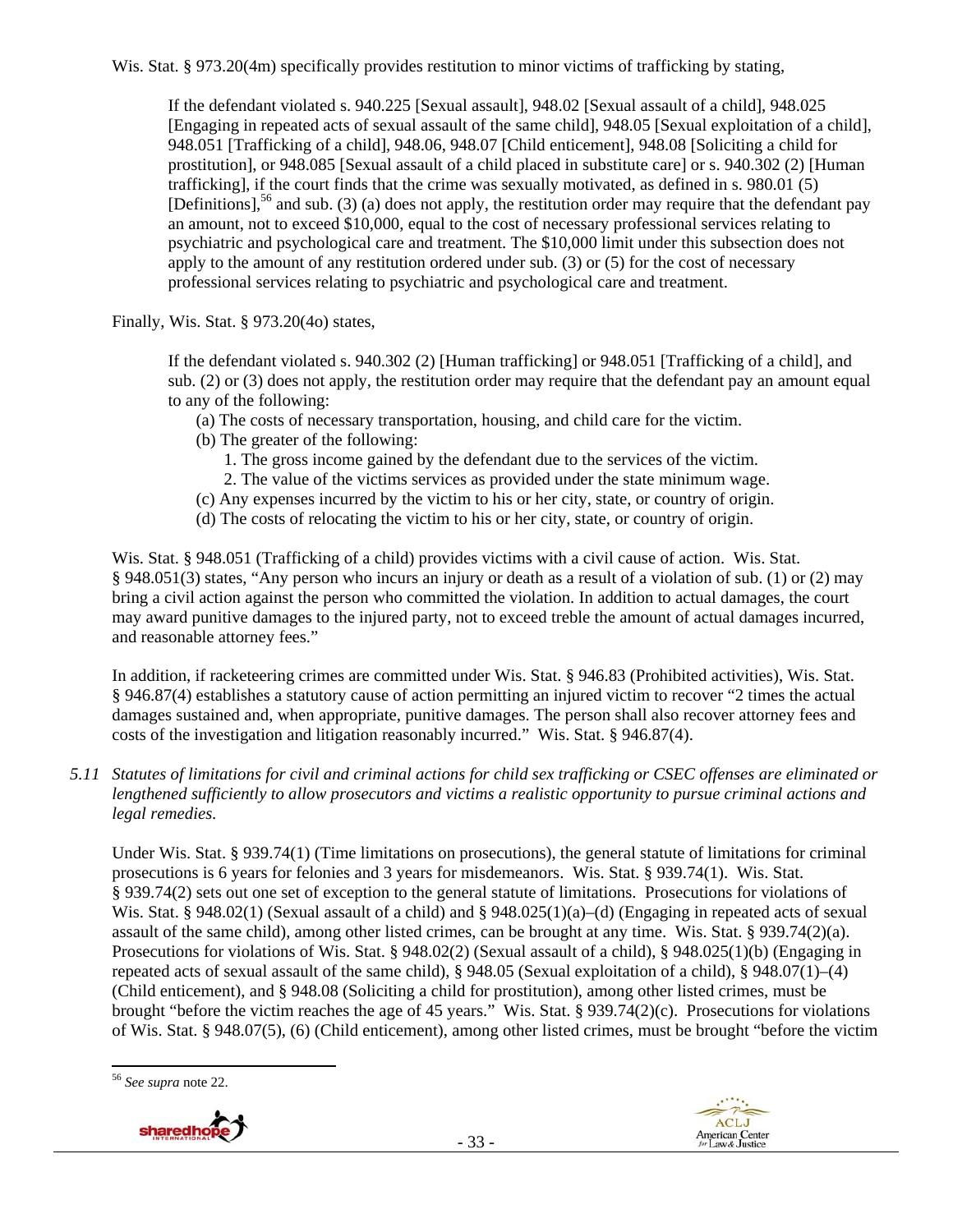Wis. Stat. § 973.20(4m) specifically provides restitution to minor victims of trafficking by stating,

> If the defendant violated s. 940.225 [Sexual assault], 948.02 [Sexual assault of a child], 948.025 [Engaging in repeated acts of sexual assault of the same child], 948.05 [Sexual exploitation of a child], 948.051 [Trafficking of a child], 948.06, 948.07 [Child enticement], 948.08 [Soliciting a child for prostitution], or 948.085 [Sexual assault of a child placed in substitute care] or s. 940.302 (2) [Human trafficking], if the court finds that the crime was sexually motivated, as defined in s. 980.01 (5) [Definitions],[56] and sub. (3) (a) does not apply, the restitution order may require that the defendant pay an amount, not to exceed $10,000, equal to the cost of necessary professional services relating to psychiatric and psychological care and treatment. The $10,000 limit under this subsection does not apply to the amount of any restitution ordered under sub. (3) or (5) for the cost of necessary professional services relating to psychiatric and psychological care and treatment.

Finally, Wis. Stat. § 973.20(4o) states,

> If the defendant violated s. 940.302 (2) [Human trafficking] or 948.051 [Trafficking of a child], and sub. (2) or (3) does not apply, the restitution order may require that the defendant pay an amount equal to any of the following:
>
> (a) The costs of necessary transportation, housing, and child care for the victim.
> (b) The greater of the following:
> 1. The gross income gained by the defendant due to the services of the victim.
> 2. The value of the victims services as provided under the state minimum wage.
>
> (c) Any expenses incurred by the victim to his or her city, state, or country of origin.
> (d) The costs of relocating the victim to his or her city, state, or country of origin.

Wis. Stat. § 948.051 (Trafficking of a child) provides victims with a civil cause of action. Wis. Stat. § 948.051(3) states, "Any person who incurs an injury or death as a result of a violation of sub. (1) or (2) may bring a civil action against the person who committed the violation. In addition to actual damages, the court may award punitive damages to the injured party, not to exceed treble the amount of actual damages incurred, and reasonable attorney fees."

In addition, if racketeering crimes are committed under Wis. Stat. § 946.83 (Prohibited activities), Wis. Stat. § 946.87(4) establishes a statutory cause of action permitting an injured victim to recover "2 times the actual damages sustained and, when appropriate, punitive damages. The person shall also recover attorney fees and costs of the investigation and litigation reasonably incurred." Wis. Stat. § 946.87(4).

*5.11 Statutes of limitations for civil and criminal actions for child sex trafficking or CSEC offenses are eliminated or lengthened sufficiently to allow prosecutors and victims a realistic opportunity to pursue criminal actions and legal remedies.*

Under Wis. Stat. § 939.74(1) (Time limitations on prosecutions), the general statute of limitations for criminal prosecutions is 6 years for felonies and 3 years for misdemeanors. Wis. Stat. § 939.74(1). Wis. Stat. § 939.74(2) sets out one set of exception to the general statute of limitations. Prosecutions for violations of Wis. Stat. § 948.02(1) (Sexual assault of a child) and § 948.025(1)(a)–(d) (Engaging in repeated acts of sexual assault of the same child), among other listed crimes, can be brought at any time. Wis. Stat. § 939.74(2)(a). Prosecutions for violations of Wis. Stat. § 948.02(2) (Sexual assault of a child), § 948.025(1)(b) (Engaging in repeated acts of sexual assault of the same child), § 948.05 (Sexual exploitation of a child), § 948.07(1)–(4) (Child enticement), and § 948.08 (Soliciting a child for prostitution), among other listed crimes, must be brought "before the victim reaches the age of 45 years." Wis. Stat. § 939.74(2)(c). Prosecutions for violations of Wis. Stat. § 948.07(5), (6) (Child enticement), among other listed crimes, must be brought "before the victim

[56] *See supra* note 22.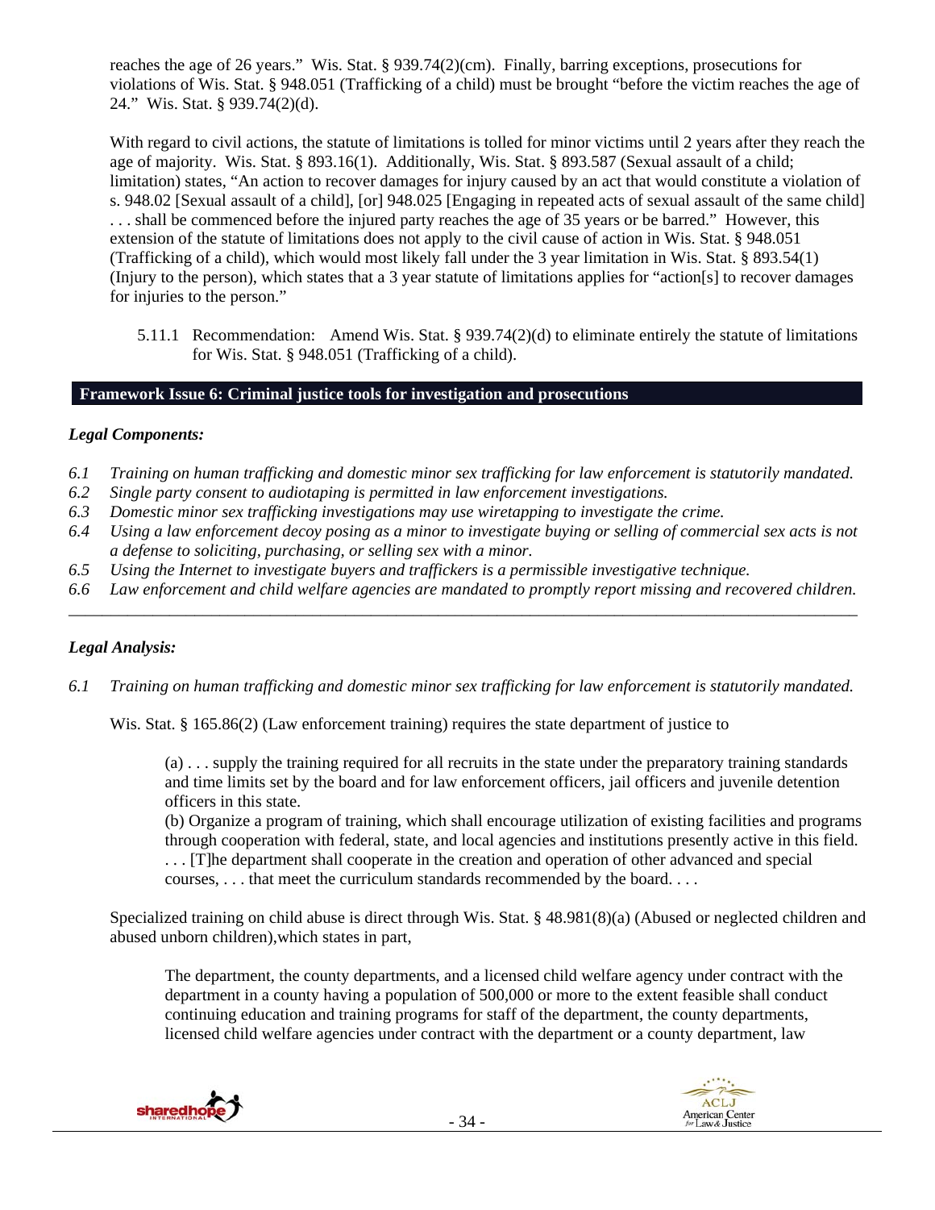reaches the age of 26 years." Wis. Stat. § 939.74(2)(cm). Finally, barring exceptions, prosecutions for violations of Wis. Stat. § 948.051 (Trafficking of a child) must be brought "before the victim reaches the age of 24." Wis. Stat. § 939.74(2)(d).

With regard to civil actions, the statute of limitations is tolled for minor victims until 2 years after they reach the age of majority. Wis. Stat. § 893.16(1). Additionally, Wis. Stat. § 893.587 (Sexual assault of a child; limitation) states, "An action to recover damages for injury caused by an act that would constitute a violation of s. 948.02 [Sexual assault of a child], [or] 948.025 [Engaging in repeated acts of sexual assault of the same child] . . . shall be commenced before the injured party reaches the age of 35 years or be barred." However, this extension of the statute of limitations does not apply to the civil cause of action in Wis. Stat. § 948.051 (Trafficking of a child), which would most likely fall under the 3 year limitation in Wis. Stat. § 893.54(1) (Injury to the person), which states that a 3 year statute of limitations applies for "action[s] to recover damages for injuries to the person."

5.11.1 Recommendation: Amend Wis. Stat. § 939.74(2)(d) to eliminate entirely the statute of limitations for Wis. Stat. § 948.051 (Trafficking of a child).

## Framework Issue 6: Criminal justice tools for investigation and prosecutions

### *Legal Components:*

*6.1 Training on human trafficking and domestic minor sex trafficking for law enforcement is statutorily mandated.*
*6.2 Single party consent to audiotaping is permitted in law enforcement investigations.*
*6.3 Domestic minor sex trafficking investigations may use wiretapping to investigate the crime.*
*6.4 Using a law enforcement decoy posing as a minor to investigate buying or selling of commercial sex acts is not a defense to soliciting, purchasing, or selling sex with a minor.*
*6.5 Using the Internet to investigate buyers and traffickers is a permissible investigative technique.*
*6.6 Law enforcement and child welfare agencies are mandated to promptly report missing and recovered children.*

---

### *Legal Analysis:*

*6.1 Training on human trafficking and domestic minor sex trafficking for law enforcement is statutorily mandated.*

Wis. Stat. § 165.86(2) (Law enforcement training) requires the state department of justice to

> (a) . . . supply the training required for all recruits in the state under the preparatory training standards and time limits set by the board and for law enforcement officers, jail officers and juvenile detention officers in this state.
> (b) Organize a program of training, which shall encourage utilization of existing facilities and programs through cooperation with federal, state, and local agencies and institutions presently active in this field. . . . [T]he department shall cooperate in the creation and operation of other advanced and special courses, . . . that meet the curriculum standards recommended by the board. . . .

Specialized training on child abuse is direct through Wis. Stat. § 48.981(8)(a) (Abused or neglected children and abused unborn children),which states in part,

> The department, the county departments, and a licensed child welfare agency under contract with the department in a county having a population of 500,000 or more to the extent feasible shall conduct continuing education and training programs for staff of the department, the county departments, licensed child welfare agencies under contract with the department or a county department, law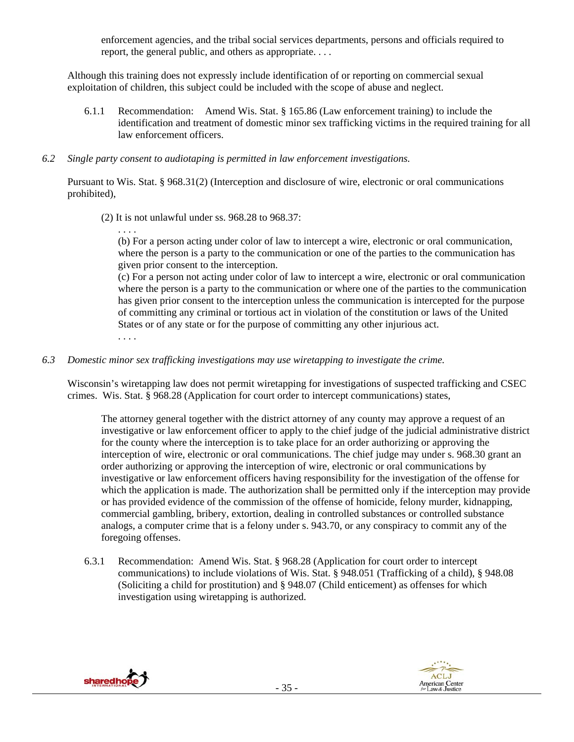enforcement agencies, and the tribal social services departments, persons and officials required to report, the general public, and others as appropriate. . . .

Although this training does not expressly include identification of or reporting on commercial sexual exploitation of children, this subject could be included with the scope of abuse and neglect.

6.1.1 Recommendation: Amend Wis. Stat. § 165.86 (Law enforcement training) to include the identification and treatment of domestic minor sex trafficking victims in the required training for all law enforcement officers.

*6.2 Single party consent to audiotaping is permitted in law enforcement investigations.*

Pursuant to Wis. Stat. § 968.31(2) (Interception and disclosure of wire, electronic or oral communications prohibited),

> (2) It is not unlawful under ss. 968.28 to 968.37:
>
> . . . .
>
> (b) For a person acting under color of law to intercept a wire, electronic or oral communication, where the person is a party to the communication or one of the parties to the communication has given prior consent to the interception.
>
> (c) For a person not acting under color of law to intercept a wire, electronic or oral communication where the person is a party to the communication or where one of the parties to the communication has given prior consent to the interception unless the communication is intercepted for the purpose of committing any criminal or tortious act in violation of the constitution or laws of the United States or of any state or for the purpose of committing any other injurious act.
>
> . . . .

*6.3 Domestic minor sex trafficking investigations may use wiretapping to investigate the crime.*

Wisconsin's wiretapping law does not permit wiretapping for investigations of suspected trafficking and CSEC crimes. Wis. Stat. § 968.28 (Application for court order to intercept communications) states,

> The attorney general together with the district attorney of any county may approve a request of an investigative or law enforcement officer to apply to the chief judge of the judicial administrative district for the county where the interception is to take place for an order authorizing or approving the interception of wire, electronic or oral communications. The chief judge may under s. 968.30 grant an order authorizing or approving the interception of wire, electronic or oral communications by investigative or law enforcement officers having responsibility for the investigation of the offense for which the application is made. The authorization shall be permitted only if the interception may provide or has provided evidence of the commission of the offense of homicide, felony murder, kidnapping, commercial gambling, bribery, extortion, dealing in controlled substances or controlled substance analogs, a computer crime that is a felony under s. 943.70, or any conspiracy to commit any of the foregoing offenses.

6.3.1 Recommendation: Amend Wis. Stat. § 968.28 (Application for court order to intercept communications) to include violations of Wis. Stat. § 948.051 (Trafficking of a child), § 948.08 (Soliciting a child for prostitution) and § 948.07 (Child enticement) as offenses for which investigation using wiretapping is authorized.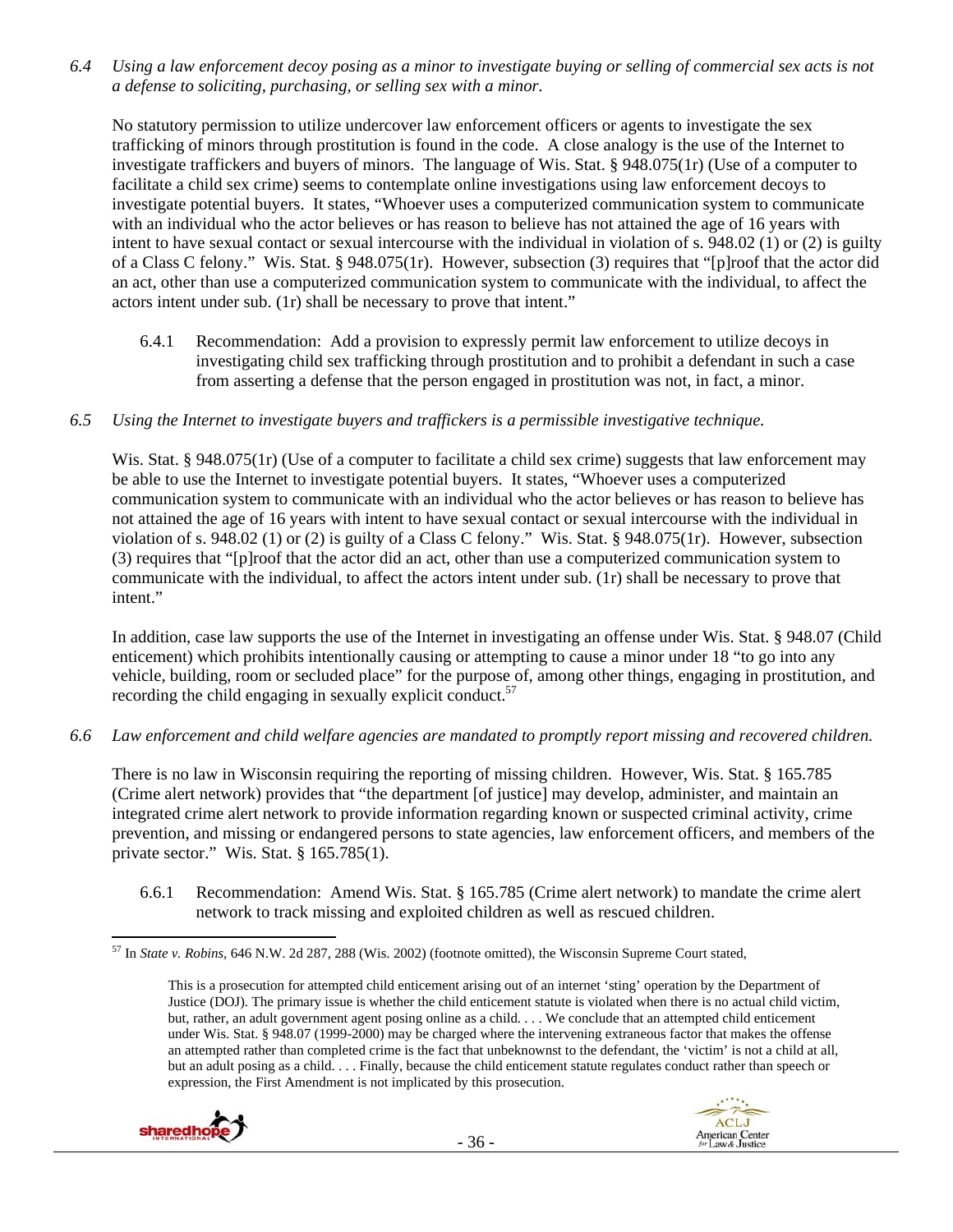*6.4 Using a law enforcement decoy posing as a minor to investigate buying or selling of commercial sex acts is not a defense to soliciting, purchasing, or selling sex with a minor.*

No statutory permission to utilize undercover law enforcement officers or agents to investigate the sex trafficking of minors through prostitution is found in the code. A close analogy is the use of the Internet to investigate traffickers and buyers of minors. The language of Wis. Stat. § 948.075(1r) (Use of a computer to facilitate a child sex crime) seems to contemplate online investigations using law enforcement decoys to investigate potential buyers. It states, "Whoever uses a computerized communication system to communicate with an individual who the actor believes or has reason to believe has not attained the age of 16 years with intent to have sexual contact or sexual intercourse with the individual in violation of s. 948.02 (1) or (2) is guilty of a Class C felony." Wis. Stat. § 948.075(1r). However, subsection (3) requires that "[p]roof that the actor did an act, other than use a computerized communication system to communicate with the individual, to affect the actors intent under sub. (1r) shall be necessary to prove that intent."

6.4.1 Recommendation: Add a provision to expressly permit law enforcement to utilize decoys in investigating child sex trafficking through prostitution and to prohibit a defendant in such a case from asserting a defense that the person engaged in prostitution was not, in fact, a minor.

*6.5 Using the Internet to investigate buyers and traffickers is a permissible investigative technique.*

Wis. Stat. § 948.075(1r) (Use of a computer to facilitate a child sex crime) suggests that law enforcement may be able to use the Internet to investigate potential buyers. It states, "Whoever uses a computerized communication system to communicate with an individual who the actor believes or has reason to believe has not attained the age of 16 years with intent to have sexual contact or sexual intercourse with the individual in violation of s. 948.02 (1) or (2) is guilty of a Class C felony." Wis. Stat. § 948.075(1r). However, subsection (3) requires that "[p]roof that the actor did an act, other than use a computerized communication system to communicate with the individual, to affect the actors intent under sub. (1r) shall be necessary to prove that intent."

In addition, case law supports the use of the Internet in investigating an offense under Wis. Stat. § 948.07 (Child enticement) which prohibits intentionally causing or attempting to cause a minor under 18 "to go into any vehicle, building, room or secluded place" for the purpose of, among other things, engaging in prostitution, and recording the child engaging in sexually explicit conduct.[57]

*6.6 Law enforcement and child welfare agencies are mandated to promptly report missing and recovered children.*

There is no law in Wisconsin requiring the reporting of missing children. However, Wis. Stat. § 165.785 (Crime alert network) provides that "the department [of justice] may develop, administer, and maintain an integrated crime alert network to provide information regarding known or suspected criminal activity, crime prevention, and missing or endangered persons to state agencies, law enforcement officers, and members of the private sector." Wis. Stat. § 165.785(1).

6.6.1 Recommendation: Amend Wis. Stat. § 165.785 (Crime alert network) to mandate the crime alert network to track missing and exploited children as well as rescued children.

---

[57] In *State v. Robins*, 646 N.W. 2d 287, 288 (Wis. 2002) (footnote omitted), the Wisconsin Supreme Court stated,

> This is a prosecution for attempted child enticement arising out of an internet 'sting' operation by the Department of Justice (DOJ). The primary issue is whether the child enticement statute is violated when there is no actual child victim, but, rather, an adult government agent posing online as a child. . . . We conclude that an attempted child enticement under Wis. Stat. § 948.07 (1999-2000) may be charged where the intervening extraneous factor that makes the offense an attempted rather than completed crime is the fact that unbeknownst to the defendant, the 'victim' is not a child at all, but an adult posing as a child. . . . Finally, because the child enticement statute regulates conduct rather than speech or expression, the First Amendment is not implicated by this prosecution.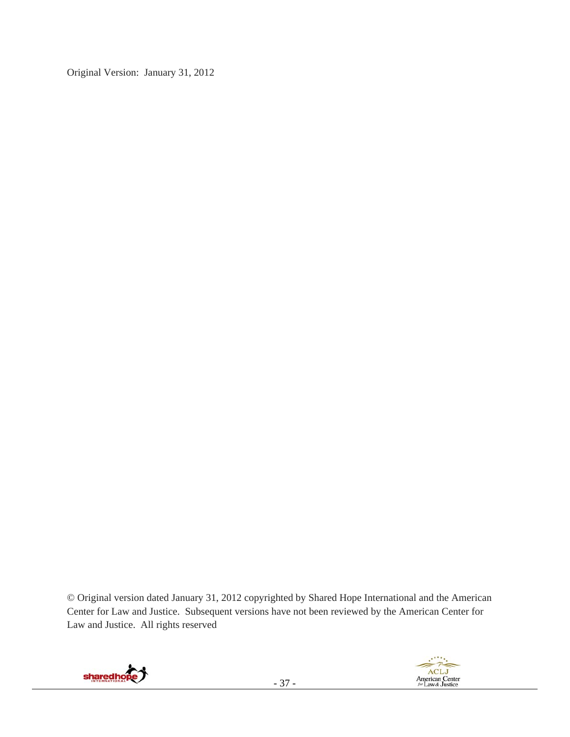Original Version: January 31, 2012

© Original version dated January 31, 2012 copyrighted by Shared Hope International and the American Center for Law and Justice. Subsequent versions have not been reviewed by the American Center for Law and Justice. All rights reserved